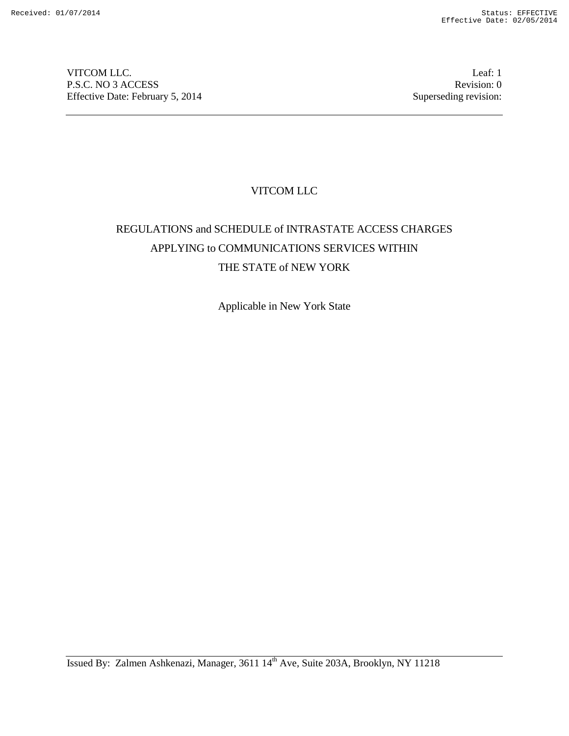VITCOM LLC.
P.S.C. NO 3 ACCESS
Effective Date: February 5, 2014

Leaf: 1
Revision: 0
Superseding revision:

# VITCOM LLC

## REGULATIONS and SCHEDULE of INTRASTATE ACCESS CHARGES APPLYING to COMMUNICATIONS SERVICES WITHIN THE STATE of NEW YORK

Applicable in New York State

Issued By: Zalmen Ashkenazi, Manager, 3611 14th Ave, Suite 203A, Brooklyn, NY 11218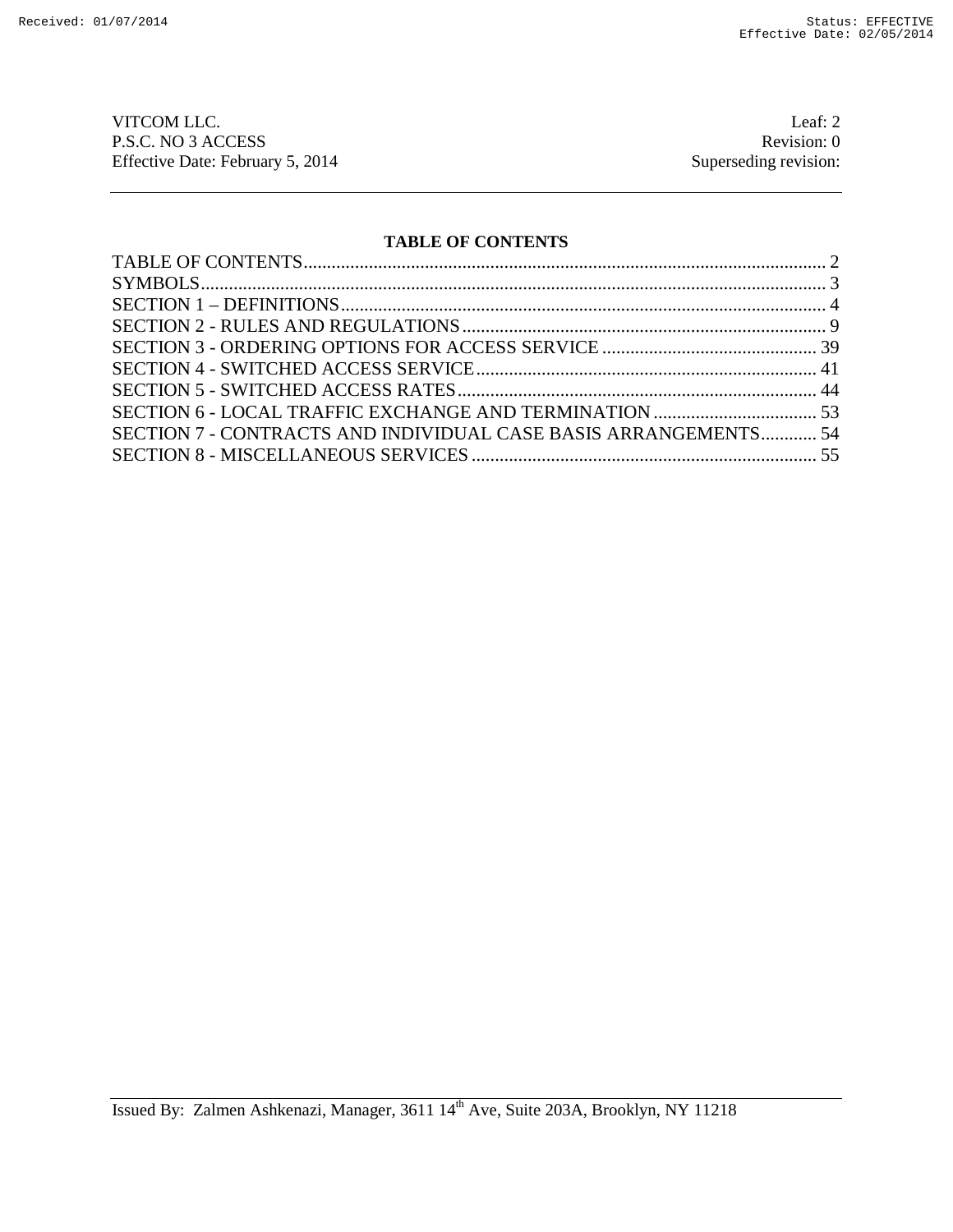## TABLE OF CONTENTS

| | |
|---|---|
| TABLE OF CONTENTS | 2 |
| SYMBOLS | 3 |
| SECTION 1 – DEFINITIONS | 4 |
| SECTION 2 - RULES AND REGULATIONS | 9 |
| SECTION 3 - ORDERING OPTIONS FOR ACCESS SERVICE | 39 |
| SECTION 4 - SWITCHED ACCESS SERVICE | 41 |
| SECTION 5 - SWITCHED ACCESS RATES | 44 |
| SECTION 6 - LOCAL TRAFFIC EXCHANGE AND TERMINATION | 53 |
| SECTION 7 - CONTRACTS AND INDIVIDUAL CASE BASIS ARRANGEMENTS | 54 |
| SECTION 8 - MISCELLANEOUS SERVICES | 55 |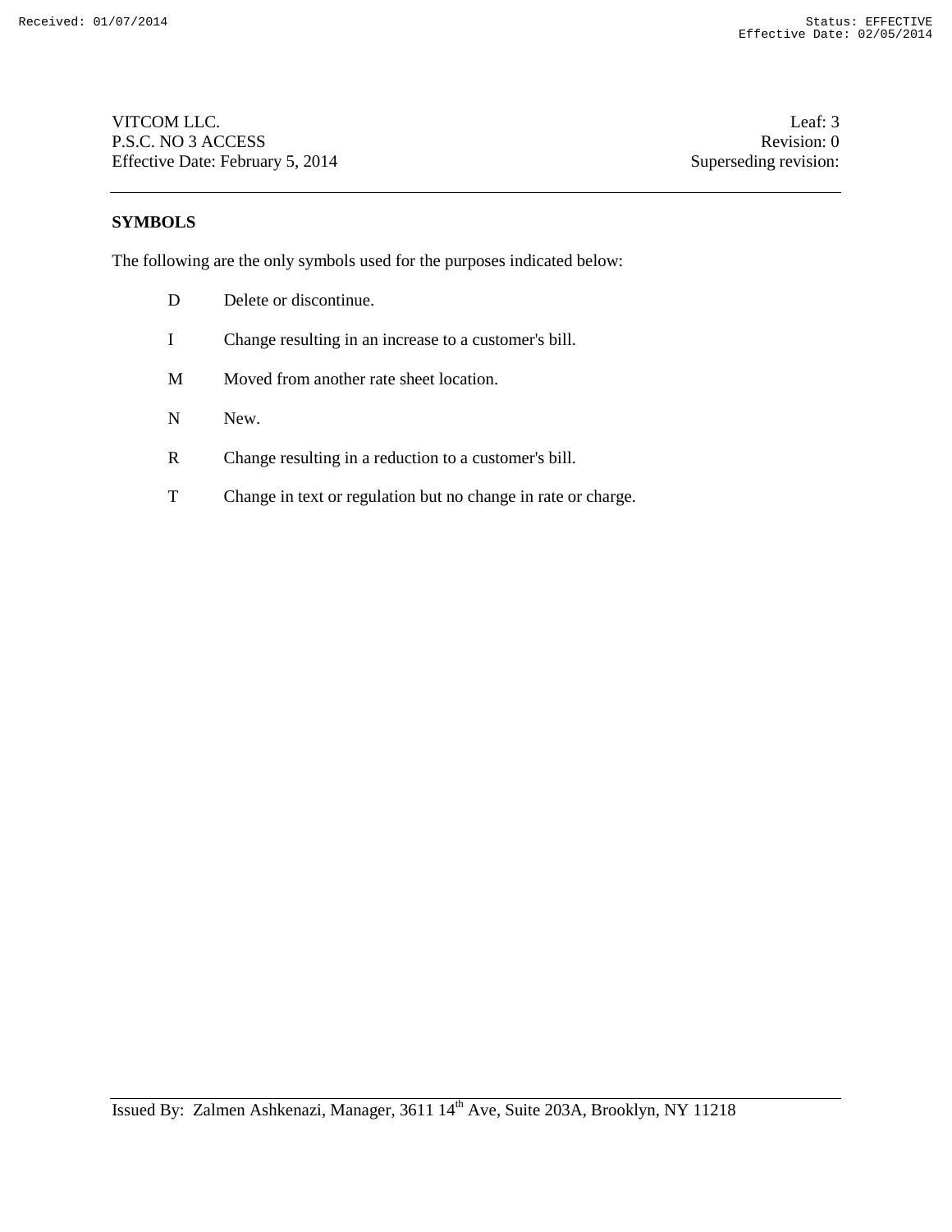## SYMBOLS

The following are the only symbols used for the purposes indicated below:

| | |
|---|---|
| D | Delete or discontinue. |
| I | Change resulting in an increase to a customer's bill. |
| M | Moved from another rate sheet location. |
| N | New. |
| R | Change resulting in a reduction to a customer's bill. |
| T | Change in text or regulation but no change in rate or charge. |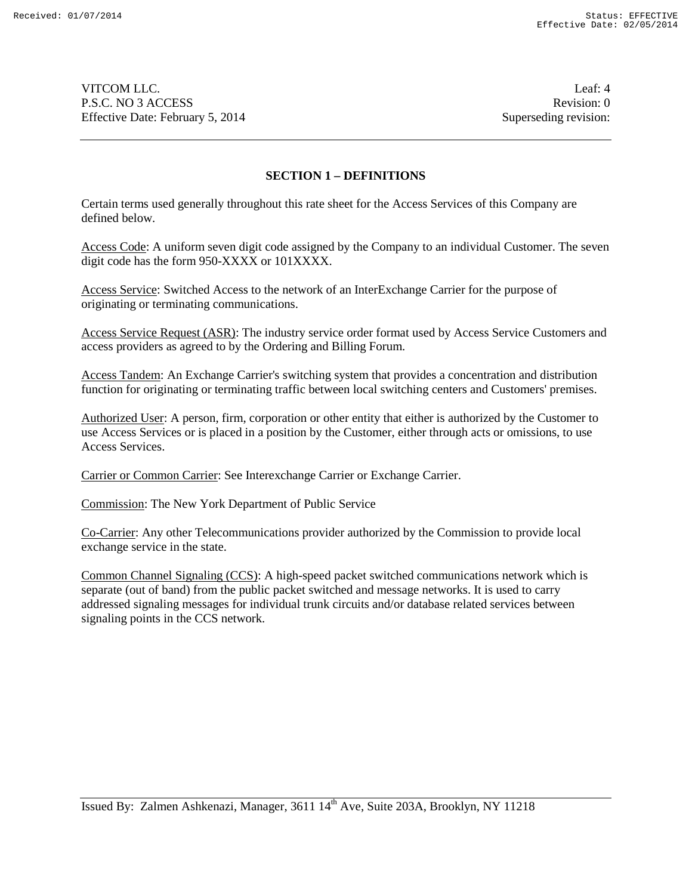## SECTION 1 – DEFINITIONS

Certain terms used generally throughout this rate sheet for the Access Services of this Company are defined below.

Access Code: A uniform seven digit code assigned by the Company to an individual Customer. The seven digit code has the form 950-XXXX or 101XXXX.

Access Service: Switched Access to the network of an InterExchange Carrier for the purpose of originating or terminating communications.

Access Service Request (ASR): The industry service order format used by Access Service Customers and access providers as agreed to by the Ordering and Billing Forum.

Access Tandem: An Exchange Carrier's switching system that provides a concentration and distribution function for originating or terminating traffic between local switching centers and Customers' premises.

Authorized User: A person, firm, corporation or other entity that either is authorized by the Customer to use Access Services or is placed in a position by the Customer, either through acts or omissions, to use Access Services.

Carrier or Common Carrier: See Interexchange Carrier or Exchange Carrier.

Commission: The New York Department of Public Service

Co-Carrier: Any other Telecommunications provider authorized by the Commission to provide local exchange service in the state.

Common Channel Signaling (CCS): A high-speed packet switched communications network which is separate (out of band) from the public packet switched and message networks. It is used to carry addressed signaling messages for individual trunk circuits and/or database related services between signaling points in the CCS network.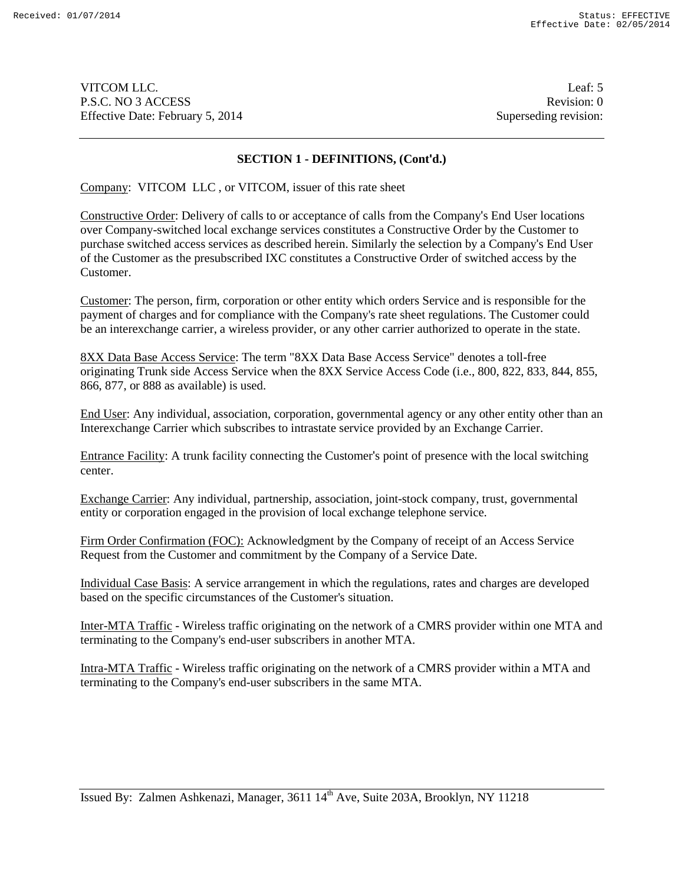## SECTION 1 - DEFINITIONS, (Cont'd.)

Company: VITCOM LLC , or VITCOM, issuer of this rate sheet

Constructive Order: Delivery of calls to or acceptance of calls from the Company's End User locations over Company-switched local exchange services constitutes a Constructive Order by the Customer to purchase switched access services as described herein. Similarly the selection by a Company's End User of the Customer as the presubscribed IXC constitutes a Constructive Order of switched access by the Customer.

Customer: The person, firm, corporation or other entity which orders Service and is responsible for the payment of charges and for compliance with the Company's rate sheet regulations. The Customer could be an interexchange carrier, a wireless provider, or any other carrier authorized to operate in the state.

8XX Data Base Access Service: The term "8XX Data Base Access Service" denotes a toll-free originating Trunk side Access Service when the 8XX Service Access Code (i.e., 800, 822, 833, 844, 855, 866, 877, or 888 as available) is used.

End User: Any individual, association, corporation, governmental agency or any other entity other than an Interexchange Carrier which subscribes to intrastate service provided by an Exchange Carrier.

Entrance Facility: A trunk facility connecting the Customer's point of presence with the local switching center.

Exchange Carrier: Any individual, partnership, association, joint-stock company, trust, governmental entity or corporation engaged in the provision of local exchange telephone service.

Firm Order Confirmation (FOC): Acknowledgment by the Company of receipt of an Access Service Request from the Customer and commitment by the Company of a Service Date.

Individual Case Basis: A service arrangement in which the regulations, rates and charges are developed based on the specific circumstances of the Customer's situation.

Inter-MTA Traffic - Wireless traffic originating on the network of a CMRS provider within one MTA and terminating to the Company's end-user subscribers in another MTA.

Intra-MTA Traffic - Wireless traffic originating on the network of a CMRS provider within a MTA and terminating to the Company's end-user subscribers in the same MTA.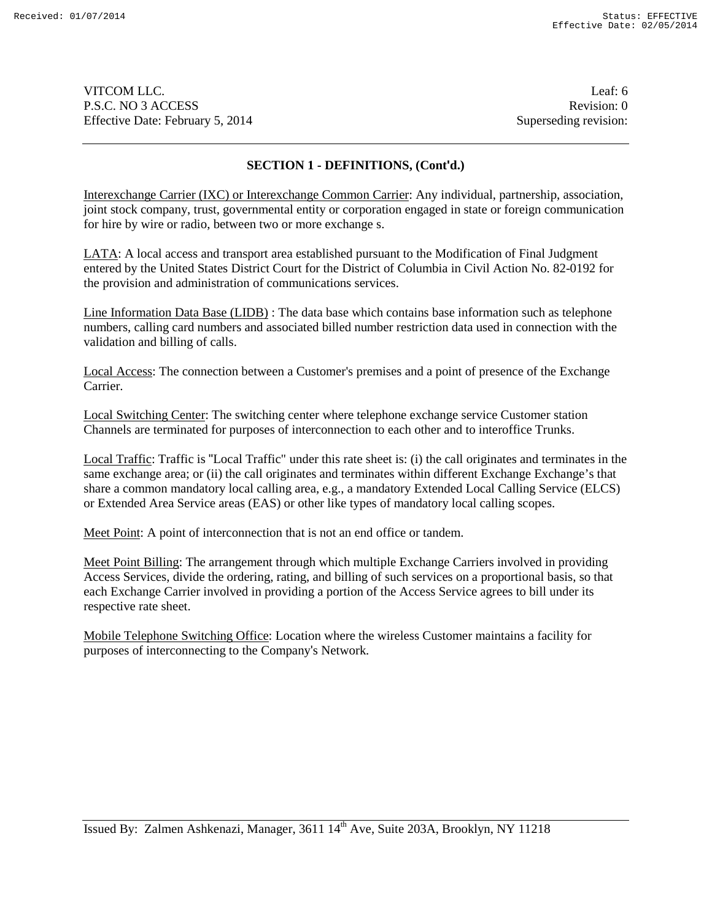VITCOM LLC.
P.S.C. NO 3 ACCESS
Effective Date: February 5, 2014

Leaf: 6
Revision: 0
Superseding revision:

## SECTION 1 - DEFINITIONS, (Cont'd.)

Interexchange Carrier (IXC) or Interexchange Common Carrier: Any individual, partnership, association, joint stock company, trust, governmental entity or corporation engaged in state or foreign communication for hire by wire or radio, between two or more exchange s.

LATA: A local access and transport area established pursuant to the Modification of Final Judgment entered by the United States District Court for the District of Columbia in Civil Action No. 82-0192 for the provision and administration of communications services.

Line Information Data Base (LIDB) : The data base which contains base information such as telephone numbers, calling card numbers and associated billed number restriction data used in connection with the validation and billing of calls.

Local Access: The connection between a Customer's premises and a point of presence of the Exchange Carrier.

Local Switching Center: The switching center where telephone exchange service Customer station Channels are terminated for purposes of interconnection to each other and to interoffice Trunks.

Local Traffic: Traffic is "Local Traffic" under this rate sheet is: (i) the call originates and terminates in the same exchange area; or (ii) the call originates and terminates within different Exchange Exchange's that share a common mandatory local calling area, e.g., a mandatory Extended Local Calling Service (ELCS) or Extended Area Service areas (EAS) or other like types of mandatory local calling scopes.

Meet Point: A point of interconnection that is not an end office or tandem.

Meet Point Billing: The arrangement through which multiple Exchange Carriers involved in providing Access Services, divide the ordering, rating, and billing of such services on a proportional basis, so that each Exchange Carrier involved in providing a portion of the Access Service agrees to bill under its respective rate sheet.

Mobile Telephone Switching Office: Location where the wireless Customer maintains a facility for purposes of interconnecting to the Company's Network.

Issued By: Zalmen Ashkenazi, Manager, 3611 14th Ave, Suite 203A, Brooklyn, NY 11218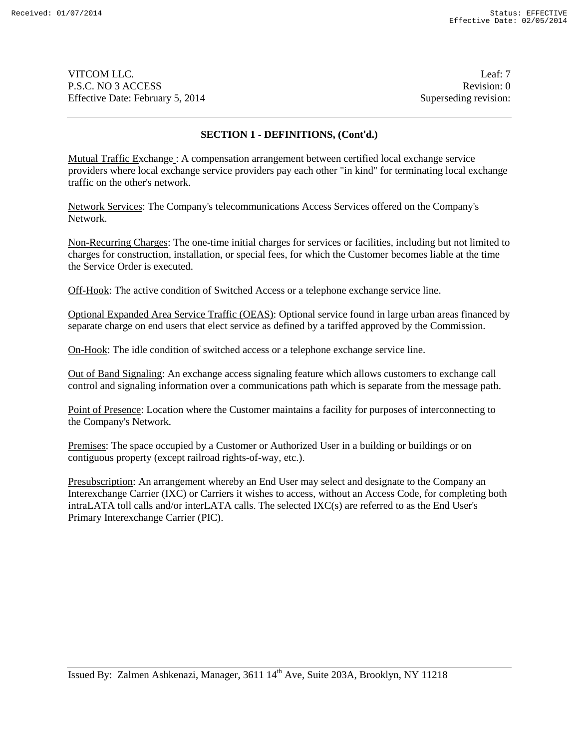VITCOM LLC.
P.S.C. NO 3 ACCESS
Effective Date: February 5, 2014

Leaf: 7
Revision: 0
Superseding revision:

## SECTION 1 - DEFINITIONS, (Cont'd.)

Mutual Traffic Exchange : A compensation arrangement between certified local exchange service providers where local exchange service providers pay each other "in kind" for terminating local exchange traffic on the other's network.

Network Services: The Company's telecommunications Access Services offered on the Company's Network.

Non-Recurring Charges: The one-time initial charges for services or facilities, including but not limited to charges for construction, installation, or special fees, for which the Customer becomes liable at the time the Service Order is executed.

Off-Hook: The active condition of Switched Access or a telephone exchange service line.

Optional Expanded Area Service Traffic (OEAS): Optional service found in large urban areas financed by separate charge on end users that elect service as defined by a tariffed approved by the Commission.

On-Hook: The idle condition of switched access or a telephone exchange service line.

Out of Band Signaling: An exchange access signaling feature which allows customers to exchange call control and signaling information over a communications path which is separate from the message path.

Point of Presence: Location where the Customer maintains a facility for purposes of interconnecting to the Company's Network.

Premises: The space occupied by a Customer or Authorized User in a building or buildings or on contiguous property (except railroad rights-of-way, etc.).

Presubscription: An arrangement whereby an End User may select and designate to the Company an Interexchange Carrier (IXC) or Carriers it wishes to access, without an Access Code, for completing both intraLATA toll calls and/or interLATA calls. The selected IXC(s) are referred to as the End User's Primary Interexchange Carrier (PIC).

Issued By: Zalmen Ashkenazi, Manager, 3611 14th Ave, Suite 203A, Brooklyn, NY 11218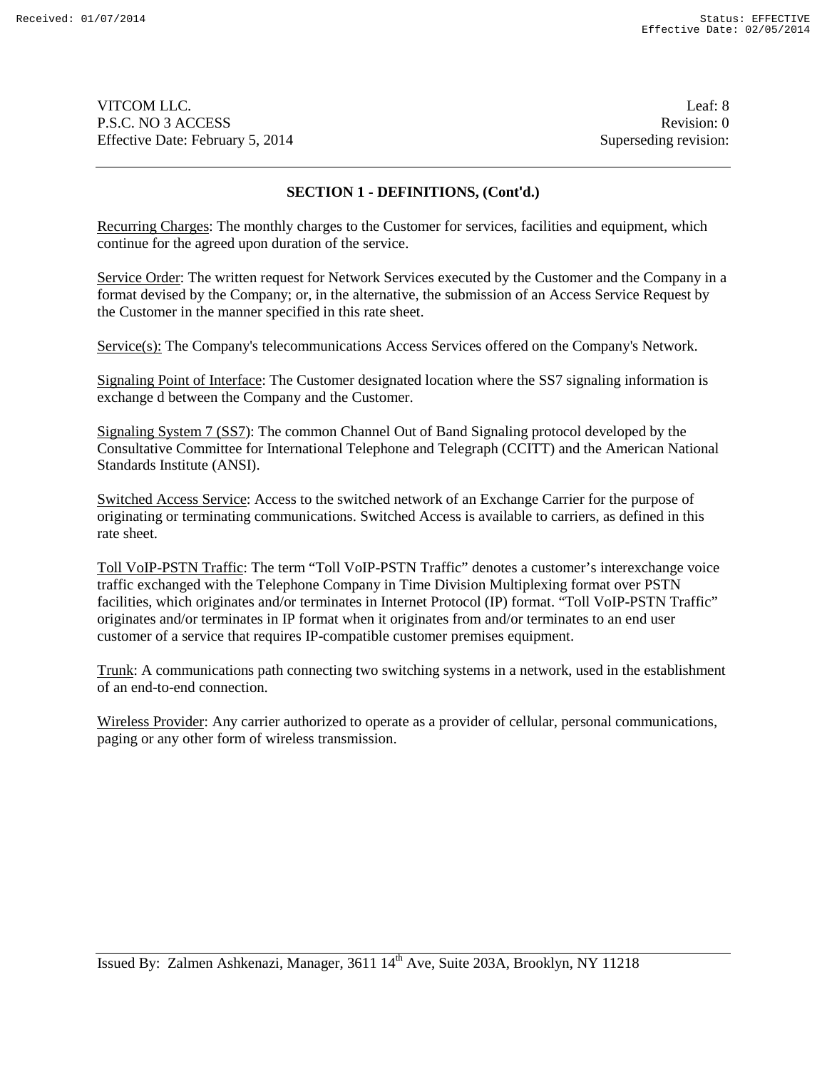VITCOM LLC. Leaf: 8
P.S.C. NO 3 ACCESS Revision: 0
Effective Date: February 5, 2014 Superseding revision:

## SECTION 1 - DEFINITIONS, (Cont'd.)

Recurring Charges: The monthly charges to the Customer for services, facilities and equipment, which continue for the agreed upon duration of the service.

Service Order: The written request for Network Services executed by the Customer and the Company in a format devised by the Company; or, in the alternative, the submission of an Access Service Request by the Customer in the manner specified in this rate sheet.

Service(s): The Company's telecommunications Access Services offered on the Company's Network.

Signaling Point of Interface: The Customer designated location where the SS7 signaling information is exchange d between the Company and the Customer.

Signaling System 7 (SS7): The common Channel Out of Band Signaling protocol developed by the Consultative Committee for International Telephone and Telegraph (CCITT) and the American National Standards Institute (ANSI).

Switched Access Service: Access to the switched network of an Exchange Carrier for the purpose of originating or terminating communications. Switched Access is available to carriers, as defined in this rate sheet.

Toll VoIP-PSTN Traffic: The term "Toll VoIP-PSTN Traffic" denotes a customer's interexchange voice traffic exchanged with the Telephone Company in Time Division Multiplexing format over PSTN facilities, which originates and/or terminates in Internet Protocol (IP) format. "Toll VoIP-PSTN Traffic" originates and/or terminates in IP format when it originates from and/or terminates to an end user customer of a service that requires IP-compatible customer premises equipment.

Trunk: A communications path connecting two switching systems in a network, used in the establishment of an end-to-end connection.

Wireless Provider: Any carrier authorized to operate as a provider of cellular, personal communications, paging or any other form of wireless transmission.

Issued By: Zalmen Ashkenazi, Manager, 3611 14th Ave, Suite 203A, Brooklyn, NY 11218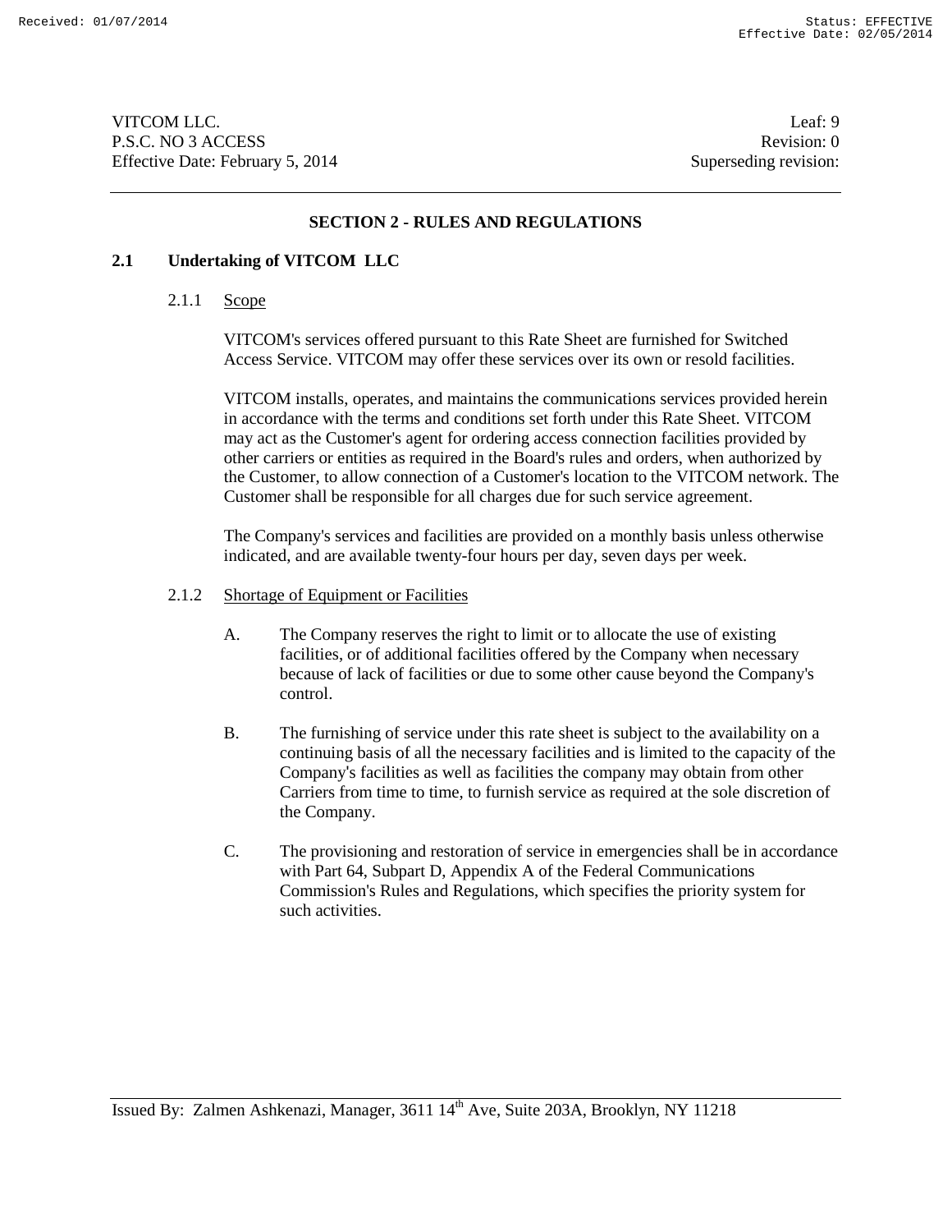## SECTION 2 - RULES AND REGULATIONS

### 2.1 Undertaking of VITCOM LLC

2.1.1 Scope

VITCOM's services offered pursuant to this Rate Sheet are furnished for Switched Access Service. VITCOM may offer these services over its own or resold facilities.

VITCOM installs, operates, and maintains the communications services provided herein in accordance with the terms and conditions set forth under this Rate Sheet. VITCOM may act as the Customer's agent for ordering access connection facilities provided by other carriers or entities as required in the Board's rules and orders, when authorized by the Customer, to allow connection of a Customer's location to the VITCOM network. The Customer shall be responsible for all charges due for such service agreement.

The Company's services and facilities are provided on a monthly basis unless otherwise indicated, and are available twenty-four hours per day, seven days per week.

2.1.2 Shortage of Equipment or Facilities

A. The Company reserves the right to limit or to allocate the use of existing facilities, or of additional facilities offered by the Company when necessary because of lack of facilities or due to some other cause beyond the Company's control.

B. The furnishing of service under this rate sheet is subject to the availability on a continuing basis of all the necessary facilities and is limited to the capacity of the Company's facilities as well as facilities the company may obtain from other Carriers from time to time, to furnish service as required at the sole discretion of the Company.

C. The provisioning and restoration of service in emergencies shall be in accordance with Part 64, Subpart D, Appendix A of the Federal Communications Commission's Rules and Regulations, which specifies the priority system for such activities.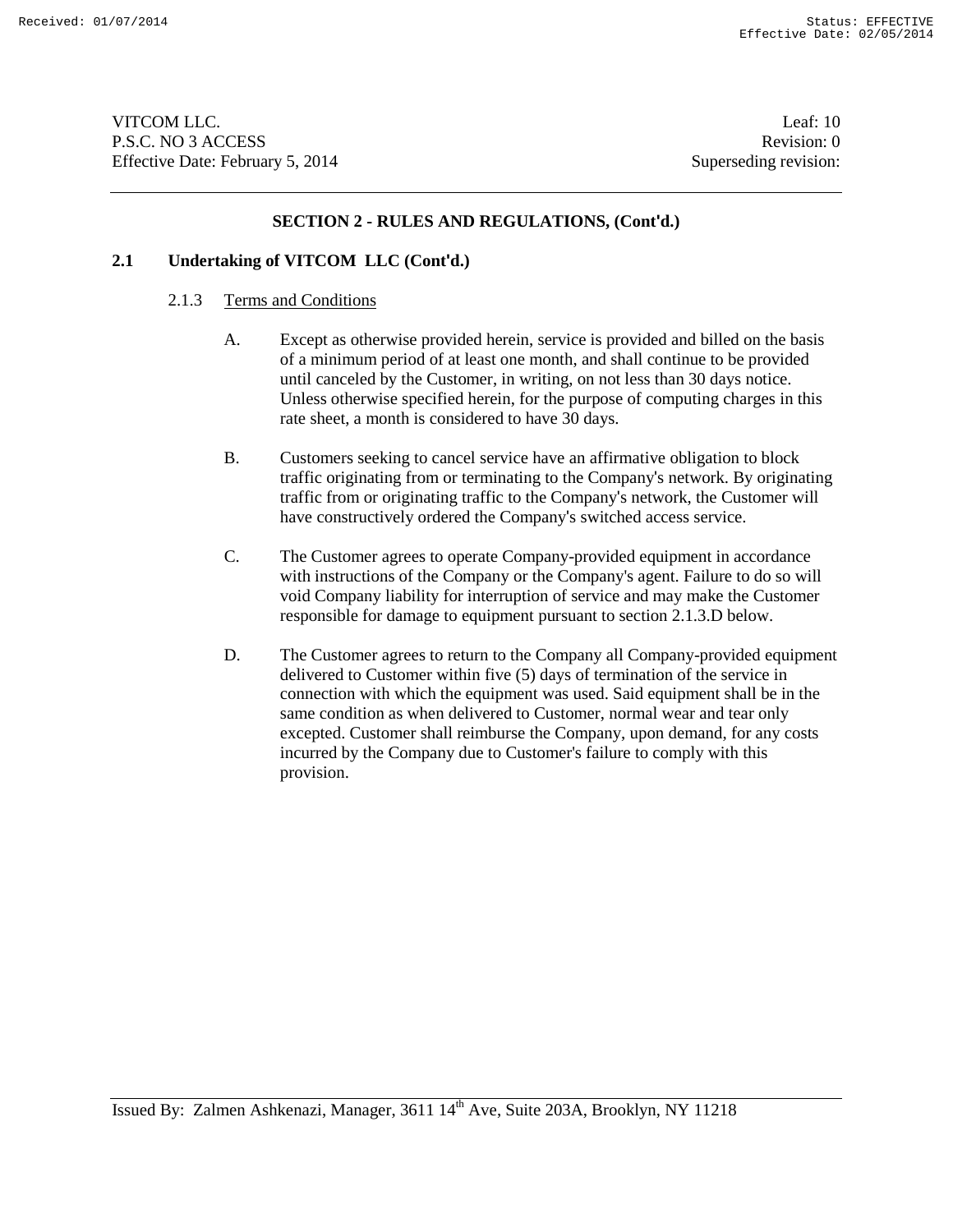## SECTION 2 - RULES AND REGULATIONS, (Cont'd.)

### 2.1 Undertaking of VITCOM LLC (Cont'd.)

2.1.3 Terms and Conditions

A. Except as otherwise provided herein, service is provided and billed on the basis of a minimum period of at least one month, and shall continue to be provided until canceled by the Customer, in writing, on not less than 30 days notice. Unless otherwise specified herein, for the purpose of computing charges in this rate sheet, a month is considered to have 30 days.

B. Customers seeking to cancel service have an affirmative obligation to block traffic originating from or terminating to the Company's network. By originating traffic from or originating traffic to the Company's network, the Customer will have constructively ordered the Company's switched access service.

C. The Customer agrees to operate Company-provided equipment in accordance with instructions of the Company or the Company's agent. Failure to do so will void Company liability for interruption of service and may make the Customer responsible for damage to equipment pursuant to section 2.1.3.D below.

D. The Customer agrees to return to the Company all Company-provided equipment delivered to Customer within five (5) days of termination of the service in connection with which the equipment was used. Said equipment shall be in the same condition as when delivered to Customer, normal wear and tear only excepted. Customer shall reimburse the Company, upon demand, for any costs incurred by the Company due to Customer's failure to comply with this provision.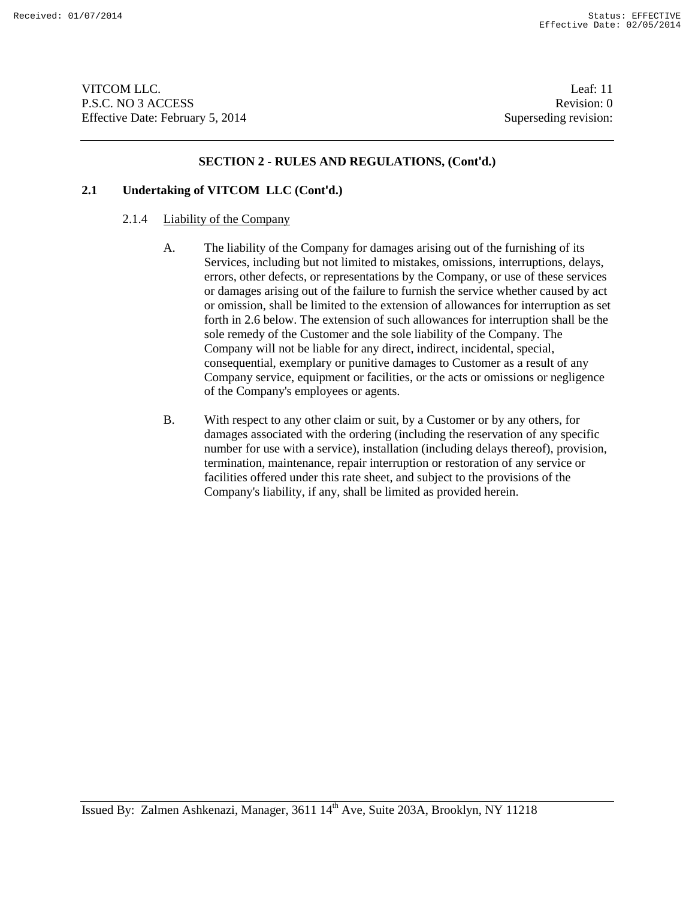## SECTION 2 - RULES AND REGULATIONS, (Cont'd.)

### 2.1 Undertaking of VITCOM LLC (Cont'd.)

2.1.4 Liability of the Company

A. The liability of the Company for damages arising out of the furnishing of its Services, including but not limited to mistakes, omissions, interruptions, delays, errors, other defects, or representations by the Company, or use of these services or damages arising out of the failure to furnish the service whether caused by act or omission, shall be limited to the extension of allowances for interruption as set forth in 2.6 below. The extension of such allowances for interruption shall be the sole remedy of the Customer and the sole liability of the Company. The Company will not be liable for any direct, indirect, incidental, special, consequential, exemplary or punitive damages to Customer as a result of any Company service, equipment or facilities, or the acts or omissions or negligence of the Company's employees or agents.

B. With respect to any other claim or suit, by a Customer or by any others, for damages associated with the ordering (including the reservation of any specific number for use with a service), installation (including delays thereof), provision, termination, maintenance, repair interruption or restoration of any service or facilities offered under this rate sheet, and subject to the provisions of the Company's liability, if any, shall be limited as provided herein.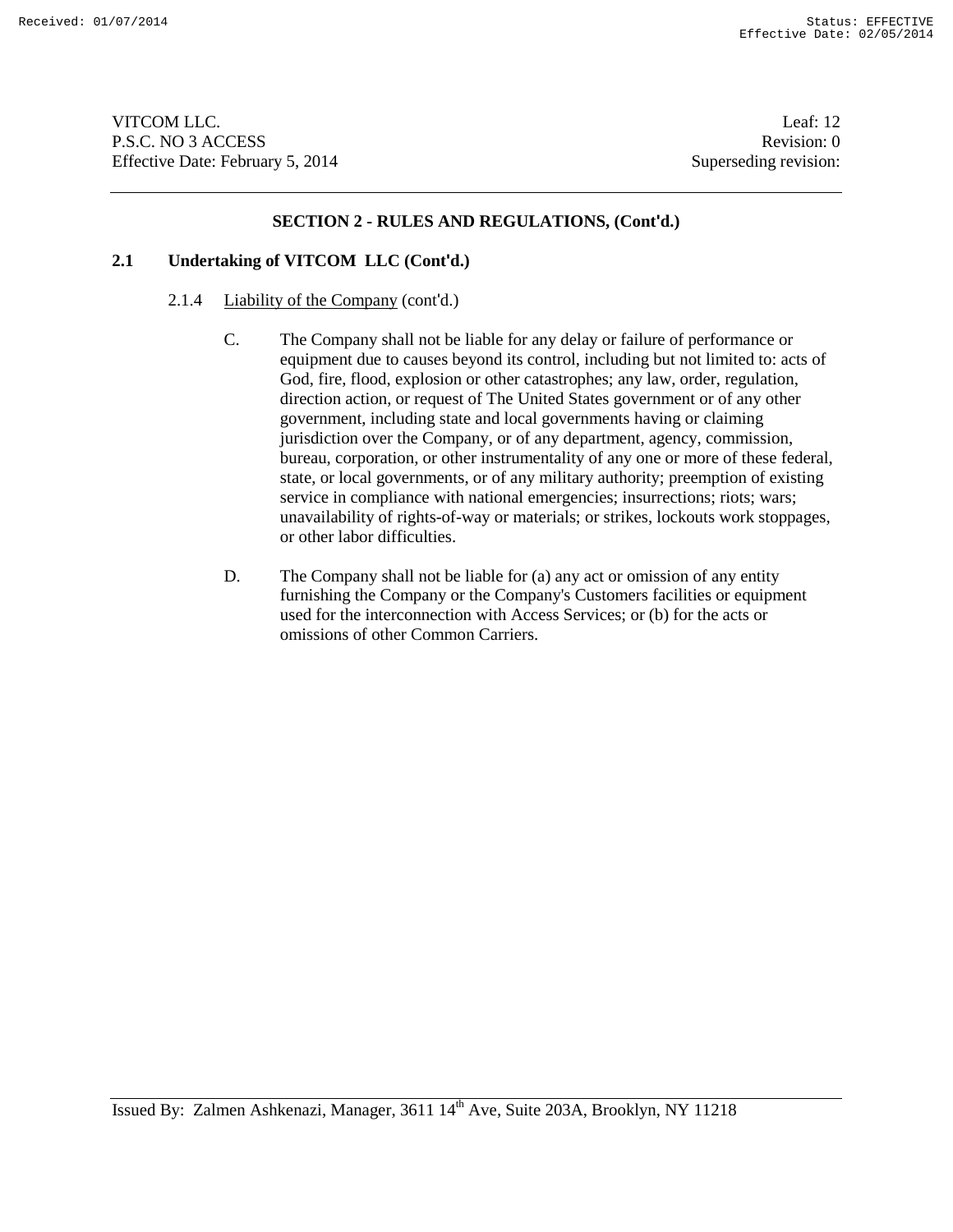## SECTION 2 - RULES AND REGULATIONS, (Cont'd.)

### 2.1 Undertaking of VITCOM LLC (Cont'd.)

2.1.4 Liability of the Company (cont'd.)

C. The Company shall not be liable for any delay or failure of performance or equipment due to causes beyond its control, including but not limited to: acts of God, fire, flood, explosion or other catastrophes; any law, order, regulation, direction action, or request of The United States government or of any other government, including state and local governments having or claiming jurisdiction over the Company, or of any department, agency, commission, bureau, corporation, or other instrumentality of any one or more of these federal, state, or local governments, or of any military authority; preemption of existing service in compliance with national emergencies; insurrections; riots; wars; unavailability of rights-of-way or materials; or strikes, lockouts work stoppages, or other labor difficulties.

D. The Company shall not be liable for (a) any act or omission of any entity furnishing the Company or the Company's Customers facilities or equipment used for the interconnection with Access Services; or (b) for the acts or omissions of other Common Carriers.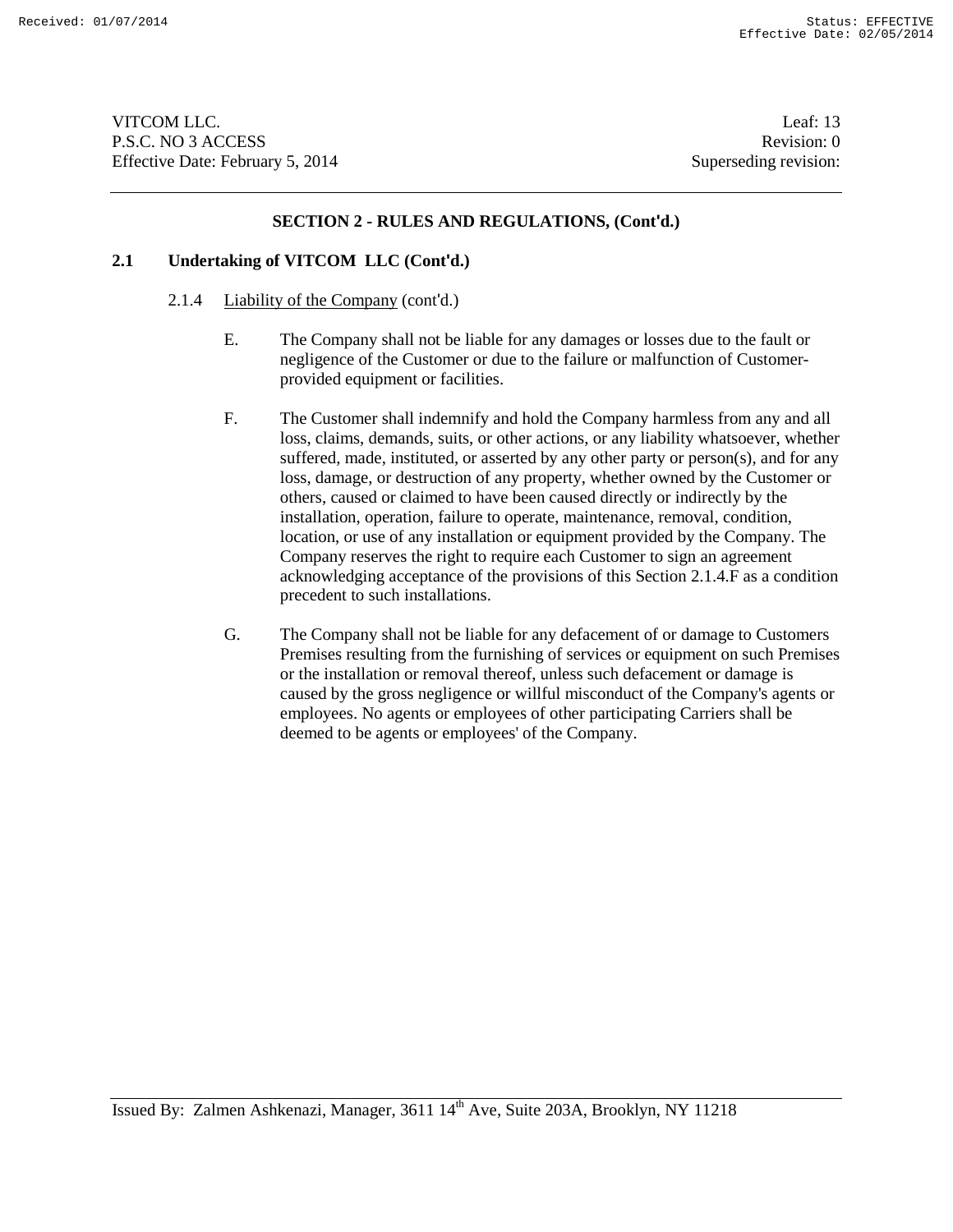## SECTION 2 - RULES AND REGULATIONS, (Cont'd.)

### 2.1 Undertaking of VITCOM LLC (Cont'd.)

2.1.4 Liability of the Company (cont'd.)

E. The Company shall not be liable for any damages or losses due to the fault or negligence of the Customer or due to the failure or malfunction of Customer-provided equipment or facilities.

F. The Customer shall indemnify and hold the Company harmless from any and all loss, claims, demands, suits, or other actions, or any liability whatsoever, whether suffered, made, instituted, or asserted by any other party or person(s), and for any loss, damage, or destruction of any property, whether owned by the Customer or others, caused or claimed to have been caused directly or indirectly by the installation, operation, failure to operate, maintenance, removal, condition, location, or use of any installation or equipment provided by the Company. The Company reserves the right to require each Customer to sign an agreement acknowledging acceptance of the provisions of this Section 2.1.4.F as a condition precedent to such installations.

G. The Company shall not be liable for any defacement of or damage to Customers Premises resulting from the furnishing of services or equipment on such Premises or the installation or removal thereof, unless such defacement or damage is caused by the gross negligence or willful misconduct of the Company's agents or employees. No agents or employees of other participating Carriers shall be deemed to be agents or employees' of the Company.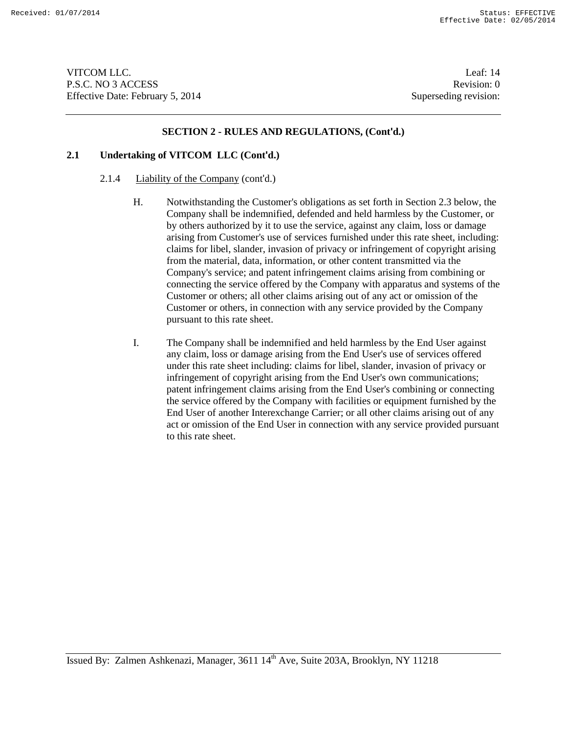## SECTION 2 - RULES AND REGULATIONS, (Cont'd.)

### 2.1 Undertaking of VITCOM LLC (Cont'd.)

2.1.4 Liability of the Company (cont'd.)

H. Notwithstanding the Customer's obligations as set forth in Section 2.3 below, the Company shall be indemnified, defended and held harmless by the Customer, or by others authorized by it to use the service, against any claim, loss or damage arising from Customer's use of services furnished under this rate sheet, including: claims for libel, slander, invasion of privacy or infringement of copyright arising from the material, data, information, or other content transmitted via the Company's service; and patent infringement claims arising from combining or connecting the service offered by the Company with apparatus and systems of the Customer or others; all other claims arising out of any act or omission of the Customer or others, in connection with any service provided by the Company pursuant to this rate sheet.

I. The Company shall be indemnified and held harmless by the End User against any claim, loss or damage arising from the End User's use of services offered under this rate sheet including: claims for libel, slander, invasion of privacy or infringement of copyright arising from the End User's own communications; patent infringement claims arising from the End User's combining or connecting the service offered by the Company with facilities or equipment furnished by the End User of another Interexchange Carrier; or all other claims arising out of any act or omission of the End User in connection with any service provided pursuant to this rate sheet.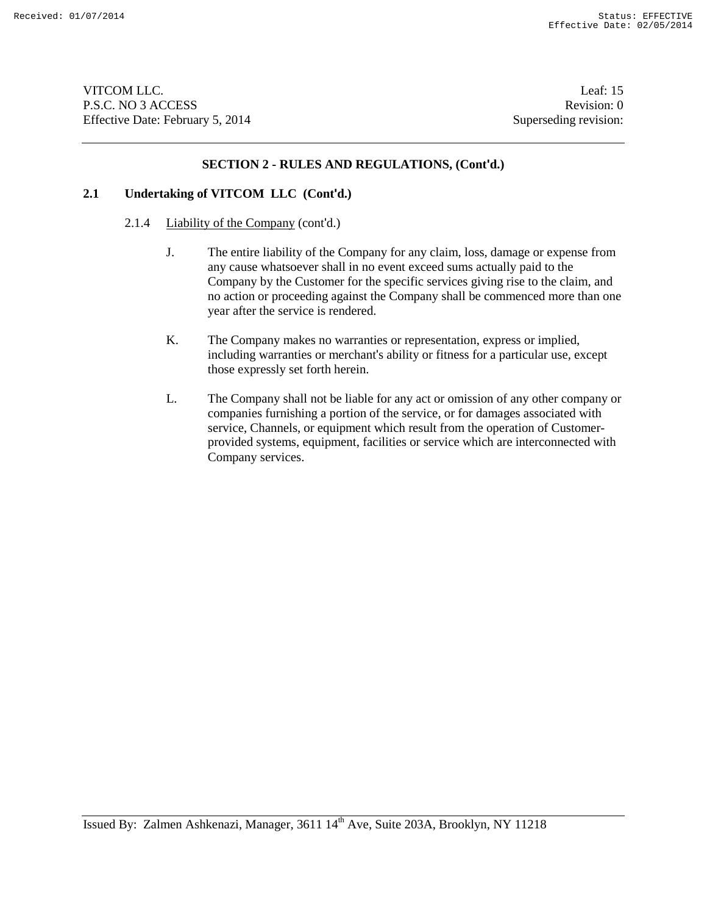## SECTION 2 - RULES AND REGULATIONS, (Cont'd.)

### 2.1 Undertaking of VITCOM LLC (Cont'd.)

2.1.4 Liability of the Company (cont'd.)

J. The entire liability of the Company for any claim, loss, damage or expense from any cause whatsoever shall in no event exceed sums actually paid to the Company by the Customer for the specific services giving rise to the claim, and no action or proceeding against the Company shall be commenced more than one year after the service is rendered.

K. The Company makes no warranties or representation, express or implied, including warranties or merchant's ability or fitness for a particular use, except those expressly set forth herein.

L. The Company shall not be liable for any act or omission of any other company or companies furnishing a portion of the service, or for damages associated with service, Channels, or equipment which result from the operation of Customer-provided systems, equipment, facilities or service which are interconnected with Company services.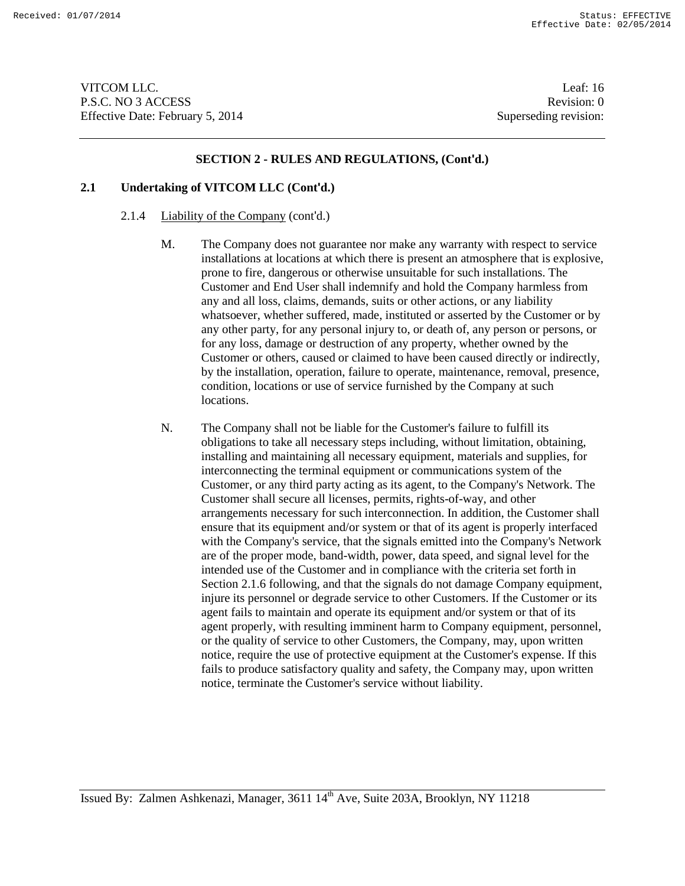## SECTION 2 - RULES AND REGULATIONS, (Cont'd.)

### 2.1 Undertaking of VITCOM LLC (Cont'd.)

2.1.4 Liability of the Company (cont'd.)

M. The Company does not guarantee nor make any warranty with respect to service installations at locations at which there is present an atmosphere that is explosive, prone to fire, dangerous or otherwise unsuitable for such installations. The Customer and End User shall indemnify and hold the Company harmless from any and all loss, claims, demands, suits or other actions, or any liability whatsoever, whether suffered, made, instituted or asserted by the Customer or by any other party, for any personal injury to, or death of, any person or persons, or for any loss, damage or destruction of any property, whether owned by the Customer or others, caused or claimed to have been caused directly or indirectly, by the installation, operation, failure to operate, maintenance, removal, presence, condition, locations or use of service furnished by the Company at such locations.

N. The Company shall not be liable for the Customer's failure to fulfill its obligations to take all necessary steps including, without limitation, obtaining, installing and maintaining all necessary equipment, materials and supplies, for interconnecting the terminal equipment or communications system of the Customer, or any third party acting as its agent, to the Company's Network. The Customer shall secure all licenses, permits, rights-of-way, and other arrangements necessary for such interconnection. In addition, the Customer shall ensure that its equipment and/or system or that of its agent is properly interfaced with the Company's service, that the signals emitted into the Company's Network are of the proper mode, band-width, power, data speed, and signal level for the intended use of the Customer and in compliance with the criteria set forth in Section 2.1.6 following, and that the signals do not damage Company equipment, injure its personnel or degrade service to other Customers. If the Customer or its agent fails to maintain and operate its equipment and/or system or that of its agent properly, with resulting imminent harm to Company equipment, personnel, or the quality of service to other Customers, the Company, may, upon written notice, require the use of protective equipment at the Customer's expense. If this fails to produce satisfactory quality and safety, the Company may, upon written notice, terminate the Customer's service without liability.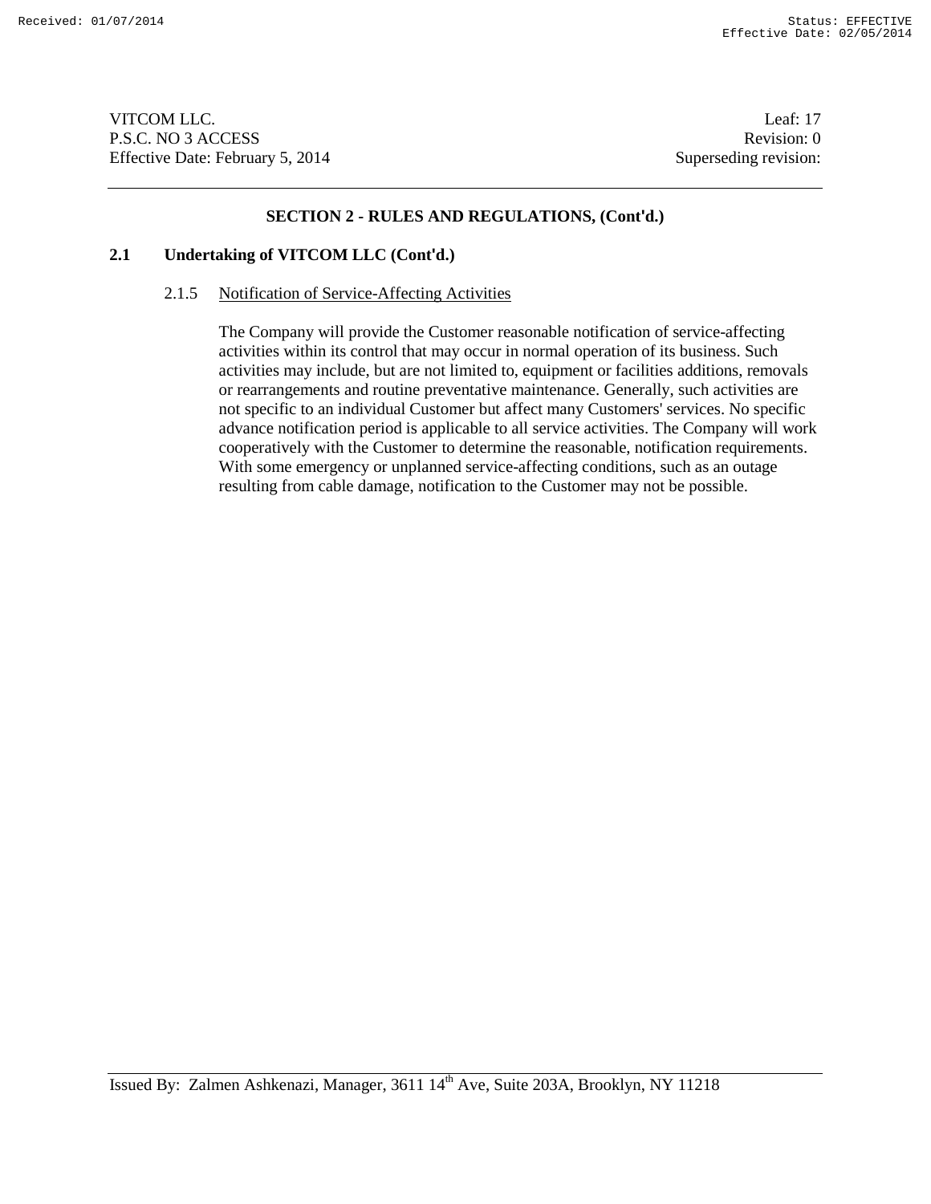## SECTION 2 - RULES AND REGULATIONS, (Cont'd.)

### 2.1 Undertaking of VITCOM LLC (Cont'd.)

2.1.5 Notification of Service-Affecting Activities

The Company will provide the Customer reasonable notification of service-affecting activities within its control that may occur in normal operation of its business. Such activities may include, but are not limited to, equipment or facilities additions, removals or rearrangements and routine preventative maintenance. Generally, such activities are not specific to an individual Customer but affect many Customers' services. No specific advance notification period is applicable to all service activities. The Company will work cooperatively with the Customer to determine the reasonable, notification requirements. With some emergency or unplanned service-affecting conditions, such as an outage resulting from cable damage, notification to the Customer may not be possible.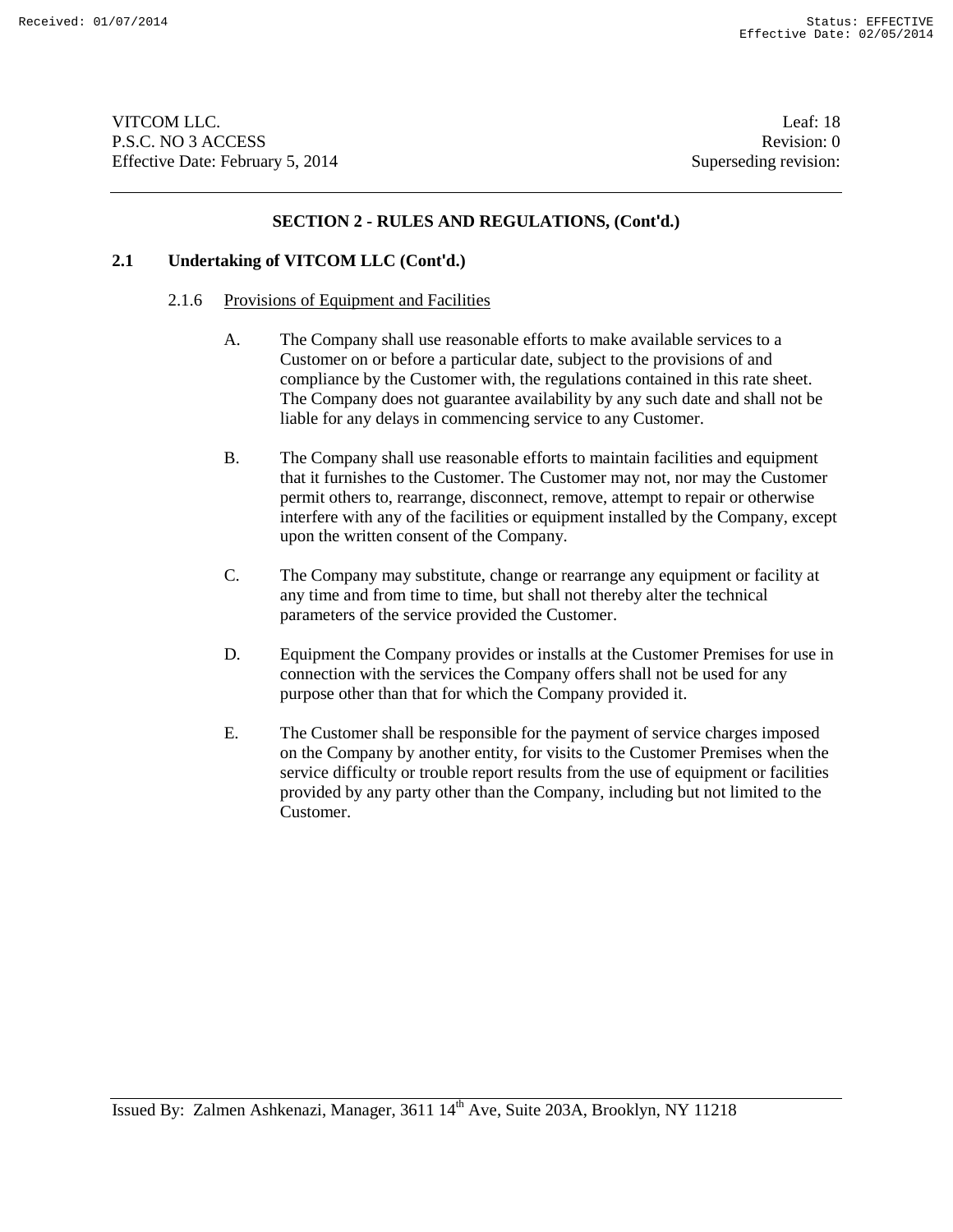## SECTION 2 - RULES AND REGULATIONS, (Cont'd.)

### 2.1 Undertaking of VITCOM LLC (Cont'd.)

2.1.6 Provisions of Equipment and Facilities

A. The Company shall use reasonable efforts to make available services to a Customer on or before a particular date, subject to the provisions of and compliance by the Customer with, the regulations contained in this rate sheet. The Company does not guarantee availability by any such date and shall not be liable for any delays in commencing service to any Customer.

B. The Company shall use reasonable efforts to maintain facilities and equipment that it furnishes to the Customer. The Customer may not, nor may the Customer permit others to, rearrange, disconnect, remove, attempt to repair or otherwise interfere with any of the facilities or equipment installed by the Company, except upon the written consent of the Company.

C. The Company may substitute, change or rearrange any equipment or facility at any time and from time to time, but shall not thereby alter the technical parameters of the service provided the Customer.

D. Equipment the Company provides or installs at the Customer Premises for use in connection with the services the Company offers shall not be used for any purpose other than that for which the Company provided it.

E. The Customer shall be responsible for the payment of service charges imposed on the Company by another entity, for visits to the Customer Premises when the service difficulty or trouble report results from the use of equipment or facilities provided by any party other than the Company, including but not limited to the Customer.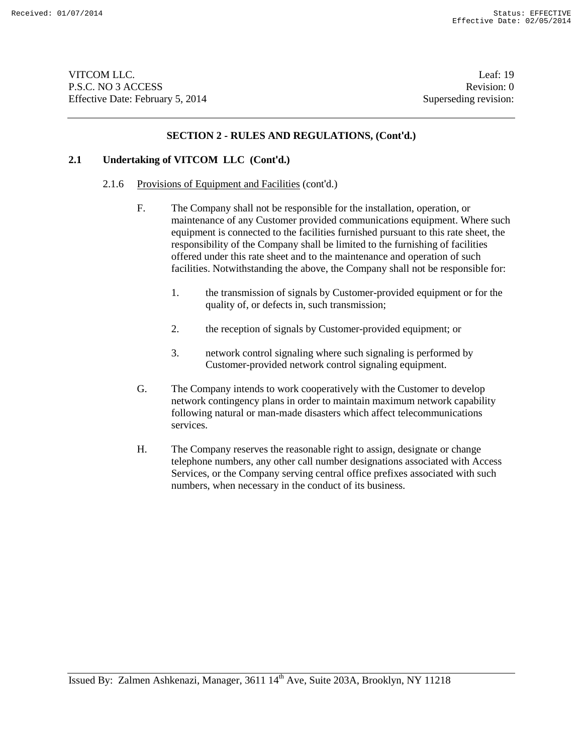## SECTION 2 - RULES AND REGULATIONS, (Cont'd.)

### 2.1 Undertaking of VITCOM LLC (Cont'd.)

2.1.6 Provisions of Equipment and Facilities (cont'd.)

F. The Company shall not be responsible for the installation, operation, or maintenance of any Customer provided communications equipment. Where such equipment is connected to the facilities furnished pursuant to this rate sheet, the responsibility of the Company shall be limited to the furnishing of facilities offered under this rate sheet and to the maintenance and operation of such facilities. Notwithstanding the above, the Company shall not be responsible for:

1. the transmission of signals by Customer-provided equipment or for the quality of, or defects in, such transmission;

2. the reception of signals by Customer-provided equipment; or

3. network control signaling where such signaling is performed by Customer-provided network control signaling equipment.

G. The Company intends to work cooperatively with the Customer to develop network contingency plans in order to maintain maximum network capability following natural or man-made disasters which affect telecommunications services.

H. The Company reserves the reasonable right to assign, designate or change telephone numbers, any other call number designations associated with Access Services, or the Company serving central office prefixes associated with such numbers, when necessary in the conduct of its business.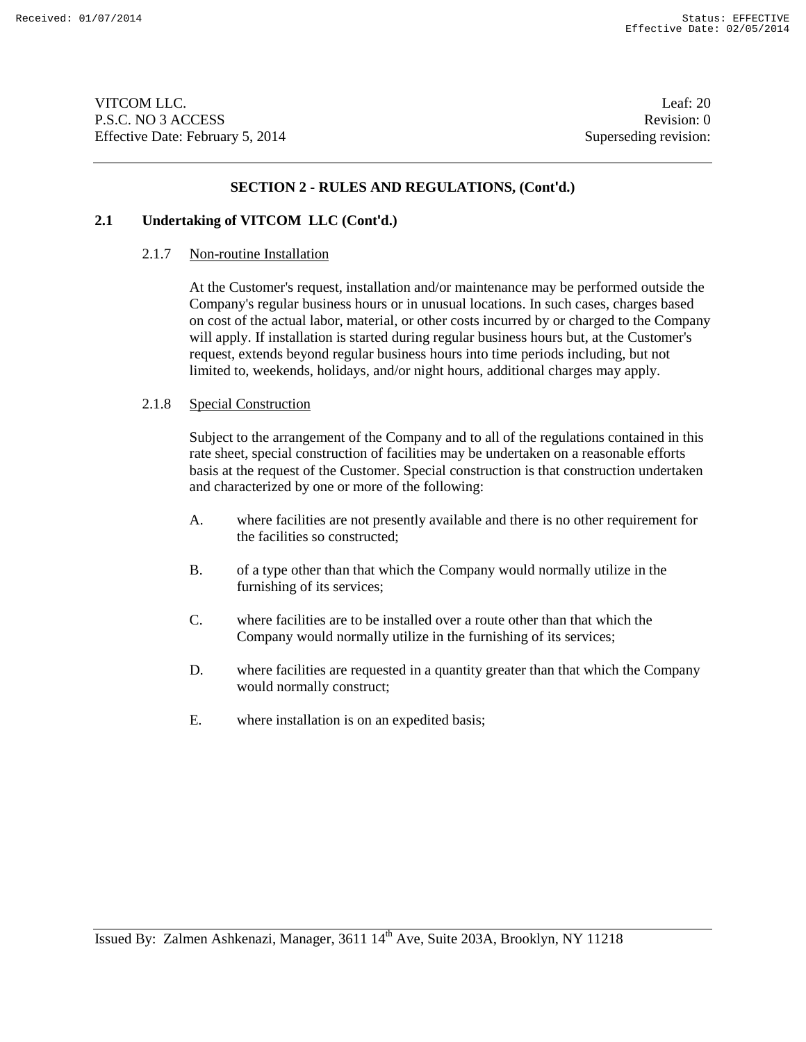## SECTION 2 - RULES AND REGULATIONS, (Cont'd.)

### 2.1 Undertaking of VITCOM LLC (Cont'd.)

2.1.7 Non-routine Installation

At the Customer's request, installation and/or maintenance may be performed outside the Company's regular business hours or in unusual locations. In such cases, charges based on cost of the actual labor, material, or other costs incurred by or charged to the Company will apply. If installation is started during regular business hours but, at the Customer's request, extends beyond regular business hours into time periods including, but not limited to, weekends, holidays, and/or night hours, additional charges may apply.

2.1.8 Special Construction

Subject to the arrangement of the Company and to all of the regulations contained in this rate sheet, special construction of facilities may be undertaken on a reasonable efforts basis at the request of the Customer. Special construction is that construction undertaken and characterized by one or more of the following:

A. where facilities are not presently available and there is no other requirement for the facilities so constructed;

B. of a type other than that which the Company would normally utilize in the furnishing of its services;

C. where facilities are to be installed over a route other than that which the Company would normally utilize in the furnishing of its services;

D. where facilities are requested in a quantity greater than that which the Company would normally construct;

E. where installation is on an expedited basis;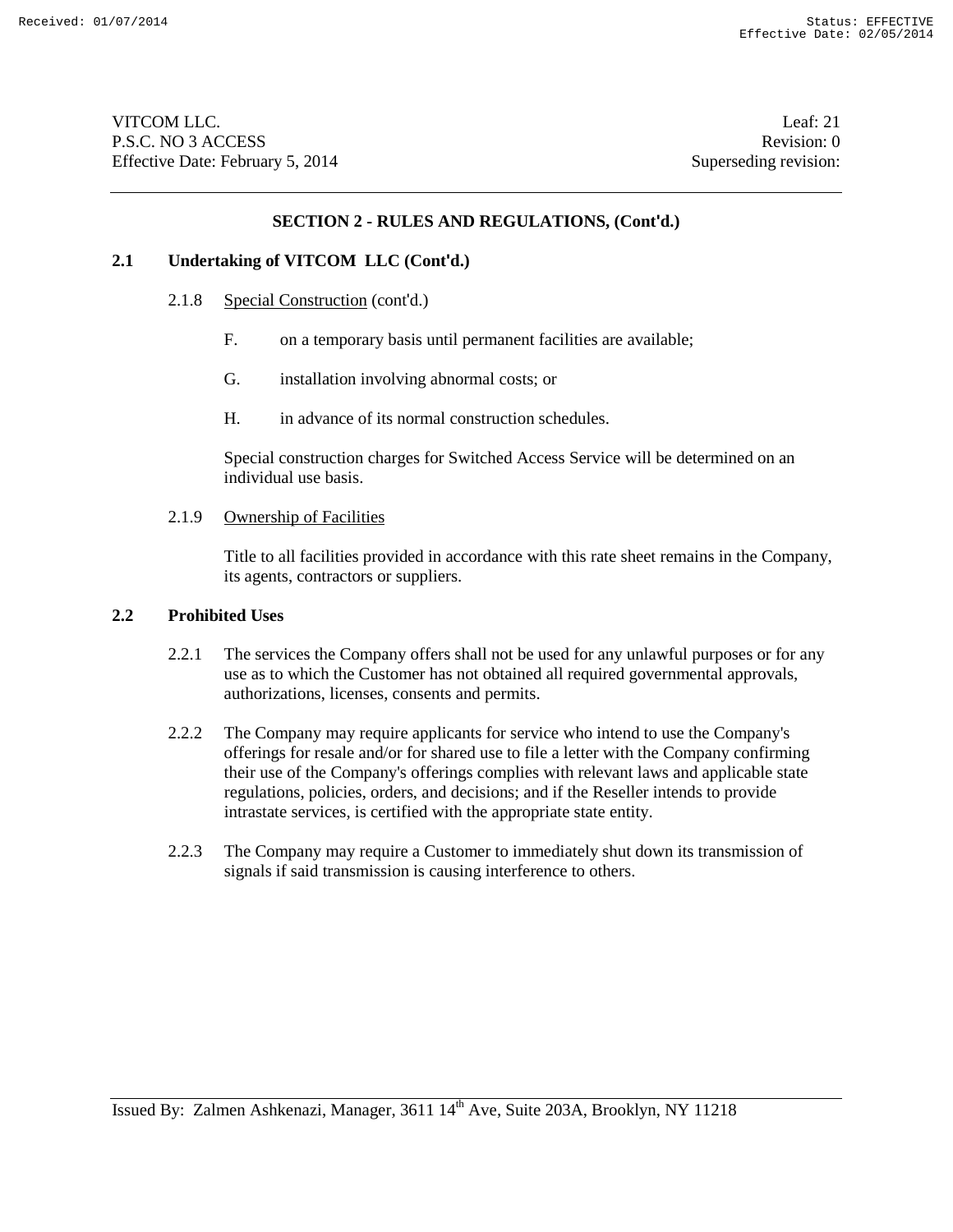## SECTION 2 - RULES AND REGULATIONS, (Cont'd.)

### 2.1 Undertaking of VITCOM LLC (Cont'd.)

2.1.8 Special Construction (cont'd.)

F. on a temporary basis until permanent facilities are available;

G. installation involving abnormal costs; or

H. in advance of its normal construction schedules.

Special construction charges for Switched Access Service will be determined on an individual use basis.

2.1.9 Ownership of Facilities

Title to all facilities provided in accordance with this rate sheet remains in the Company, its agents, contractors or suppliers.

### 2.2 Prohibited Uses

2.2.1 The services the Company offers shall not be used for any unlawful purposes or for any use as to which the Customer has not obtained all required governmental approvals, authorizations, licenses, consents and permits.

2.2.2 The Company may require applicants for service who intend to use the Company's offerings for resale and/or for shared use to file a letter with the Company confirming their use of the Company's offerings complies with relevant laws and applicable state regulations, policies, orders, and decisions; and if the Reseller intends to provide intrastate services, is certified with the appropriate state entity.

2.2.3 The Company may require a Customer to immediately shut down its transmission of signals if said transmission is causing interference to others.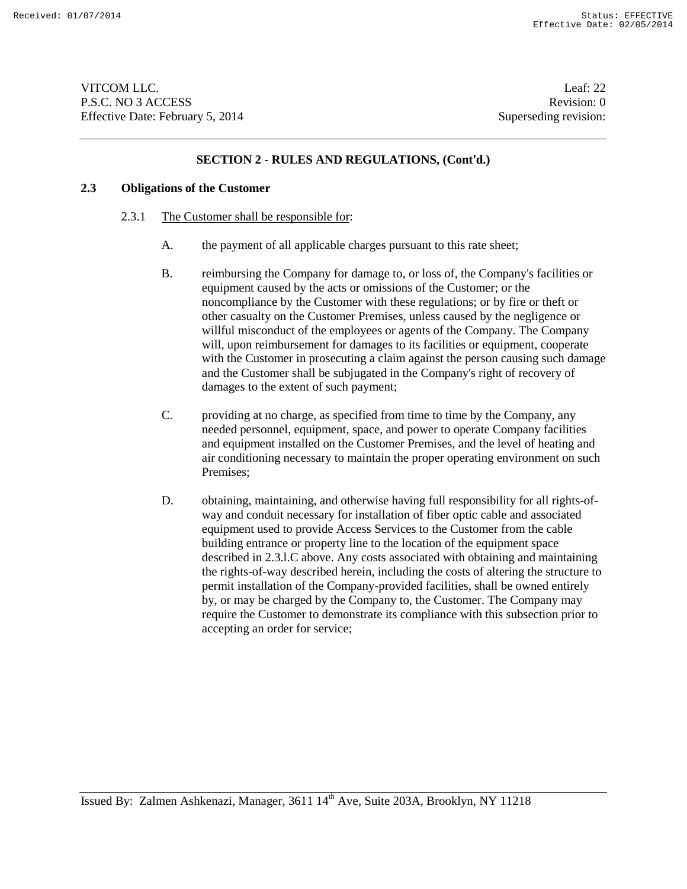VITCOM LLC.
P.S.C. NO 3 ACCESS
Effective Date: February 5, 2014

Leaf: 22
Revision: 0
Superseding revision:

## SECTION 2 - RULES AND REGULATIONS, (Cont'd.)

### 2.3 Obligations of the Customer

2.3.1 The Customer shall be responsible for:

A. the payment of all applicable charges pursuant to this rate sheet;

B. reimbursing the Company for damage to, or loss of, the Company's facilities or equipment caused by the acts or omissions of the Customer; or the noncompliance by the Customer with these regulations; or by fire or theft or other casualty on the Customer Premises, unless caused by the negligence or willful misconduct of the employees or agents of the Company. The Company will, upon reimbursement for damages to its facilities or equipment, cooperate with the Customer in prosecuting a claim against the person causing such damage and the Customer shall be subjugated in the Company's right of recovery of damages to the extent of such payment;

C. providing at no charge, as specified from time to time by the Company, any needed personnel, equipment, space, and power to operate Company facilities and equipment installed on the Customer Premises, and the level of heating and air conditioning necessary to maintain the proper operating environment on such Premises;

D. obtaining, maintaining, and otherwise having full responsibility for all rights-of-way and conduit necessary for installation of fiber optic cable and associated equipment used to provide Access Services to the Customer from the cable building entrance or property line to the location of the equipment space described in 2.3.l.C above. Any costs associated with obtaining and maintaining the rights-of-way described herein, including the costs of altering the structure to permit installation of the Company-provided facilities, shall be owned entirely by, or may be charged by the Company to, the Customer. The Company may require the Customer to demonstrate its compliance with this subsection prior to accepting an order for service;

Issued By: Zalmen Ashkenazi, Manager, 3611 14th Ave, Suite 203A, Brooklyn, NY 11218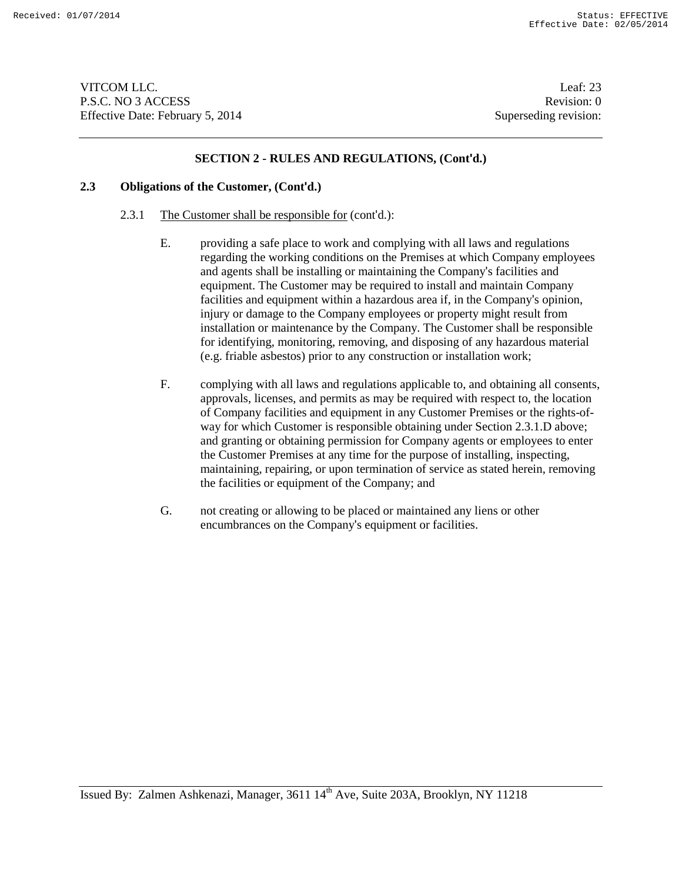## SECTION 2 - RULES AND REGULATIONS, (Cont'd.)

### 2.3 Obligations of the Customer, (Cont'd.)

2.3.1 The Customer shall be responsible for (cont'd.):

E. providing a safe place to work and complying with all laws and regulations regarding the working conditions on the Premises at which Company employees and agents shall be installing or maintaining the Company's facilities and equipment. The Customer may be required to install and maintain Company facilities and equipment within a hazardous area if, in the Company's opinion, injury or damage to the Company employees or property might result from installation or maintenance by the Company. The Customer shall be responsible for identifying, monitoring, removing, and disposing of any hazardous material (e.g. friable asbestos) prior to any construction or installation work;

F. complying with all laws and regulations applicable to, and obtaining all consents, approvals, licenses, and permits as may be required with respect to, the location of Company facilities and equipment in any Customer Premises or the rights-of-way for which Customer is responsible obtaining under Section 2.3.1.D above; and granting or obtaining permission for Company agents or employees to enter the Customer Premises at any time for the purpose of installing, inspecting, maintaining, repairing, or upon termination of service as stated herein, removing the facilities or equipment of the Company; and

G. not creating or allowing to be placed or maintained any liens or other encumbrances on the Company's equipment or facilities.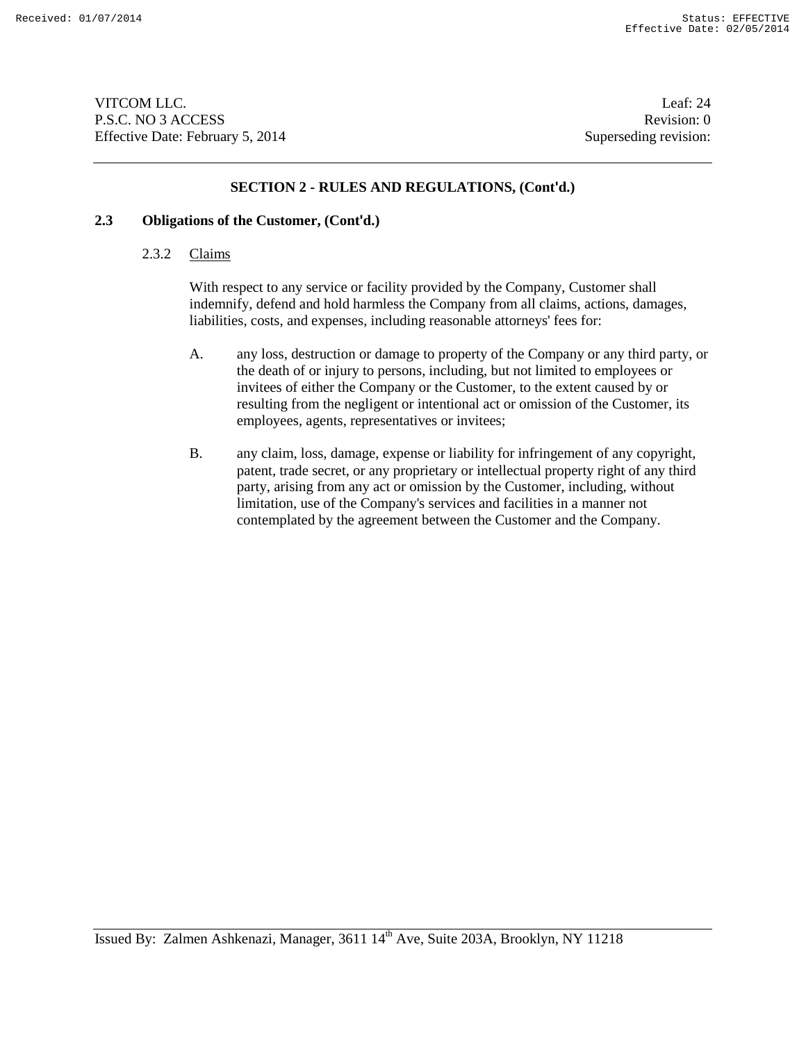## SECTION 2 - RULES AND REGULATIONS, (Cont'd.)

### 2.3 Obligations of the Customer, (Cont'd.)

#### 2.3.2 Claims

With respect to any service or facility provided by the Company, Customer shall indemnify, defend and hold harmless the Company from all claims, actions, damages, liabilities, costs, and expenses, including reasonable attorneys' fees for:

A. any loss, destruction or damage to property of the Company or any third party, or the death of or injury to persons, including, but not limited to employees or invitees of either the Company or the Customer, to the extent caused by or resulting from the negligent or intentional act or omission of the Customer, its employees, agents, representatives or invitees;

B. any claim, loss, damage, expense or liability for infringement of any copyright, patent, trade secret, or any proprietary or intellectual property right of any third party, arising from any act or omission by the Customer, including, without limitation, use of the Company's services and facilities in a manner not contemplated by the agreement between the Customer and the Company.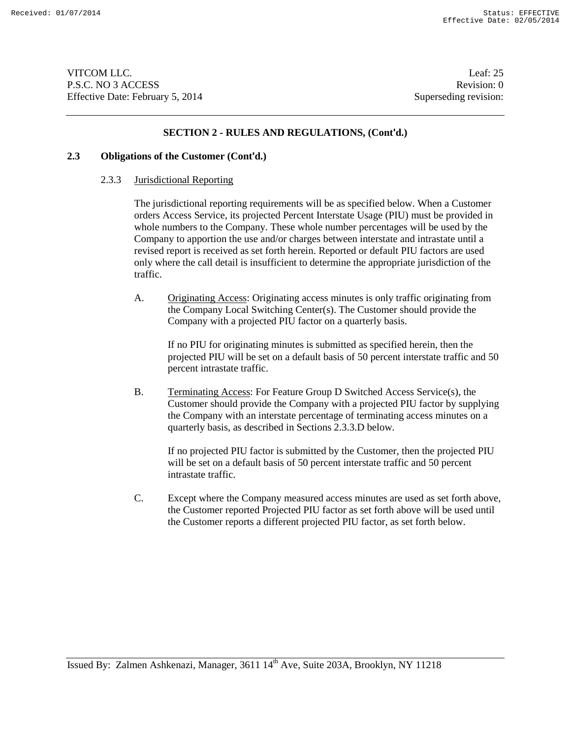## SECTION 2 - RULES AND REGULATIONS, (Cont'd.)

### 2.3 Obligations of the Customer (Cont'd.)

2.3.3 Jurisdictional Reporting

The jurisdictional reporting requirements will be as specified below. When a Customer orders Access Service, its projected Percent Interstate Usage (PIU) must be provided in whole numbers to the Company. These whole number percentages will be used by the Company to apportion the use and/or charges between interstate and intrastate until a revised report is received as set forth herein. Reported or default PIU factors are used only where the call detail is insufficient to determine the appropriate jurisdiction of the traffic.

A. Originating Access: Originating access minutes is only traffic originating from the Company Local Switching Center(s). The Customer should provide the Company with a projected PIU factor on a quarterly basis.

If no PIU for originating minutes is submitted as specified herein, then the projected PIU will be set on a default basis of 50 percent interstate traffic and 50 percent intrastate traffic.

B. Terminating Access: For Feature Group D Switched Access Service(s), the Customer should provide the Company with a projected PIU factor by supplying the Company with an interstate percentage of terminating access minutes on a quarterly basis, as described in Sections 2.3.3.D below.

If no projected PIU factor is submitted by the Customer, then the projected PIU will be set on a default basis of 50 percent interstate traffic and 50 percent intrastate traffic.

C. Except where the Company measured access minutes are used as set forth above, the Customer reported Projected PIU factor as set forth above will be used until the Customer reports a different projected PIU factor, as set forth below.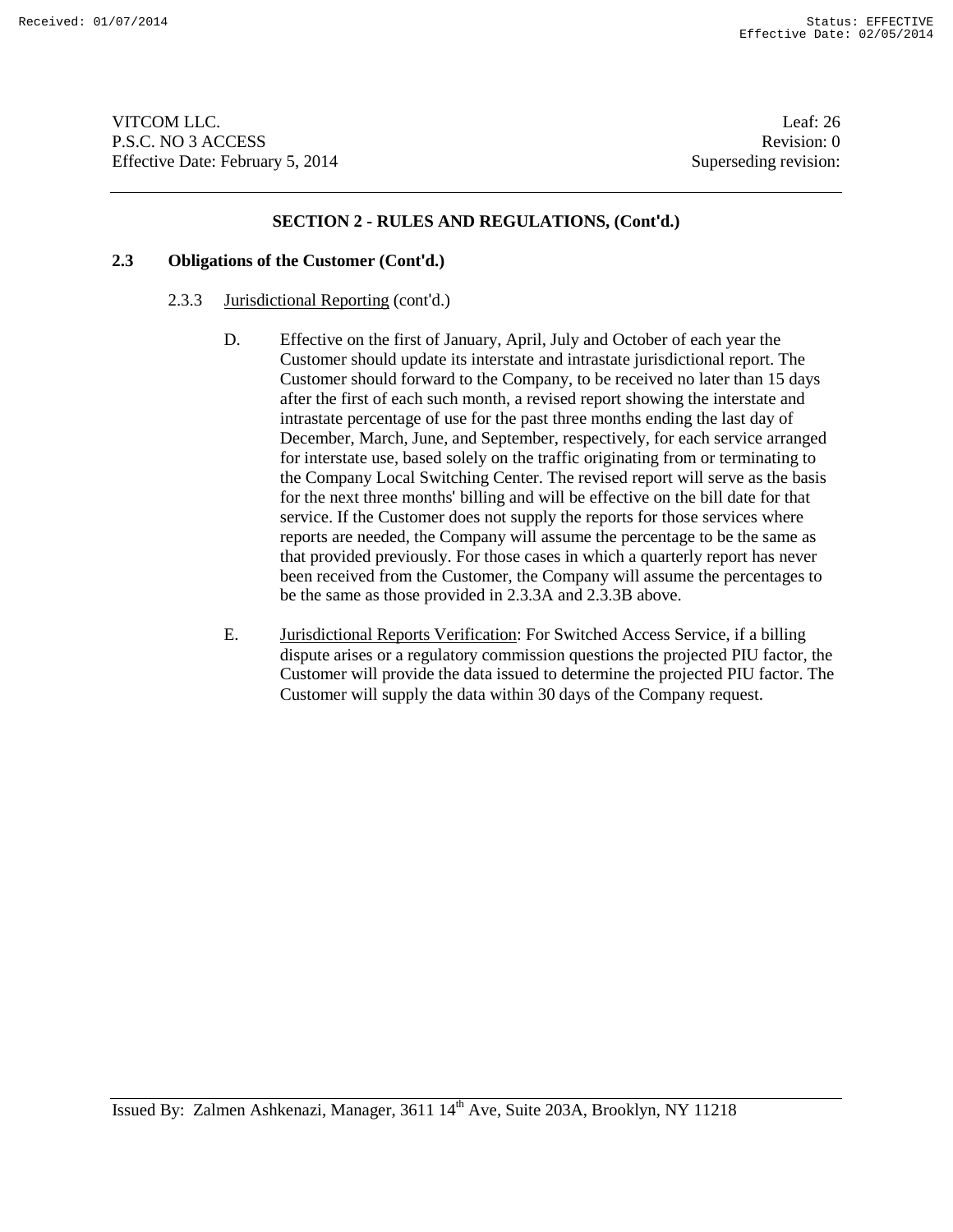## SECTION 2 - RULES AND REGULATIONS, (Cont'd.)

### 2.3 Obligations of the Customer (Cont'd.)

2.3.3 Jurisdictional Reporting (cont'd.)

D. Effective on the first of January, April, July and October of each year the Customer should update its interstate and intrastate jurisdictional report. The Customer should forward to the Company, to be received no later than 15 days after the first of each such month, a revised report showing the interstate and intrastate percentage of use for the past three months ending the last day of December, March, June, and September, respectively, for each service arranged for interstate use, based solely on the traffic originating from or terminating to the Company Local Switching Center. The revised report will serve as the basis for the next three months' billing and will be effective on the bill date for that service. If the Customer does not supply the reports for those services where reports are needed, the Company will assume the percentage to be the same as that provided previously. For those cases in which a quarterly report has never been received from the Customer, the Company will assume the percentages to be the same as those provided in 2.3.3A and 2.3.3B above.

E. Jurisdictional Reports Verification: For Switched Access Service, if a billing dispute arises or a regulatory commission questions the projected PIU factor, the Customer will provide the data issued to determine the projected PIU factor. The Customer will supply the data within 30 days of the Company request.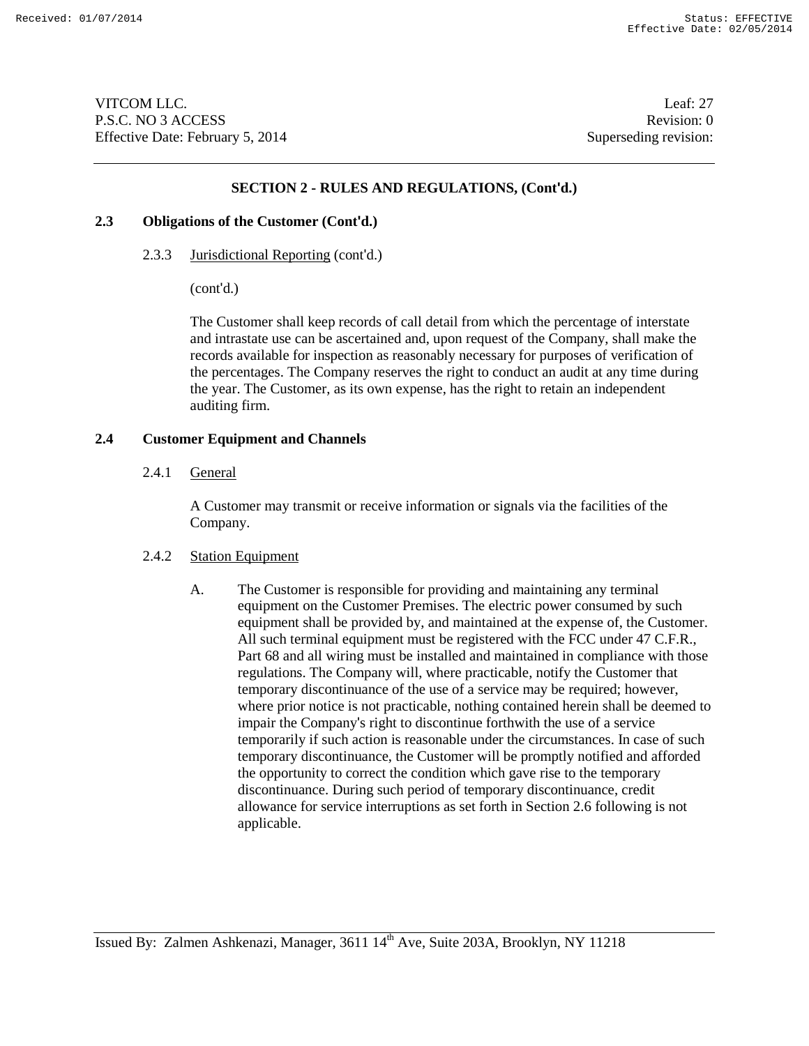## SECTION 2 - RULES AND REGULATIONS, (Cont'd.)

### 2.3 Obligations of the Customer (Cont'd.)

2.3.3 Jurisdictional Reporting (cont'd.)

(cont'd.)

The Customer shall keep records of call detail from which the percentage of interstate and intrastate use can be ascertained and, upon request of the Company, shall make the records available for inspection as reasonably necessary for purposes of verification of the percentages. The Company reserves the right to conduct an audit at any time during the year. The Customer, as its own expense, has the right to retain an independent auditing firm.

### 2.4 Customer Equipment and Channels

2.4.1 General

A Customer may transmit or receive information or signals via the facilities of the Company.

2.4.2 Station Equipment

A. The Customer is responsible for providing and maintaining any terminal equipment on the Customer Premises. The electric power consumed by such equipment shall be provided by, and maintained at the expense of, the Customer. All such terminal equipment must be registered with the FCC under 47 C.F.R., Part 68 and all wiring must be installed and maintained in compliance with those regulations. The Company will, where practicable, notify the Customer that temporary discontinuance of the use of a service may be required; however, where prior notice is not practicable, nothing contained herein shall be deemed to impair the Company's right to discontinue forthwith the use of a service temporarily if such action is reasonable under the circumstances. In case of such temporary discontinuance, the Customer will be promptly notified and afforded the opportunity to correct the condition which gave rise to the temporary discontinuance. During such period of temporary discontinuance, credit allowance for service interruptions as set forth in Section 2.6 following is not applicable.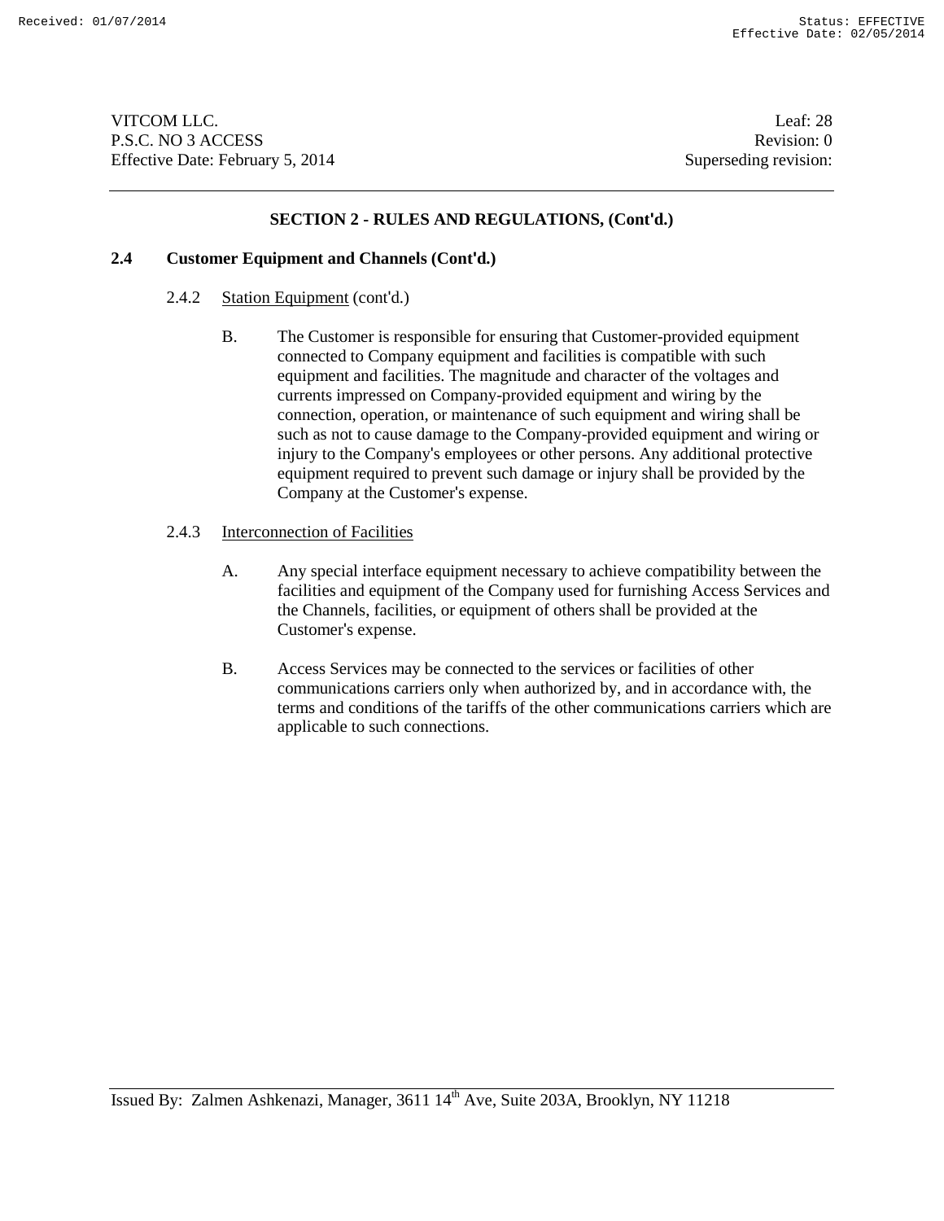## SECTION 2 - RULES AND REGULATIONS, (Cont'd.)

### 2.4 Customer Equipment and Channels (Cont'd.)

2.4.2 Station Equipment (cont'd.)

B. The Customer is responsible for ensuring that Customer-provided equipment connected to Company equipment and facilities is compatible with such equipment and facilities. The magnitude and character of the voltages and currents impressed on Company-provided equipment and wiring by the connection, operation, or maintenance of such equipment and wiring shall be such as not to cause damage to the Company-provided equipment and wiring or injury to the Company's employees or other persons. Any additional protective equipment required to prevent such damage or injury shall be provided by the Company at the Customer's expense.

2.4.3 Interconnection of Facilities

A. Any special interface equipment necessary to achieve compatibility between the facilities and equipment of the Company used for furnishing Access Services and the Channels, facilities, or equipment of others shall be provided at the Customer's expense.

B. Access Services may be connected to the services or facilities of other communications carriers only when authorized by, and in accordance with, the terms and conditions of the tariffs of the other communications carriers which are applicable to such connections.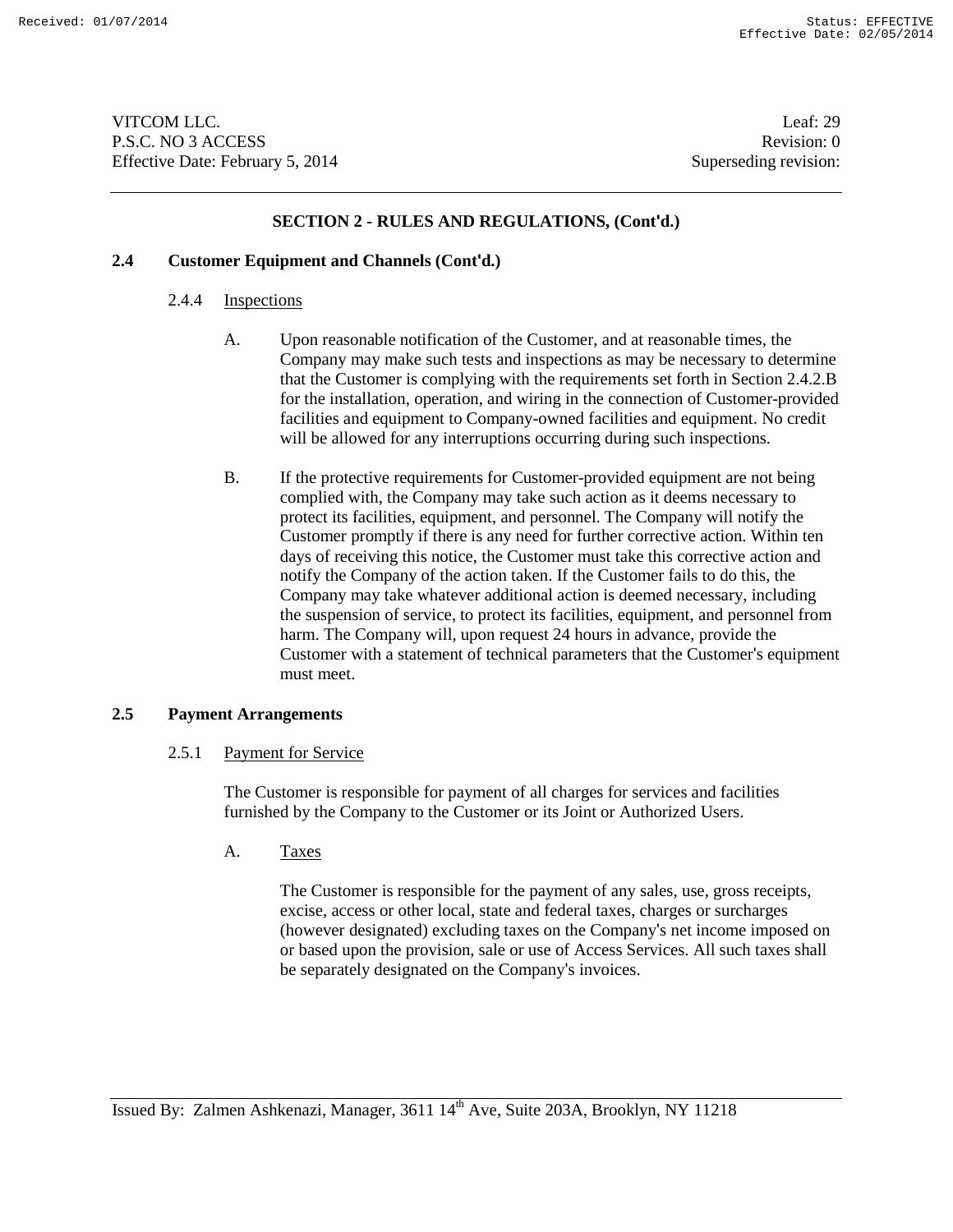## SECTION 2 - RULES AND REGULATIONS, (Cont'd.)

### 2.4 Customer Equipment and Channels (Cont'd.)

#### 2.4.4 Inspections

A. Upon reasonable notification of the Customer, and at reasonable times, the Company may make such tests and inspections as may be necessary to determine that the Customer is complying with the requirements set forth in Section 2.4.2.B for the installation, operation, and wiring in the connection of Customer-provided facilities and equipment to Company-owned facilities and equipment. No credit will be allowed for any interruptions occurring during such inspections.

B. If the protective requirements for Customer-provided equipment are not being complied with, the Company may take such action as it deems necessary to protect its facilities, equipment, and personnel. The Company will notify the Customer promptly if there is any need for further corrective action. Within ten days of receiving this notice, the Customer must take this corrective action and notify the Company of the action taken. If the Customer fails to do this, the Company may take whatever additional action is deemed necessary, including the suspension of service, to protect its facilities, equipment, and personnel from harm. The Company will, upon request 24 hours in advance, provide the Customer with a statement of technical parameters that the Customer's equipment must meet.

### 2.5 Payment Arrangements

#### 2.5.1 Payment for Service

The Customer is responsible for payment of all charges for services and facilities furnished by the Company to the Customer or its Joint or Authorized Users.

A. Taxes

The Customer is responsible for the payment of any sales, use, gross receipts, excise, access or other local, state and federal taxes, charges or surcharges (however designated) excluding taxes on the Company's net income imposed on or based upon the provision, sale or use of Access Services. All such taxes shall be separately designated on the Company's invoices.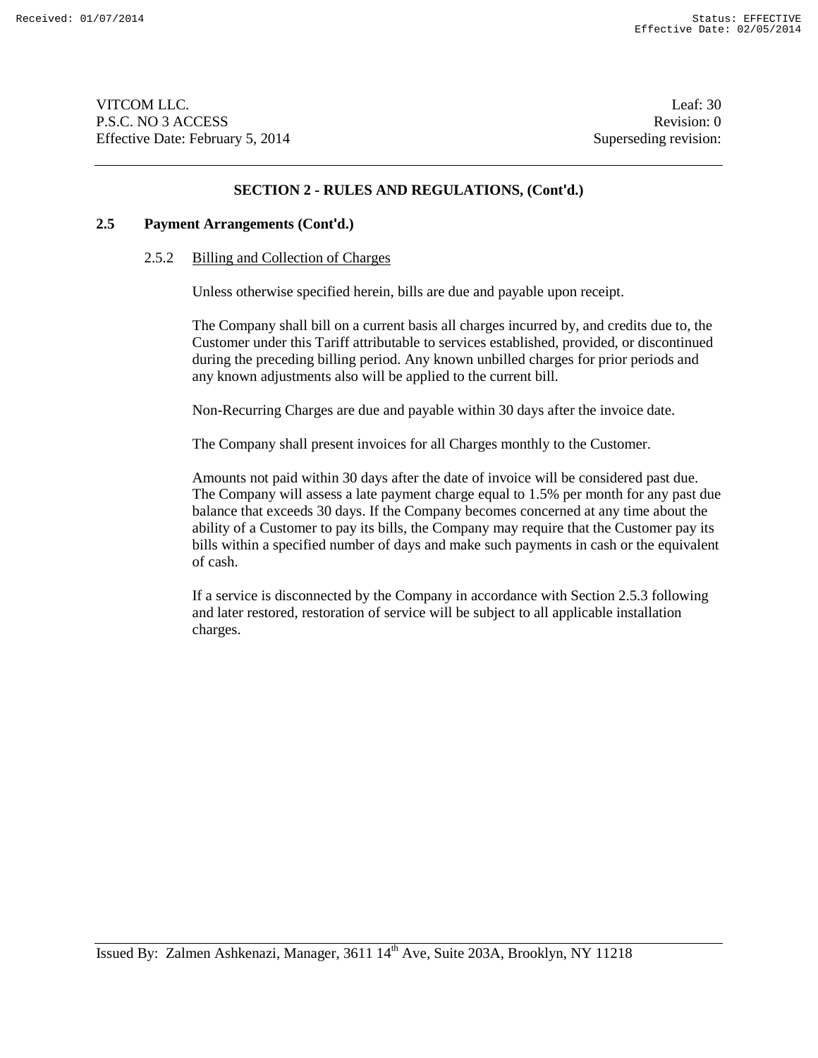## SECTION 2 - RULES AND REGULATIONS, (Cont'd.)

### 2.5 Payment Arrangements (Cont'd.)

2.5.2 Billing and Collection of Charges

Unless otherwise specified herein, bills are due and payable upon receipt.

The Company shall bill on a current basis all charges incurred by, and credits due to, the Customer under this Tariff attributable to services established, provided, or discontinued during the preceding billing period. Any known unbilled charges for prior periods and any known adjustments also will be applied to the current bill.

Non-Recurring Charges are due and payable within 30 days after the invoice date.

The Company shall present invoices for all Charges monthly to the Customer.

Amounts not paid within 30 days after the date of invoice will be considered past due. The Company will assess a late payment charge equal to 1.5% per month for any past due balance that exceeds 30 days. If the Company becomes concerned at any time about the ability of a Customer to pay its bills, the Company may require that the Customer pay its bills within a specified number of days and make such payments in cash or the equivalent of cash.

If a service is disconnected by the Company in accordance with Section 2.5.3 following and later restored, restoration of service will be subject to all applicable installation charges.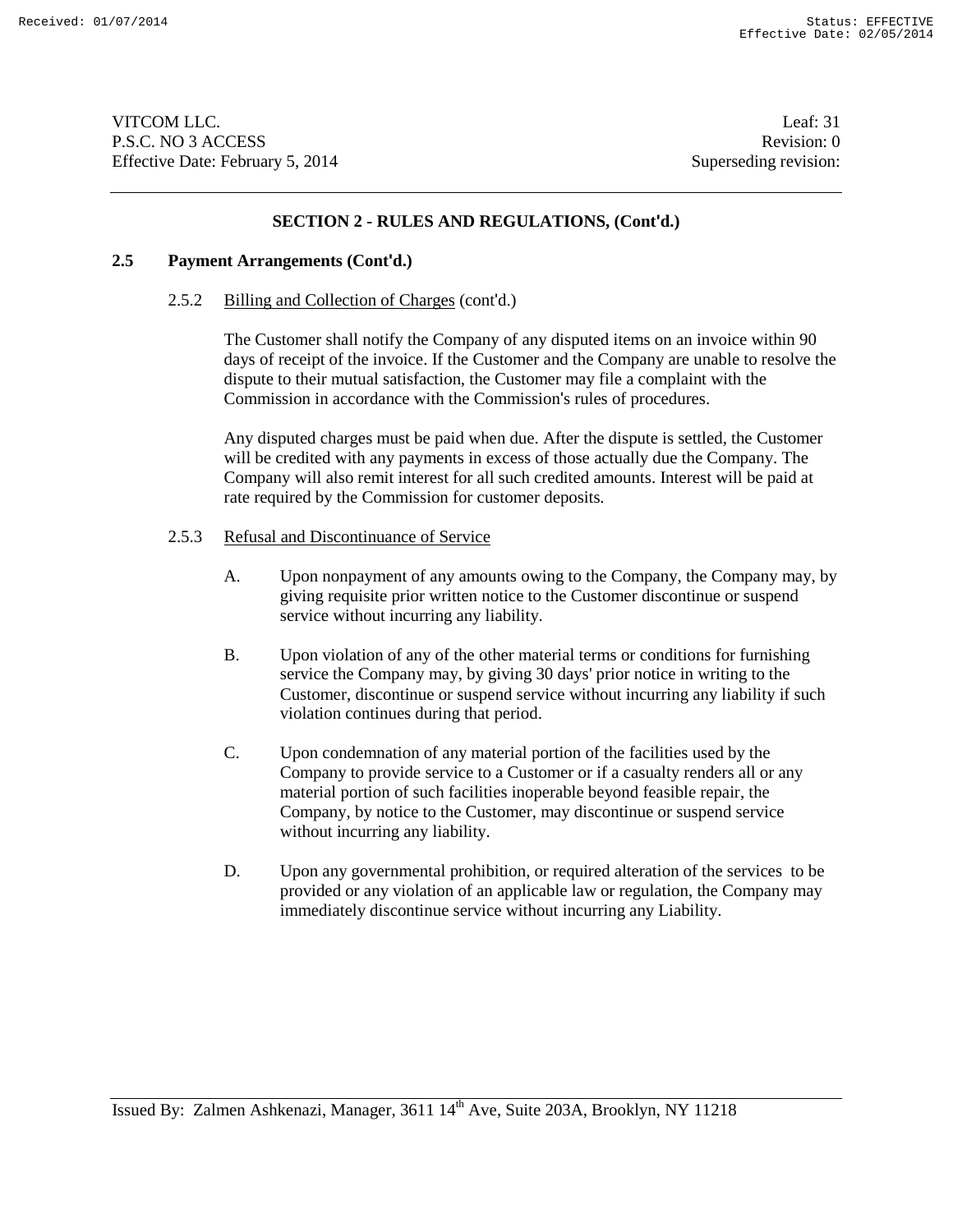## SECTION 2 - RULES AND REGULATIONS, (Cont'd.)

### 2.5 Payment Arrangements (Cont'd.)

2.5.2 Billing and Collection of Charges (cont'd.)

The Customer shall notify the Company of any disputed items on an invoice within 90 days of receipt of the invoice. If the Customer and the Company are unable to resolve the dispute to their mutual satisfaction, the Customer may file a complaint with the Commission in accordance with the Commission's rules of procedures.

Any disputed charges must be paid when due. After the dispute is settled, the Customer will be credited with any payments in excess of those actually due the Company. The Company will also remit interest for all such credited amounts. Interest will be paid at rate required by the Commission for customer deposits.

2.5.3 Refusal and Discontinuance of Service

A. Upon nonpayment of any amounts owing to the Company, the Company may, by giving requisite prior written notice to the Customer discontinue or suspend service without incurring any liability.

B. Upon violation of any of the other material terms or conditions for furnishing service the Company may, by giving 30 days' prior notice in writing to the Customer, discontinue or suspend service without incurring any liability if such violation continues during that period.

C. Upon condemnation of any material portion of the facilities used by the Company to provide service to a Customer or if a casualty renders all or any material portion of such facilities inoperable beyond feasible repair, the Company, by notice to the Customer, may discontinue or suspend service without incurring any liability.

D. Upon any governmental prohibition, or required alteration of the services to be provided or any violation of an applicable law or regulation, the Company may immediately discontinue service without incurring any Liability.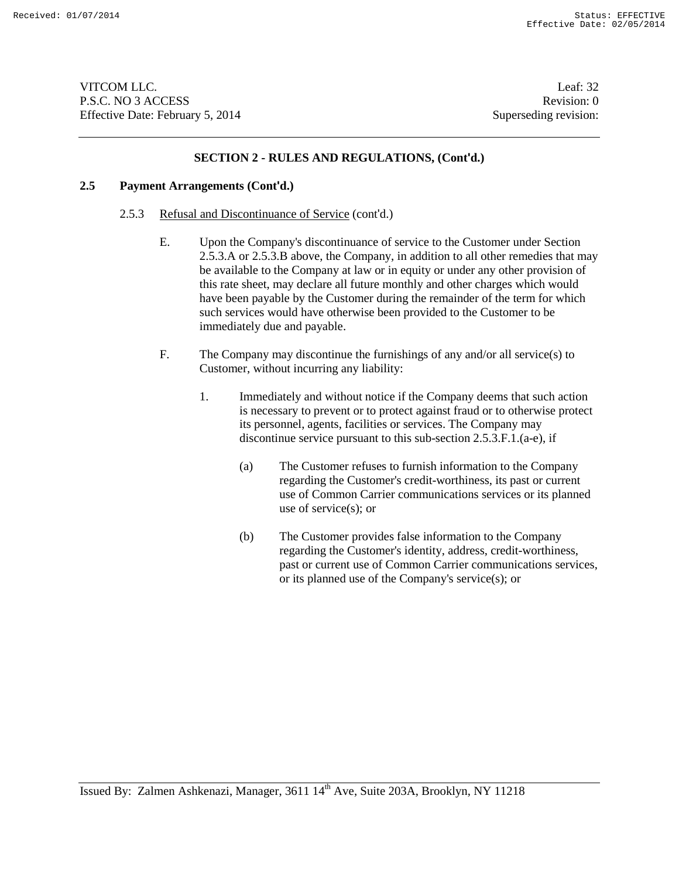## SECTION 2 - RULES AND REGULATIONS, (Cont'd.)

### 2.5 Payment Arrangements (Cont'd.)

2.5.3 Refusal and Discontinuance of Service (cont'd.)

E. Upon the Company's discontinuance of service to the Customer under Section 2.5.3.A or 2.5.3.B above, the Company, in addition to all other remedies that may be available to the Company at law or in equity or under any other provision of this rate sheet, may declare all future monthly and other charges which would have been payable by the Customer during the remainder of the term for which such services would have otherwise been provided to the Customer to be immediately due and payable.

F. The Company may discontinue the furnishings of any and/or all service(s) to Customer, without incurring any liability:

1. Immediately and without notice if the Company deems that such action is necessary to prevent or to protect against fraud or to otherwise protect its personnel, agents, facilities or services. The Company may discontinue service pursuant to this sub-section 2.5.3.F.1.(a-e), if

   (a) The Customer refuses to furnish information to the Company regarding the Customer's credit-worthiness, its past or current use of Common Carrier communications services or its planned use of service(s); or

   (b) The Customer provides false information to the Company regarding the Customer's identity, address, credit-worthiness, past or current use of Common Carrier communications services, or its planned use of the Company's service(s); or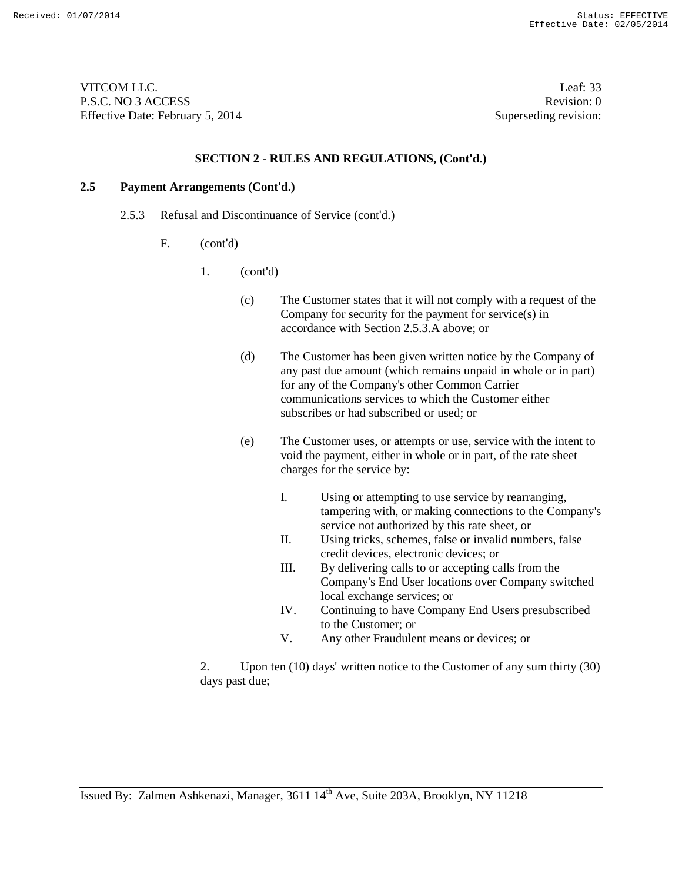VITCOM LLC.
P.S.C. NO 3 ACCESS
Effective Date: February 5, 2014

Leaf: 33
Revision: 0
Superseding revision:

## SECTION 2 - RULES AND REGULATIONS, (Cont'd.)

**2.5 Payment Arrangements (Cont'd.)**

2.5.3 Refusal and Discontinuance of Service (cont'd.)

F. (cont'd)

1. (cont'd)

(c) The Customer states that it will not comply with a request of the Company for security for the payment for service(s) in accordance with Section 2.5.3.A above; or

(d) The Customer has been given written notice by the Company of any past due amount (which remains unpaid in whole or in part) for any of the Company's other Common Carrier communications services to which the Customer either subscribes or had subscribed or used; or

(e) The Customer uses, or attempts or use, service with the intent to void the payment, either in whole or in part, of the rate sheet charges for the service by:

I. Using or attempting to use service by rearranging, tampering with, or making connections to the Company's service not authorized by this rate sheet, or
II. Using tricks, schemes, false or invalid numbers, false credit devices, electronic devices; or
III. By delivering calls to or accepting calls from the Company's End User locations over Company switched local exchange services; or
IV. Continuing to have Company End Users presubscribed to the Customer; or
V. Any other Fraudulent means or devices; or

2. Upon ten (10) days' written notice to the Customer of any sum thirty (30) days past due;

Issued By: Zalmen Ashkenazi, Manager, 3611 14th Ave, Suite 203A, Brooklyn, NY 11218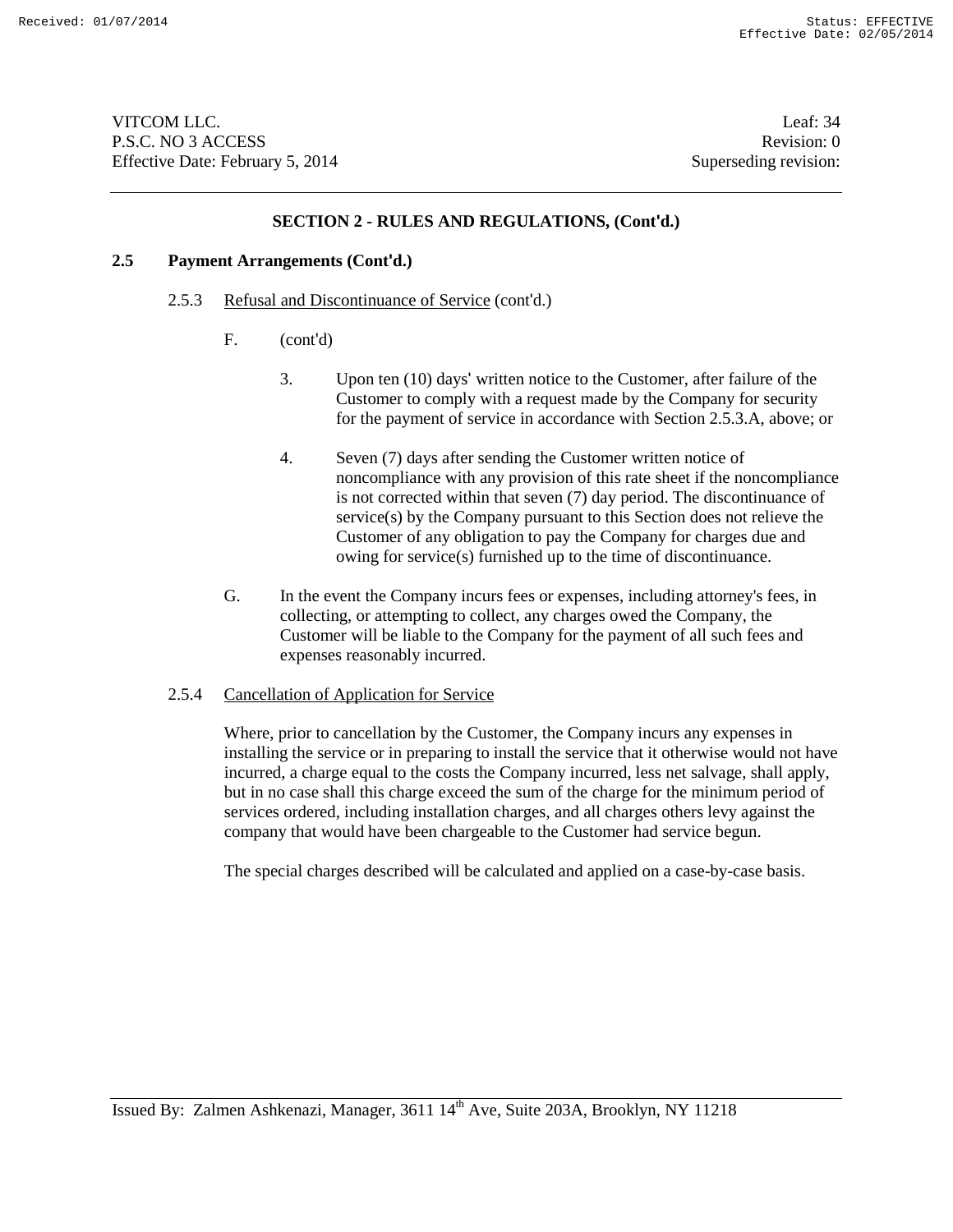## SECTION 2 - RULES AND REGULATIONS, (Cont'd.)

### 2.5 Payment Arrangements (Cont'd.)

2.5.3 Refusal and Discontinuance of Service (cont'd.)

F. (cont'd)

3. Upon ten (10) days' written notice to the Customer, after failure of the Customer to comply with a request made by the Company for security for the payment of service in accordance with Section 2.5.3.A, above; or

4. Seven (7) days after sending the Customer written notice of noncompliance with any provision of this rate sheet if the noncompliance is not corrected within that seven (7) day period. The discontinuance of service(s) by the Company pursuant to this Section does not relieve the Customer of any obligation to pay the Company for charges due and owing for service(s) furnished up to the time of discontinuance.

G. In the event the Company incurs fees or expenses, including attorney's fees, in collecting, or attempting to collect, any charges owed the Company, the Customer will be liable to the Company for the payment of all such fees and expenses reasonably incurred.

2.5.4 Cancellation of Application for Service

Where, prior to cancellation by the Customer, the Company incurs any expenses in installing the service or in preparing to install the service that it otherwise would not have incurred, a charge equal to the costs the Company incurred, less net salvage, shall apply, but in no case shall this charge exceed the sum of the charge for the minimum period of services ordered, including installation charges, and all charges others levy against the company that would have been chargeable to the Customer had service begun.

The special charges described will be calculated and applied on a case-by-case basis.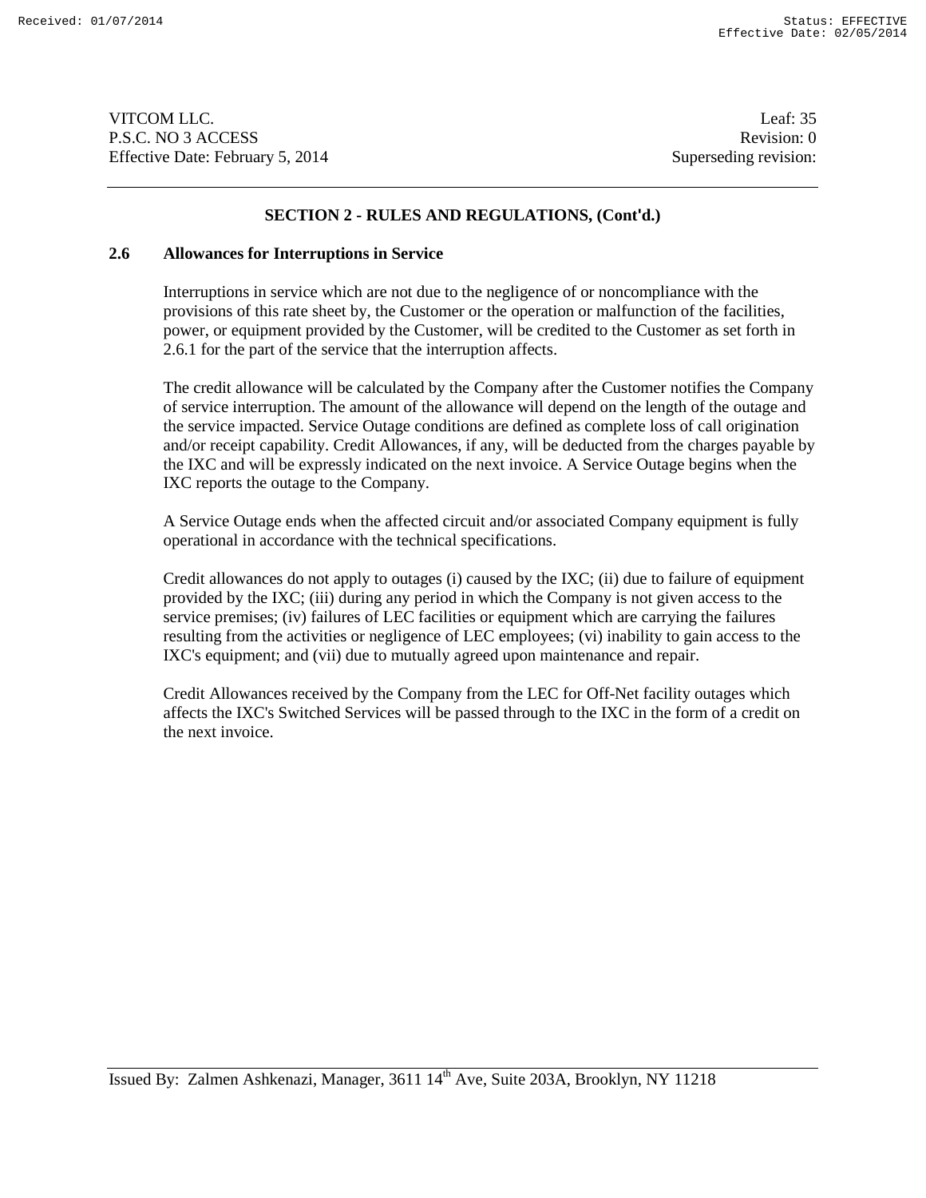VITCOM LLC.
P.S.C. NO 3 ACCESS
Effective Date: February 5, 2014

Leaf: 35
Revision: 0
Superseding revision:

## SECTION 2 - RULES AND REGULATIONS, (Cont'd.)

### 2.6 Allowances for Interruptions in Service

Interruptions in service which are not due to the negligence of or noncompliance with the provisions of this rate sheet by, the Customer or the operation or malfunction of the facilities, power, or equipment provided by the Customer, will be credited to the Customer as set forth in 2.6.1 for the part of the service that the interruption affects.

The credit allowance will be calculated by the Company after the Customer notifies the Company of service interruption. The amount of the allowance will depend on the length of the outage and the service impacted. Service Outage conditions are defined as complete loss of call origination and/or receipt capability. Credit Allowances, if any, will be deducted from the charges payable by the IXC and will be expressly indicated on the next invoice. A Service Outage begins when the IXC reports the outage to the Company.

A Service Outage ends when the affected circuit and/or associated Company equipment is fully operational in accordance with the technical specifications.

Credit allowances do not apply to outages (i) caused by the IXC; (ii) due to failure of equipment provided by the IXC; (iii) during any period in which the Company is not given access to the service premises; (iv) failures of LEC facilities or equipment which are carrying the failures resulting from the activities or negligence of LEC employees; (vi) inability to gain access to the IXC's equipment; and (vii) due to mutually agreed upon maintenance and repair.

Credit Allowances received by the Company from the LEC for Off-Net facility outages which affects the IXC's Switched Services will be passed through to the IXC in the form of a credit on the next invoice.

Issued By: Zalmen Ashkenazi, Manager, 3611 14th Ave, Suite 203A, Brooklyn, NY 11218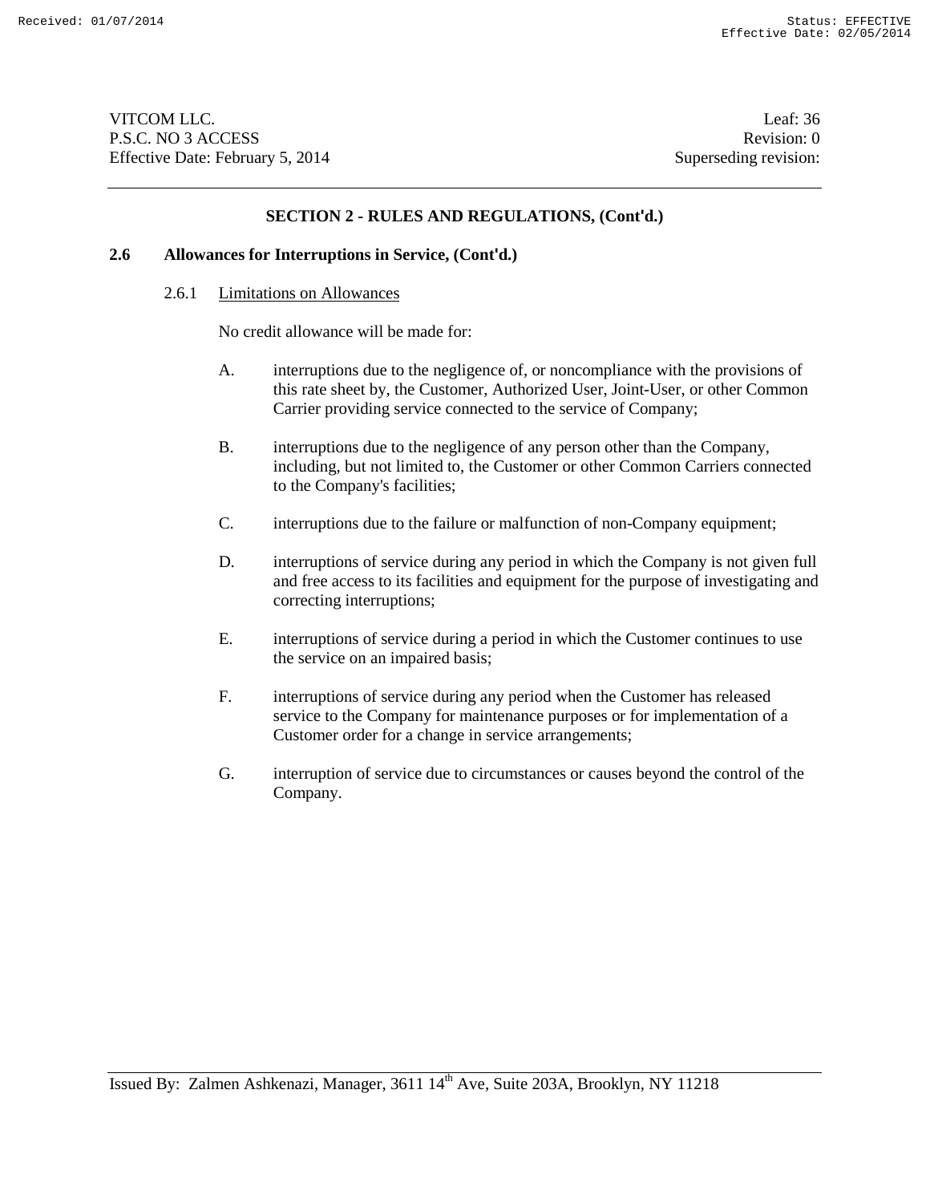## SECTION 2 - RULES AND REGULATIONS, (Cont'd.)

### 2.6 Allowances for Interruptions in Service, (Cont'd.)

#### 2.6.1 Limitations on Allowances

No credit allowance will be made for:

A. interruptions due to the negligence of, or noncompliance with the provisions of this rate sheet by, the Customer, Authorized User, Joint-User, or other Common Carrier providing service connected to the service of Company;

B. interruptions due to the negligence of any person other than the Company, including, but not limited to, the Customer or other Common Carriers connected to the Company's facilities;

C. interruptions due to the failure or malfunction of non-Company equipment;

D. interruptions of service during any period in which the Company is not given full and free access to its facilities and equipment for the purpose of investigating and correcting interruptions;

E. interruptions of service during a period in which the Customer continues to use the service on an impaired basis;

F. interruptions of service during any period when the Customer has released service to the Company for maintenance purposes or for implementation of a Customer order for a change in service arrangements;

G. interruption of service due to circumstances or causes beyond the control of the Company.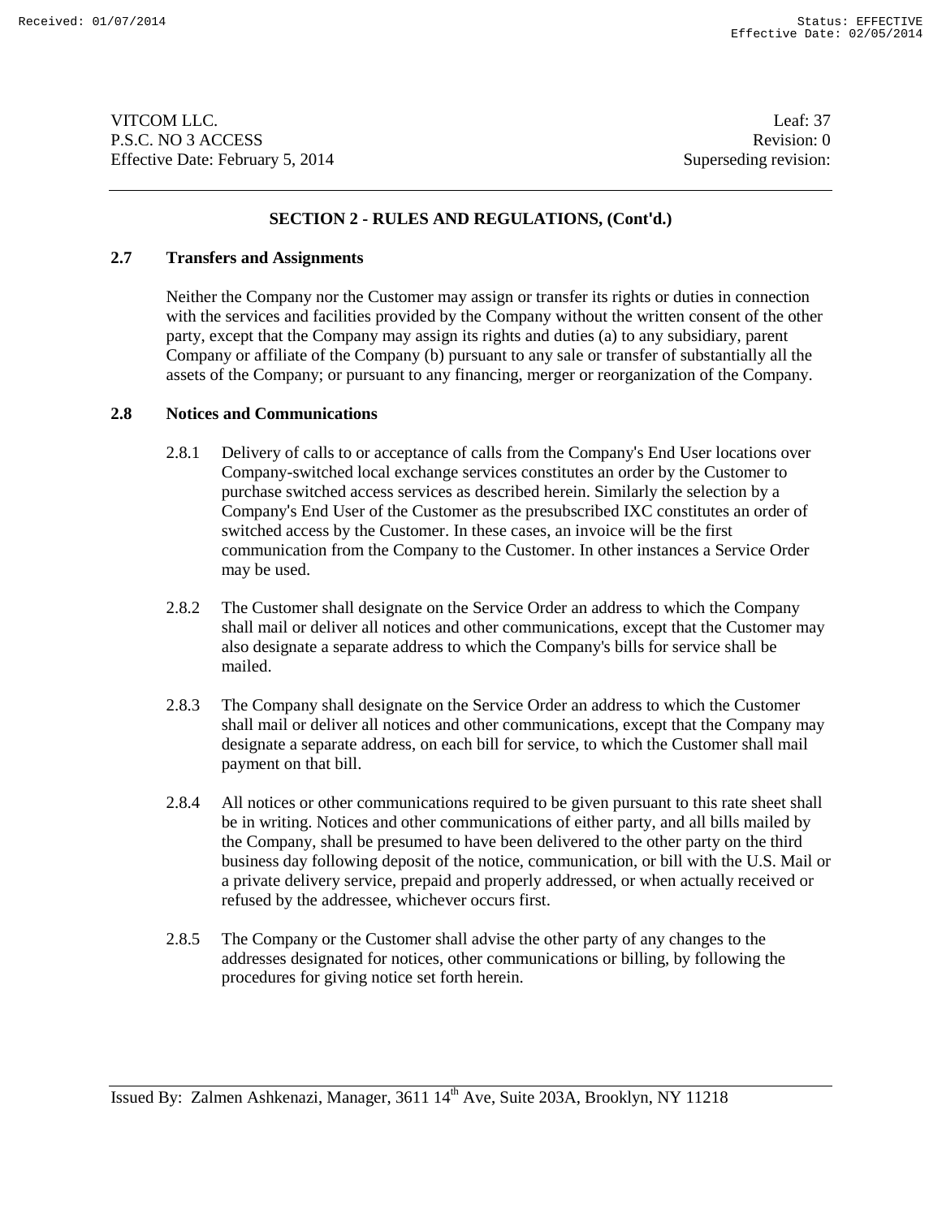## SECTION 2 - RULES AND REGULATIONS, (Cont'd.)

### 2.7 Transfers and Assignments

Neither the Company nor the Customer may assign or transfer its rights or duties in connection with the services and facilities provided by the Company without the written consent of the other party, except that the Company may assign its rights and duties (a) to any subsidiary, parent Company or affiliate of the Company (b) pursuant to any sale or transfer of substantially all the assets of the Company; or pursuant to any financing, merger or reorganization of the Company.

### 2.8 Notices and Communications

2.8.1 Delivery of calls to or acceptance of calls from the Company's End User locations over Company-switched local exchange services constitutes an order by the Customer to purchase switched access services as described herein. Similarly the selection by a Company's End User of the Customer as the presubscribed IXC constitutes an order of switched access by the Customer. In these cases, an invoice will be the first communication from the Company to the Customer. In other instances a Service Order may be used.

2.8.2 The Customer shall designate on the Service Order an address to which the Company shall mail or deliver all notices and other communications, except that the Customer may also designate a separate address to which the Company's bills for service shall be mailed.

2.8.3 The Company shall designate on the Service Order an address to which the Customer shall mail or deliver all notices and other communications, except that the Company may designate a separate address, on each bill for service, to which the Customer shall mail payment on that bill.

2.8.4 All notices or other communications required to be given pursuant to this rate sheet shall be in writing. Notices and other communications of either party, and all bills mailed by the Company, shall be presumed to have been delivered to the other party on the third business day following deposit of the notice, communication, or bill with the U.S. Mail or a private delivery service, prepaid and properly addressed, or when actually received or refused by the addressee, whichever occurs first.

2.8.5 The Company or the Customer shall advise the other party of any changes to the addresses designated for notices, other communications or billing, by following the procedures for giving notice set forth herein.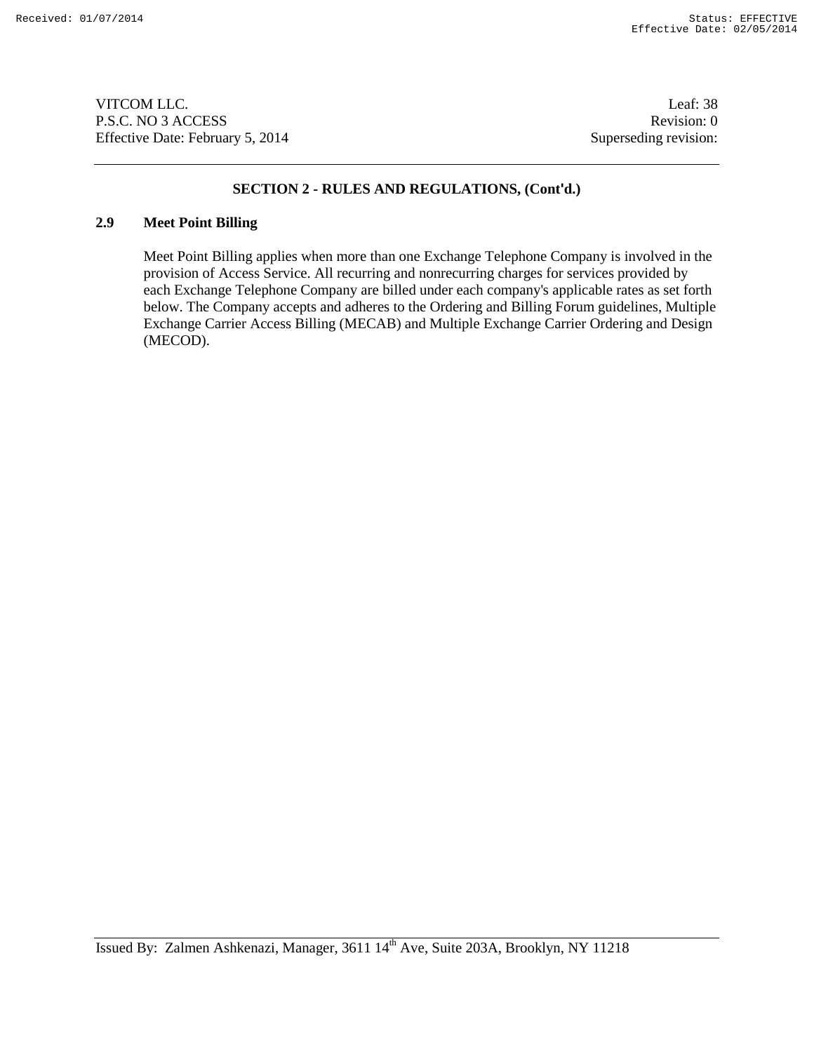VITCOM LLC.  
P.S.C. NO 3 ACCESS  
Effective Date: February 5, 2014

Leaf: 38  
Revision: 0  
Superseding revision:

## SECTION 2 - RULES AND REGULATIONS, (Cont'd.)

### 2.9 Meet Point Billing

Meet Point Billing applies when more than one Exchange Telephone Company is involved in the provision of Access Service. All recurring and nonrecurring charges for services provided by each Exchange Telephone Company are billed under each company's applicable rates as set forth below. The Company accepts and adheres to the Ordering and Billing Forum guidelines, Multiple Exchange Carrier Access Billing (MECAB) and Multiple Exchange Carrier Ordering and Design (MECOD).

Issued By: Zalmen Ashkenazi, Manager, 3611 14th Ave, Suite 203A, Brooklyn, NY 11218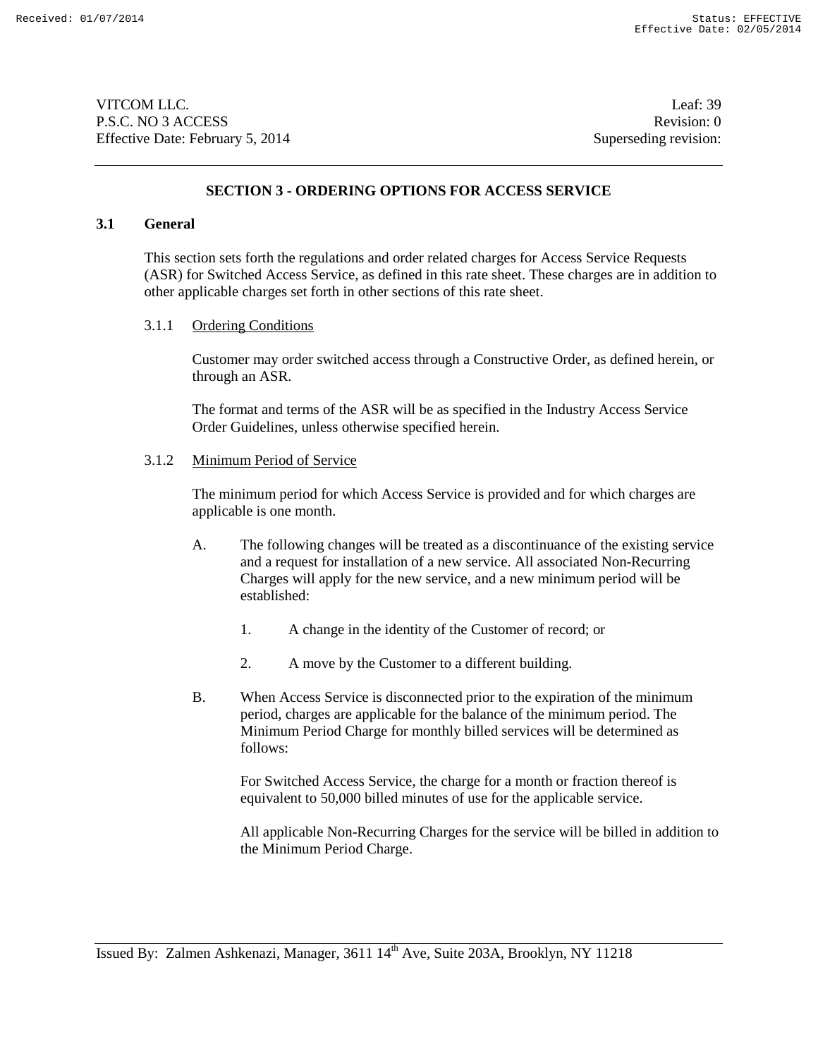## SECTION 3 - ORDERING OPTIONS FOR ACCESS SERVICE

### 3.1 General

This section sets forth the regulations and order related charges for Access Service Requests (ASR) for Switched Access Service, as defined in this rate sheet. These charges are in addition to other applicable charges set forth in other sections of this rate sheet.

3.1.1 Ordering Conditions

Customer may order switched access through a Constructive Order, as defined herein, or through an ASR.

The format and terms of the ASR will be as specified in the Industry Access Service Order Guidelines, unless otherwise specified herein.

3.1.2 Minimum Period of Service

The minimum period for which Access Service is provided and for which charges are applicable is one month.

A. The following changes will be treated as a discontinuance of the existing service and a request for installation of a new service. All associated Non-Recurring Charges will apply for the new service, and a new minimum period will be established:

1. A change in the identity of the Customer of record; or

2. A move by the Customer to a different building.

B. When Access Service is disconnected prior to the expiration of the minimum period, charges are applicable for the balance of the minimum period. The Minimum Period Charge for monthly billed services will be determined as follows:

For Switched Access Service, the charge for a month or fraction thereof is equivalent to 50,000 billed minutes of use for the applicable service.

All applicable Non-Recurring Charges for the service will be billed in addition to the Minimum Period Charge.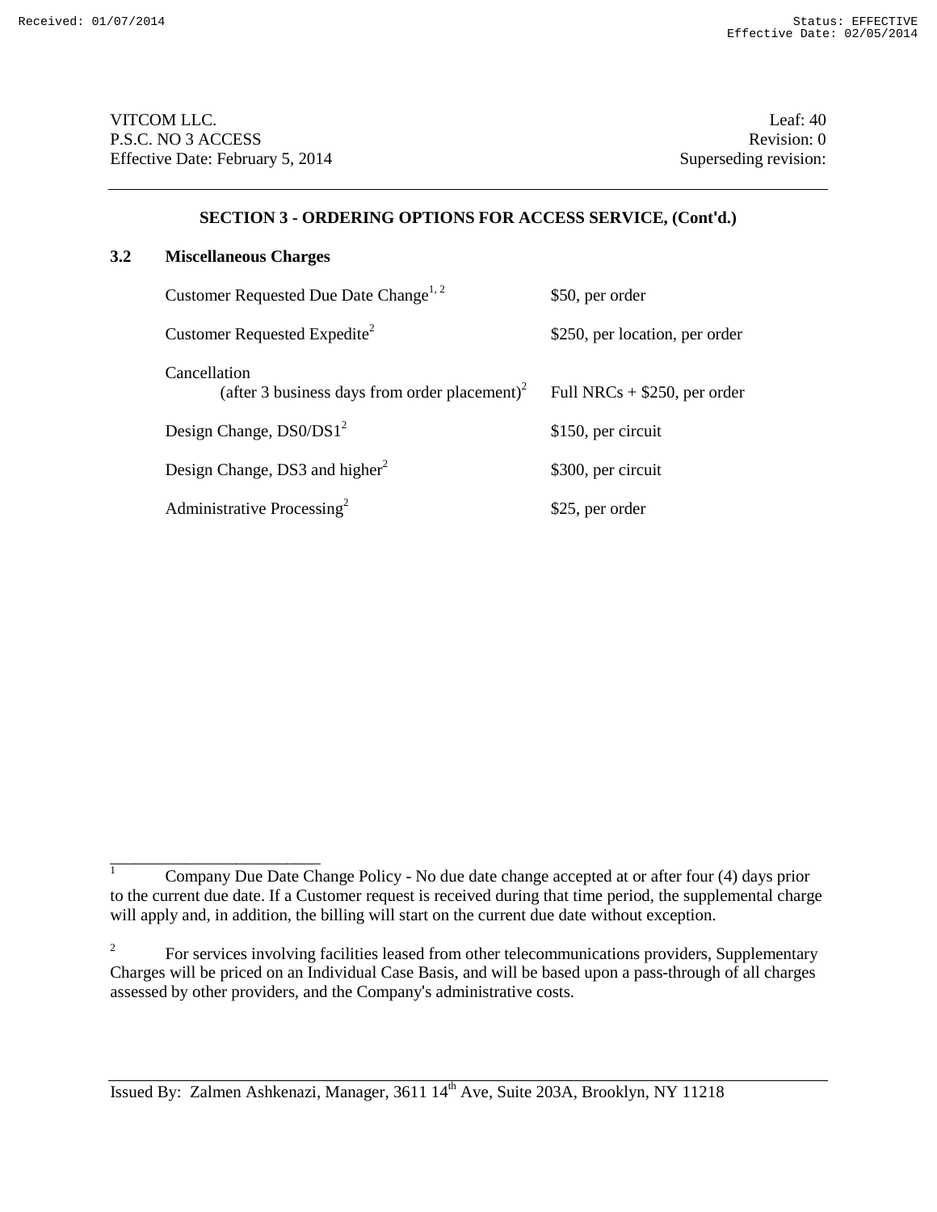## SECTION 3 - ORDERING OPTIONS FOR ACCESS SERVICE, (Cont'd.)

### 3.2 Miscellaneous Charges

| Charge | Rate |
|---|---|
| Customer Requested Due Date Change[1, 2] | $50, per order |
| Customer Requested Expedite[2] | $250, per location, per order |
| Cancellation (after 3 business days from order placement)[2] | Full NRCs + $250, per order |
| Design Change, DS0/DS1[2] | $150, per circuit |
| Design Change, DS3 and higher[2] | $300, per circuit |
| Administrative Processing[2] | $25, per order |

---

[1] Company Due Date Change Policy - No due date change accepted at or after four (4) days prior to the current due date. If a Customer request is received during that time period, the supplemental charge will apply and, in addition, the billing will start on the current due date without exception.

[2] For services involving facilities leased from other telecommunications providers, Supplementary Charges will be priced on an Individual Case Basis, and will be based upon a pass-through of all charges assessed by other providers, and the Company's administrative costs.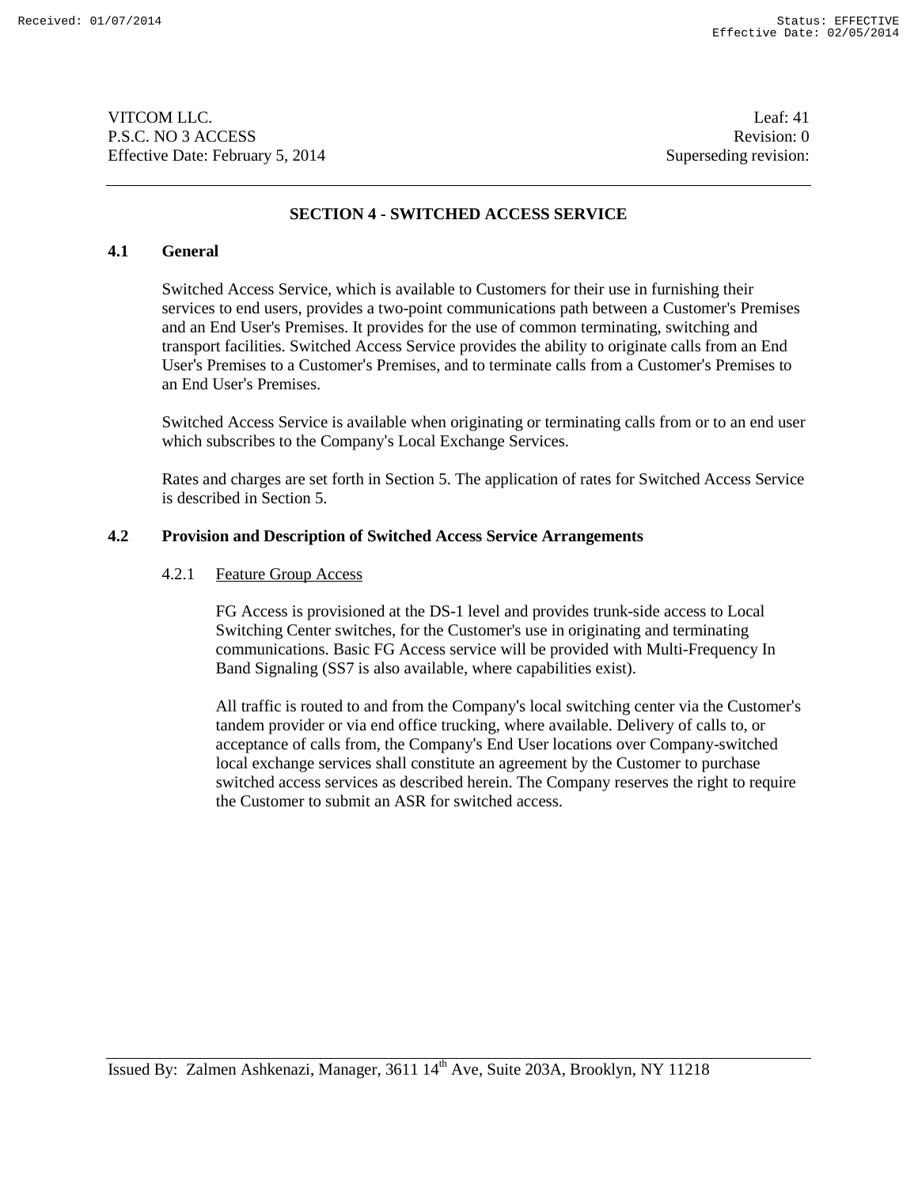## SECTION 4 - SWITCHED ACCESS SERVICE

### 4.1 General

Switched Access Service, which is available to Customers for their use in furnishing their services to end users, provides a two-point communications path between a Customer's Premises and an End User's Premises. It provides for the use of common terminating, switching and transport facilities. Switched Access Service provides the ability to originate calls from an End User's Premises to a Customer's Premises, and to terminate calls from a Customer's Premises to an End User's Premises.

Switched Access Service is available when originating or terminating calls from or to an end user which subscribes to the Company's Local Exchange Services.

Rates and charges are set forth in Section 5. The application of rates for Switched Access Service is described in Section 5.

### 4.2 Provision and Description of Switched Access Service Arrangements

#### 4.2.1 Feature Group Access

FG Access is provisioned at the DS-1 level and provides trunk-side access to Local Switching Center switches, for the Customer's use in originating and terminating communications. Basic FG Access service will be provided with Multi-Frequency In Band Signaling (SS7 is also available, where capabilities exist).

All traffic is routed to and from the Company's local switching center via the Customer's tandem provider or via end office trucking, where available. Delivery of calls to, or acceptance of calls from, the Company's End User locations over Company-switched local exchange services shall constitute an agreement by the Customer to purchase switched access services as described herein. The Company reserves the right to require the Customer to submit an ASR for switched access.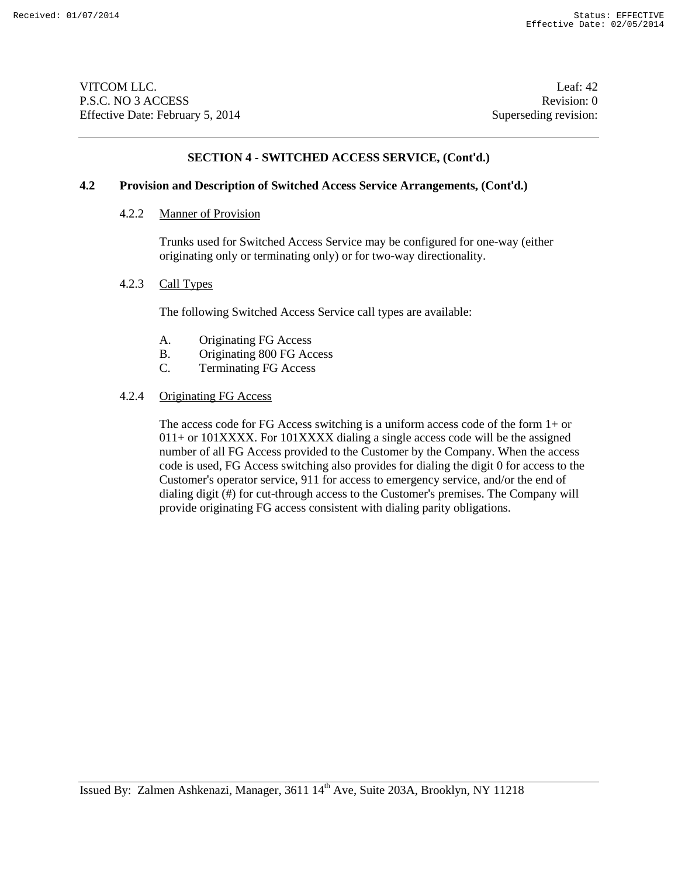## SECTION 4 - SWITCHED ACCESS SERVICE, (Cont'd.)

### 4.2 Provision and Description of Switched Access Service Arrangements, (Cont'd.)

#### 4.2.2 Manner of Provision

Trunks used for Switched Access Service may be configured for one-way (either originating only or terminating only) or for two-way directionality.

#### 4.2.3 Call Types

The following Switched Access Service call types are available:

A. Originating FG Access
B. Originating 800 FG Access
C. Terminating FG Access

#### 4.2.4 Originating FG Access

The access code for FG Access switching is a uniform access code of the form 1+ or 011+ or 101XXXX. For 101XXXX dialing a single access code will be the assigned number of all FG Access provided to the Customer by the Company. When the access code is used, FG Access switching also provides for dialing the digit 0 for access to the Customer's operator service, 911 for access to emergency service, and/or the end of dialing digit (#) for cut-through access to the Customer's premises. The Company will provide originating FG access consistent with dialing parity obligations.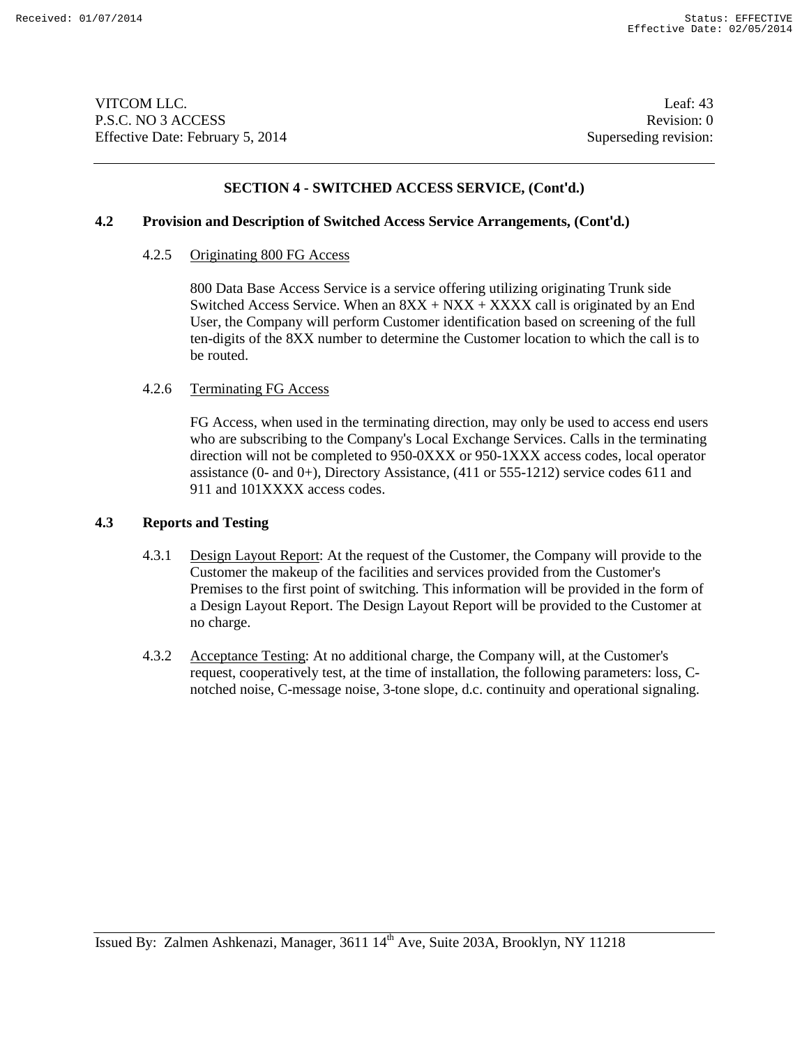## SECTION 4 - SWITCHED ACCESS SERVICE, (Cont'd.)

### 4.2 Provision and Description of Switched Access Service Arrangements, (Cont'd.)

#### 4.2.5 Originating 800 FG Access

800 Data Base Access Service is a service offering utilizing originating Trunk side Switched Access Service. When an 8XX + NXX + XXXX call is originated by an End User, the Company will perform Customer identification based on screening of the full ten-digits of the 8XX number to determine the Customer location to which the call is to be routed.

#### 4.2.6 Terminating FG Access

FG Access, when used in the terminating direction, may only be used to access end users who are subscribing to the Company's Local Exchange Services. Calls in the terminating direction will not be completed to 950-0XXX or 950-1XXX access codes, local operator assistance (0- and 0+), Directory Assistance, (411 or 555-1212) service codes 611 and 911 and 101XXXX access codes.

### 4.3 Reports and Testing

4.3.1 Design Layout Report: At the request of the Customer, the Company will provide to the Customer the makeup of the facilities and services provided from the Customer's Premises to the first point of switching. This information will be provided in the form of a Design Layout Report. The Design Layout Report will be provided to the Customer at no charge.

4.3.2 Acceptance Testing: At no additional charge, the Company will, at the Customer's request, cooperatively test, at the time of installation, the following parameters: loss, C-notched noise, C-message noise, 3-tone slope, d.c. continuity and operational signaling.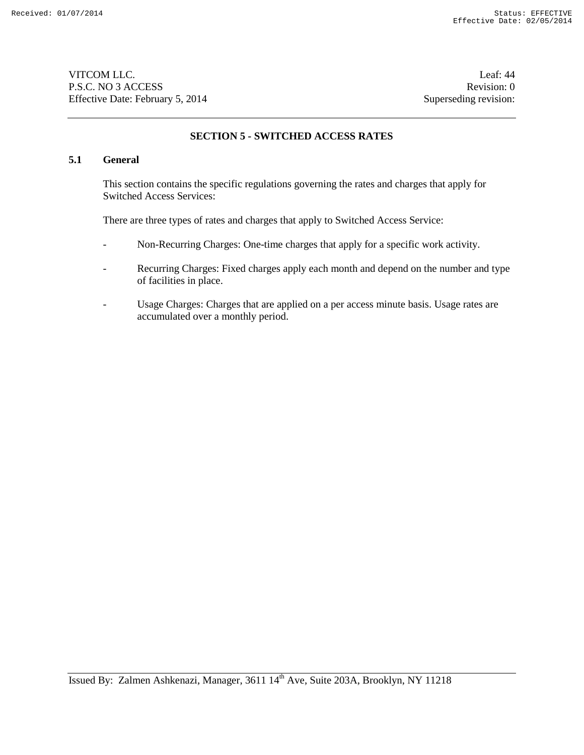## SECTION 5 - SWITCHED ACCESS RATES

### 5.1 General

This section contains the specific regulations governing the rates and charges that apply for Switched Access Services:

There are three types of rates and charges that apply to Switched Access Service:

- Non-Recurring Charges: One-time charges that apply for a specific work activity.
- Recurring Charges: Fixed charges apply each month and depend on the number and type of facilities in place.
- Usage Charges: Charges that are applied on a per access minute basis. Usage rates are accumulated over a monthly period.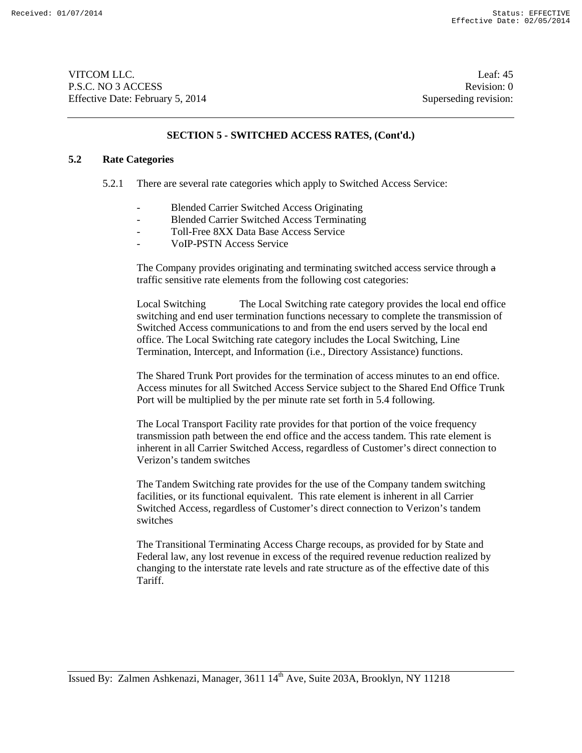## SECTION 5 - SWITCHED ACCESS RATES, (Cont'd.)

### 5.2 Rate Categories

5.2.1 There are several rate categories which apply to Switched Access Service:

- Blended Carrier Switched Access Originating
- Blended Carrier Switched Access Terminating
- Toll-Free 8XX Data Base Access Service
- VoIP-PSTN Access Service

The Company provides originating and terminating switched access service through ~~a~~ traffic sensitive rate elements from the following cost categories:

Local Switching The Local Switching rate category provides the local end office switching and end user termination functions necessary to complete the transmission of Switched Access communications to and from the end users served by the local end office. The Local Switching rate category includes the Local Switching, Line Termination, Intercept, and Information (i.e., Directory Assistance) functions.

The Shared Trunk Port provides for the termination of access minutes to an end office. Access minutes for all Switched Access Service subject to the Shared End Office Trunk Port will be multiplied by the per minute rate set forth in 5.4 following.

The Local Transport Facility rate provides for that portion of the voice frequency transmission path between the end office and the access tandem. This rate element is inherent in all Carrier Switched Access, regardless of Customer's direct connection to Verizon's tandem switches

The Tandem Switching rate provides for the use of the Company tandem switching facilities, or its functional equivalent. This rate element is inherent in all Carrier Switched Access, regardless of Customer's direct connection to Verizon's tandem switches

The Transitional Terminating Access Charge recoups, as provided for by State and Federal law, any lost revenue in excess of the required revenue reduction realized by changing to the interstate rate levels and rate structure as of the effective date of this Tariff.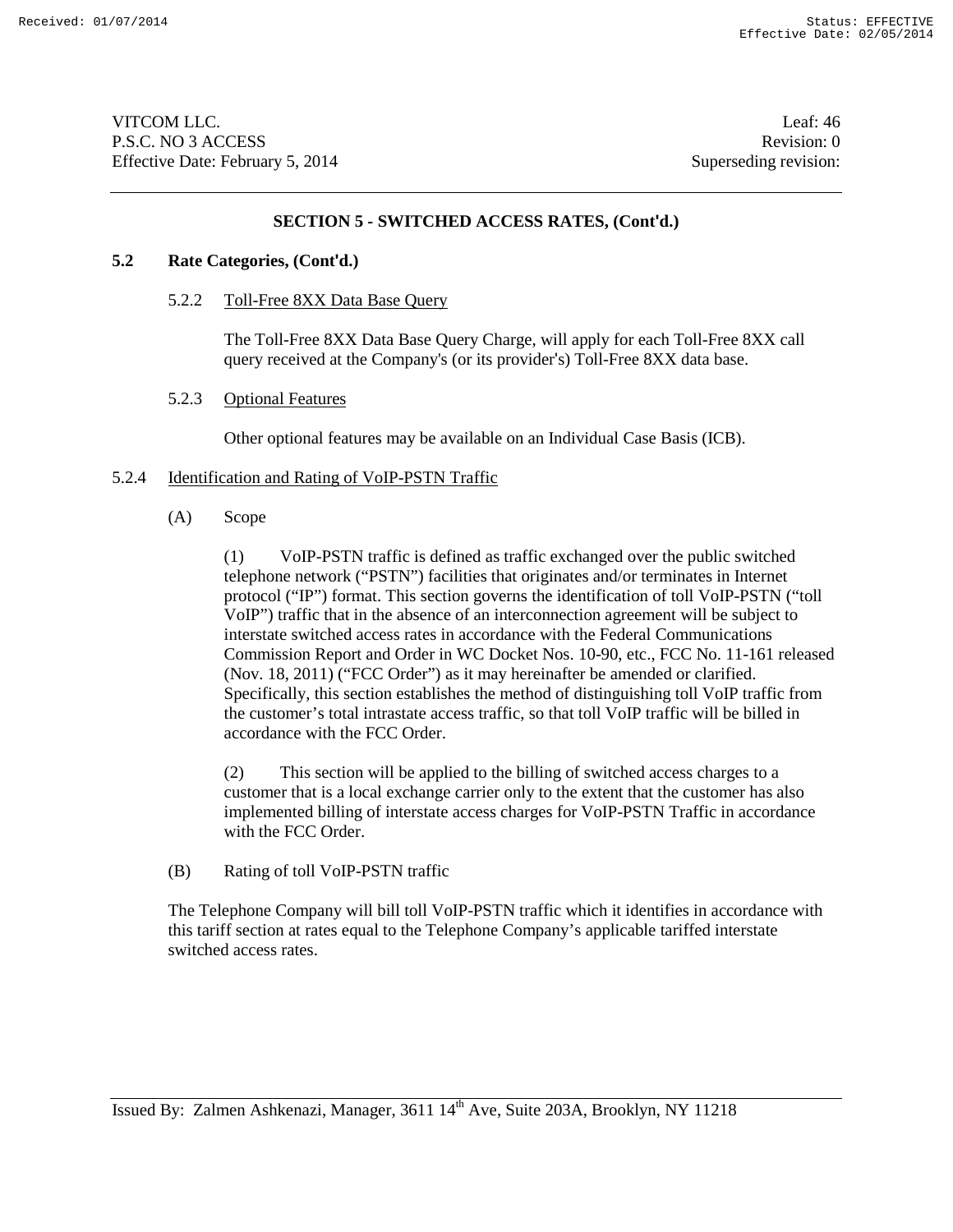## SECTION 5 - SWITCHED ACCESS RATES, (Cont'd.)

### 5.2 Rate Categories, (Cont'd.)

#### 5.2.2 Toll-Free 8XX Data Base Query

The Toll-Free 8XX Data Base Query Charge, will apply for each Toll-Free 8XX call query received at the Company's (or its provider's) Toll-Free 8XX data base.

#### 5.2.3 Optional Features

Other optional features may be available on an Individual Case Basis (ICB).

#### 5.2.4 Identification and Rating of VoIP-PSTN Traffic

(A) Scope

(1) VoIP-PSTN traffic is defined as traffic exchanged over the public switched telephone network ("PSTN") facilities that originates and/or terminates in Internet protocol ("IP") format. This section governs the identification of toll VoIP-PSTN ("toll VoIP") traffic that in the absence of an interconnection agreement will be subject to interstate switched access rates in accordance with the Federal Communications Commission Report and Order in WC Docket Nos. 10-90, etc., FCC No. 11-161 released (Nov. 18, 2011) ("FCC Order") as it may hereinafter be amended or clarified. Specifically, this section establishes the method of distinguishing toll VoIP traffic from the customer's total intrastate access traffic, so that toll VoIP traffic will be billed in accordance with the FCC Order.

(2) This section will be applied to the billing of switched access charges to a customer that is a local exchange carrier only to the extent that the customer has also implemented billing of interstate access charges for VoIP-PSTN Traffic in accordance with the FCC Order.

(B) Rating of toll VoIP-PSTN traffic

The Telephone Company will bill toll VoIP-PSTN traffic which it identifies in accordance with this tariff section at rates equal to the Telephone Company's applicable tariffed interstate switched access rates.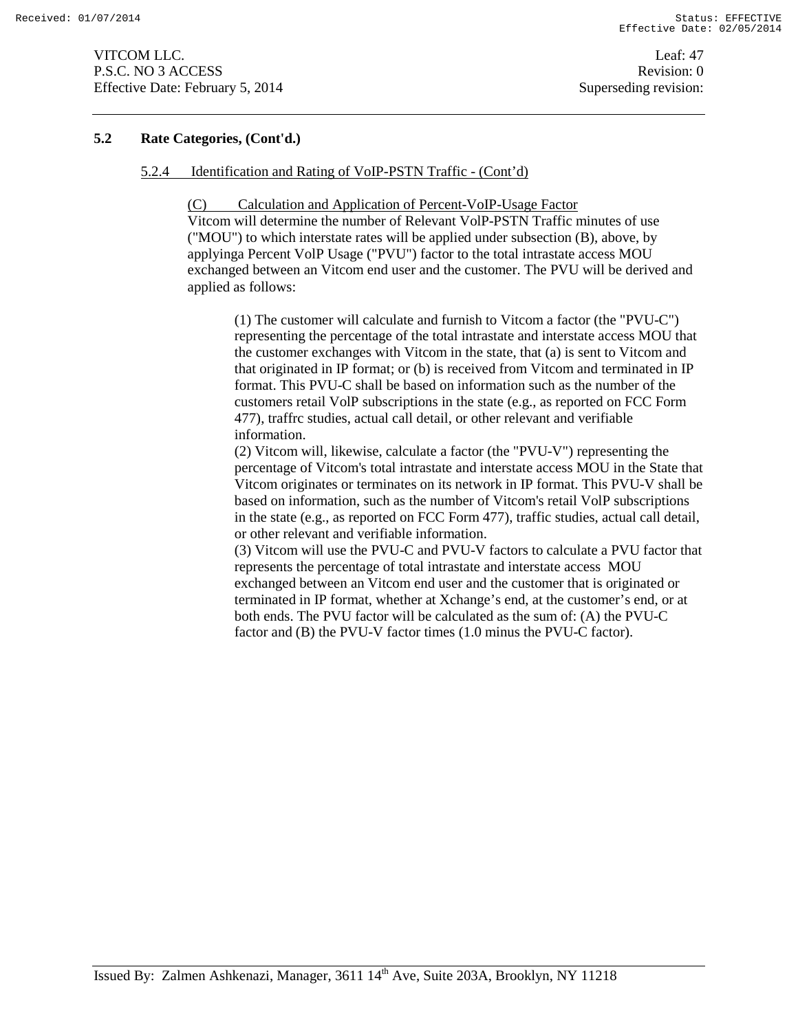## 5.2 Rate Categories, (Cont'd.)

### 5.2.4 Identification and Rating of VoIP-PSTN Traffic - (Cont'd)

(C) Calculation and Application of Percent-VoIP-Usage Factor

Vitcom will determine the number of Relevant VolP-PSTN Traffic minutes of use ("MOU") to which interstate rates will be applied under subsection (B), above, by applyinga Percent VolP Usage ("PVU") factor to the total intrastate access MOU exchanged between an Vitcom end user and the customer. The PVU will be derived and applied as follows:

(1) The customer will calculate and furnish to Vitcom a factor (the "PVU-C") representing the percentage of the total intrastate and interstate access MOU that the customer exchanges with Vitcom in the state, that (a) is sent to Vitcom and that originated in IP format; or (b) is received from Vitcom and terminated in IP format. This PVU-C shall be based on information such as the number of the customers retail VolP subscriptions in the state (e.g., as reported on FCC Form 477), traffrc studies, actual call detail, or other relevant and verifiable information.

(2) Vitcom will, likewise, calculate a factor (the "PVU-V") representing the percentage of Vitcom's total intrastate and interstate access MOU in the State that Vitcom originates or terminates on its network in IP format. This PVU-V shall be based on information, such as the number of Vitcom's retail VolP subscriptions in the state (e.g., as reported on FCC Form 477), traffic studies, actual call detail, or other relevant and verifiable information.

(3) Vitcom will use the PVU-C and PVU-V factors to calculate a PVU factor that represents the percentage of total intrastate and interstate access MOU exchanged between an Vitcom end user and the customer that is originated or terminated in IP format, whether at Xchange's end, at the customer's end, or at both ends. The PVU factor will be calculated as the sum of: (A) the PVU-C factor and (B) the PVU-V factor times (1.0 minus the PVU-C factor).

Issued By: Zalmen Ashkenazi, Manager, 3611 14th Ave, Suite 203A, Brooklyn, NY 11218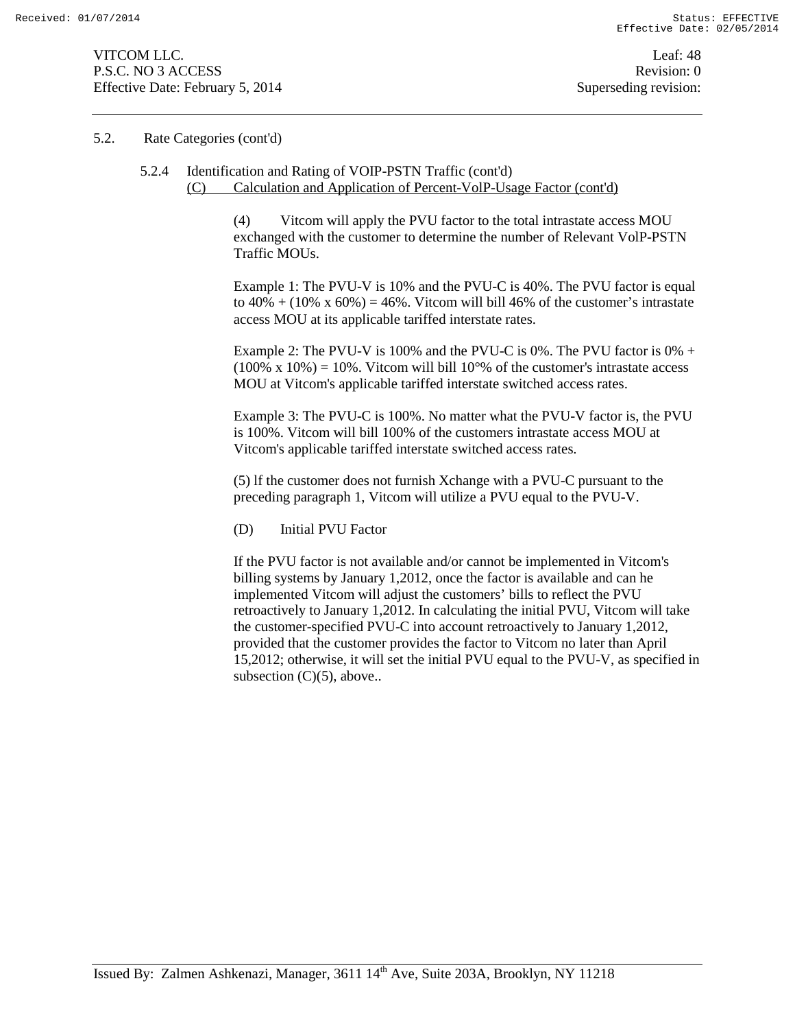## 5.2. Rate Categories (cont'd)

### 5.2.4 Identification and Rating of VOIP-PSTN Traffic (cont'd)

#### (C) Calculation and Application of Percent-VolP-Usage Factor (cont'd)

(4) Vitcom will apply the PVU factor to the total intrastate access MOU exchanged with the customer to determine the number of Relevant VolP-PSTN Traffic MOUs.

Example 1: The PVU-V is 10% and the PVU-C is 40%. The PVU factor is equal to 40% + (10% x 60%) = 46%. Vitcom will bill 46% of the customer's intrastate access MOU at its applicable tariffed interstate rates.

Example 2: The PVU-V is 100% and the PVU-C is 0%. The PVU factor is 0% + (100% x 10%) = 10%. Vitcom will bill 10°% of the customer's intrastate access MOU at Vitcom's applicable tariffed interstate switched access rates.

Example 3: The PVU-C is 100%. No matter what the PVU-V factor is, the PVU is 100%. Vitcom will bill 100% of the customers intrastate access MOU at Vitcom's applicable tariffed interstate switched access rates.

(5) lf the customer does not furnish Xchange with a PVU-C pursuant to the preceding paragraph 1, Vitcom will utilize a PVU equal to the PVU-V.

#### (D) Initial PVU Factor

If the PVU factor is not available and/or cannot be implemented in Vitcom's billing systems by January 1,2012, once the factor is available and can he implemented Vitcom will adjust the customers' bills to reflect the PVU retroactively to January 1,2012. In calculating the initial PVU, Vitcom will take the customer-specified PVU-C into account retroactively to January 1,2012, provided that the customer provides the factor to Vitcom no later than April 15,2012; otherwise, it will set the initial PVU equal to the PVU-V, as specified in subsection (C)(5), above..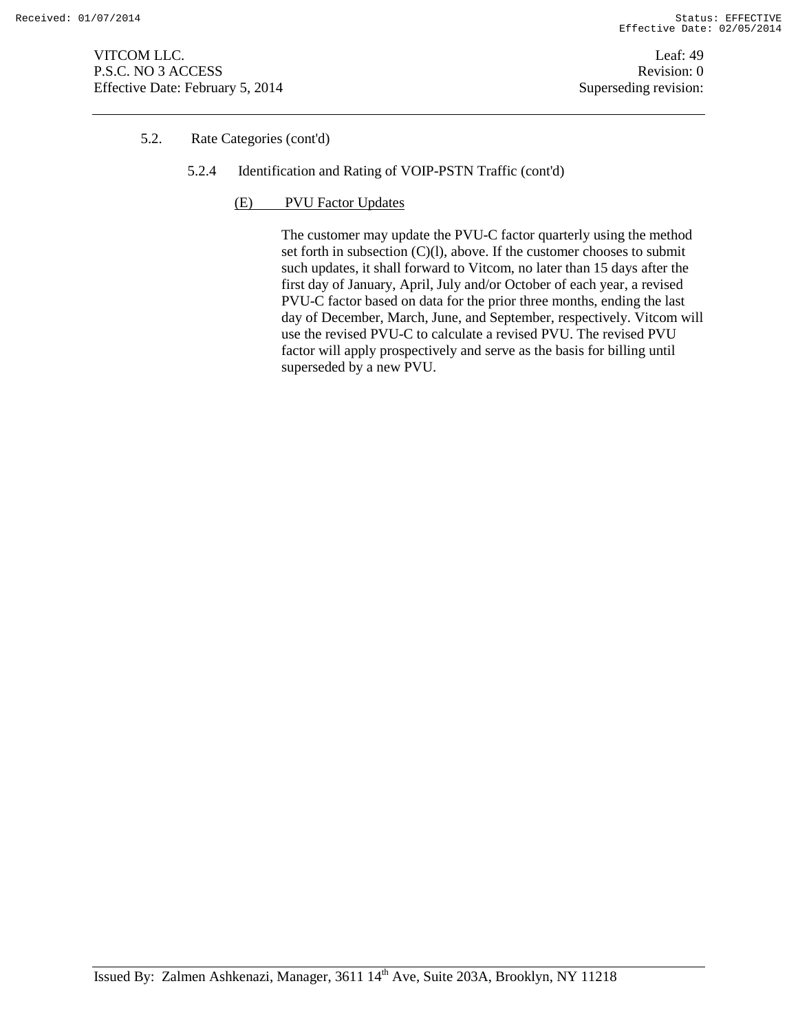5.2. Rate Categories (cont'd)

5.2.4 Identification and Rating of VOIP-PSTN Traffic (cont'd)

(E) PVU Factor Updates

The customer may update the PVU-C factor quarterly using the method set forth in subsection (C)(l), above. If the customer chooses to submit such updates, it shall forward to Vitcom, no later than 15 days after the first day of January, April, July and/or October of each year, a revised PVU-C factor based on data for the prior three months, ending the last day of December, March, June, and September, respectively. Vitcom will use the revised PVU-C to calculate a revised PVU. The revised PVU factor will apply prospectively and serve as the basis for billing until superseded by a new PVU.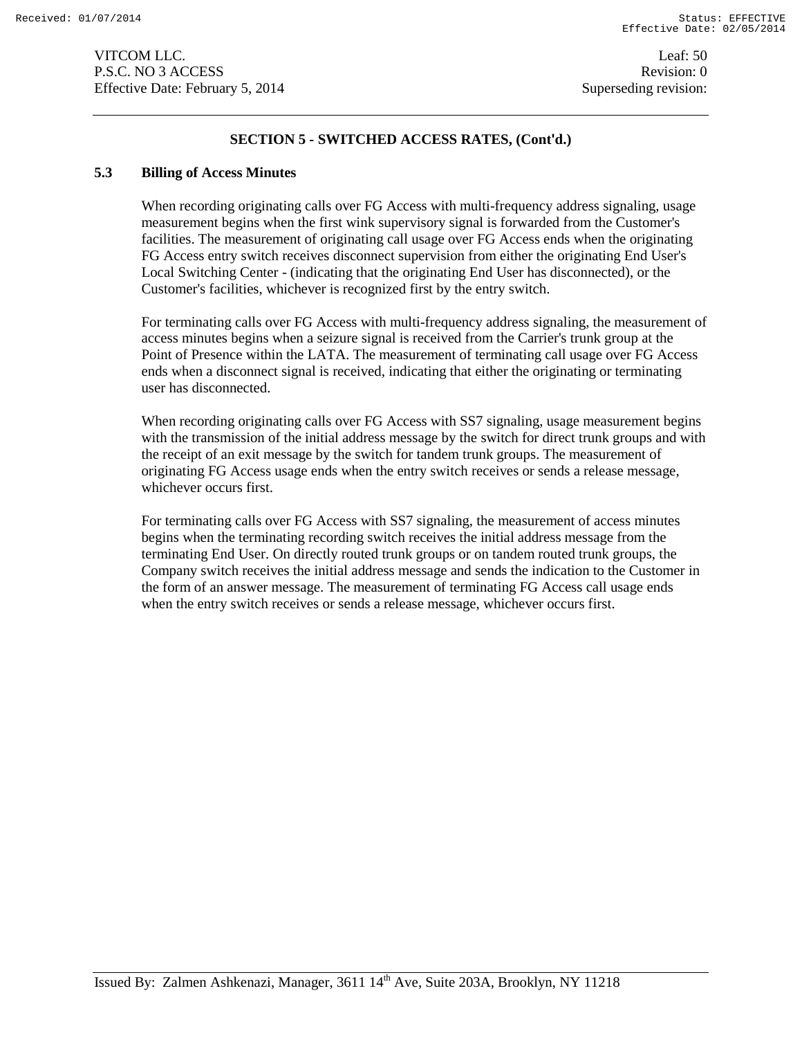## SECTION 5 - SWITCHED ACCESS RATES, (Cont'd.)

### 5.3 Billing of Access Minutes

When recording originating calls over FG Access with multi-frequency address signaling, usage measurement begins when the first wink supervisory signal is forwarded from the Customer's facilities. The measurement of originating call usage over FG Access ends when the originating FG Access entry switch receives disconnect supervision from either the originating End User's Local Switching Center - (indicating that the originating End User has disconnected), or the Customer's facilities, whichever is recognized first by the entry switch.

For terminating calls over FG Access with multi-frequency address signaling, the measurement of access minutes begins when a seizure signal is received from the Carrier's trunk group at the Point of Presence within the LATA. The measurement of terminating call usage over FG Access ends when a disconnect signal is received, indicating that either the originating or terminating user has disconnected.

When recording originating calls over FG Access with SS7 signaling, usage measurement begins with the transmission of the initial address message by the switch for direct trunk groups and with the receipt of an exit message by the switch for tandem trunk groups. The measurement of originating FG Access usage ends when the entry switch receives or sends a release message, whichever occurs first.

For terminating calls over FG Access with SS7 signaling, the measurement of access minutes begins when the terminating recording switch receives the initial address message from the terminating End User. On directly routed trunk groups or on tandem routed trunk groups, the Company switch receives the initial address message and sends the indication to the Customer in the form of an answer message. The measurement of terminating FG Access call usage ends when the entry switch receives or sends a release message, whichever occurs first.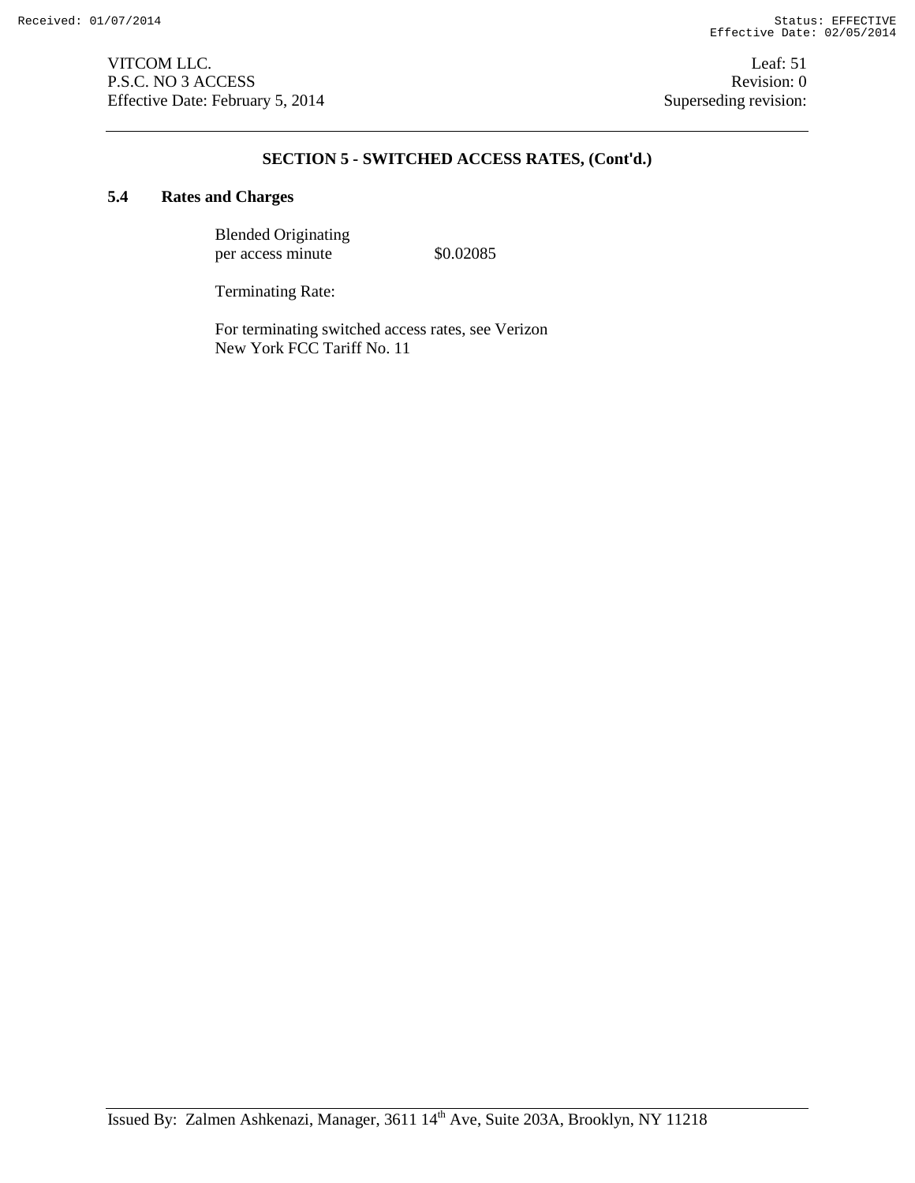## SECTION 5 - SWITCHED ACCESS RATES, (Cont'd.)

### 5.4 Rates and Charges

| | |
|---|---|
| Blended Originating per access minute | $0.02085 |

Terminating Rate:

For terminating switched access rates, see Verizon New York FCC Tariff No. 11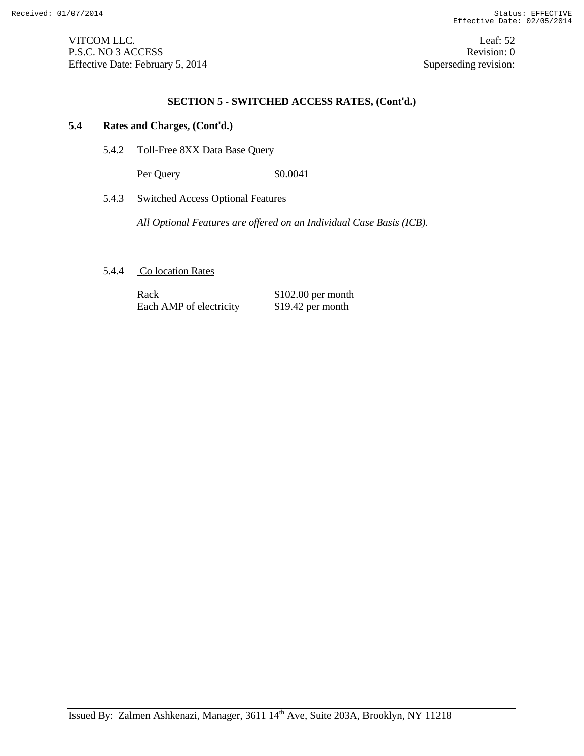## SECTION 5 - SWITCHED ACCESS RATES, (Cont'd.)

### 5.4 Rates and Charges, (Cont'd.)

5.4.2 Toll-Free 8XX Data Base Query

| | |
|---|---|
| Per Query | $0.0041 |

5.4.3 Switched Access Optional Features

*All Optional Features are offered on an Individual Case Basis (ICB).*

5.4.4 Co location Rates

| | |
|---|---|
| Rack | $102.00 per month |
| Each AMP of electricity | $19.42 per month |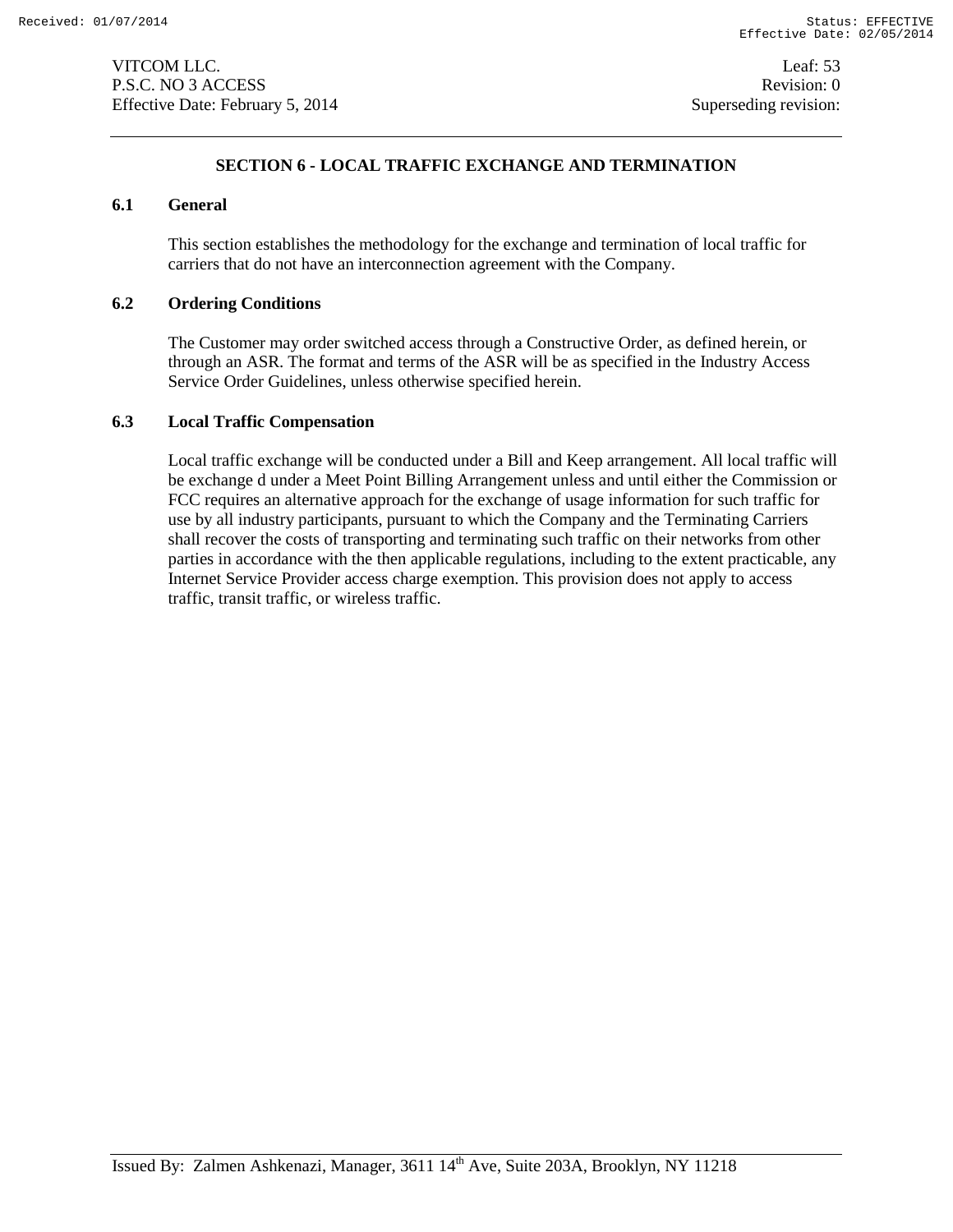## SECTION 6 - LOCAL TRAFFIC EXCHANGE AND TERMINATION

### 6.1 General

This section establishes the methodology for the exchange and termination of local traffic for carriers that do not have an interconnection agreement with the Company.

### 6.2 Ordering Conditions

The Customer may order switched access through a Constructive Order, as defined herein, or through an ASR. The format and terms of the ASR will be as specified in the Industry Access Service Order Guidelines, unless otherwise specified herein.

### 6.3 Local Traffic Compensation

Local traffic exchange will be conducted under a Bill and Keep arrangement. All local traffic will be exchange d under a Meet Point Billing Arrangement unless and until either the Commission or FCC requires an alternative approach for the exchange of usage information for such traffic for use by all industry participants, pursuant to which the Company and the Terminating Carriers shall recover the costs of transporting and terminating such traffic on their networks from other parties in accordance with the then applicable regulations, including to the extent practicable, any Internet Service Provider access charge exemption. This provision does not apply to access traffic, transit traffic, or wireless traffic.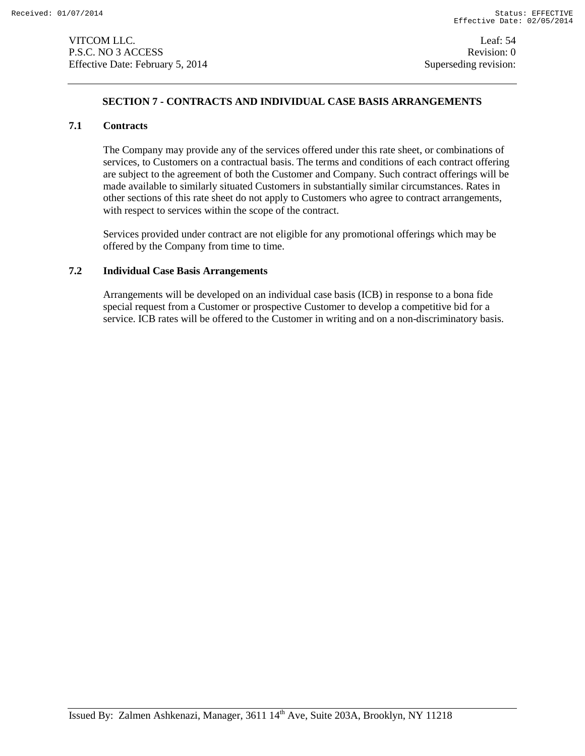## SECTION 7 - CONTRACTS AND INDIVIDUAL CASE BASIS ARRANGEMENTS

### 7.1 Contracts

The Company may provide any of the services offered under this rate sheet, or combinations of services, to Customers on a contractual basis. The terms and conditions of each contract offering are subject to the agreement of both the Customer and Company. Such contract offerings will be made available to similarly situated Customers in substantially similar circumstances. Rates in other sections of this rate sheet do not apply to Customers who agree to contract arrangements, with respect to services within the scope of the contract.

Services provided under contract are not eligible for any promotional offerings which may be offered by the Company from time to time.

### 7.2 Individual Case Basis Arrangements

Arrangements will be developed on an individual case basis (ICB) in response to a bona fide special request from a Customer or prospective Customer to develop a competitive bid for a service. ICB rates will be offered to the Customer in writing and on a non-discriminatory basis.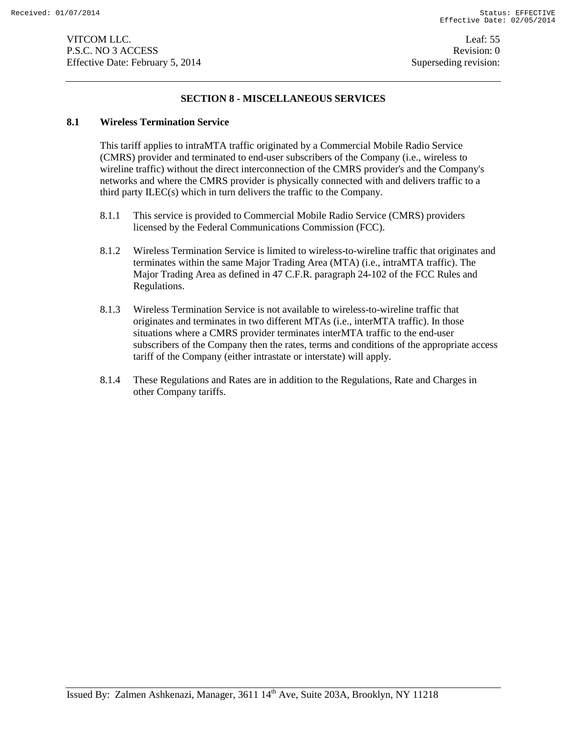## SECTION 8 - MISCELLANEOUS SERVICES

### 8.1 Wireless Termination Service

This tariff applies to intraMTA traffic originated by a Commercial Mobile Radio Service (CMRS) provider and terminated to end-user subscribers of the Company (i.e., wireless to wireline traffic) without the direct interconnection of the CMRS provider's and the Company's networks and where the CMRS provider is physically connected with and delivers traffic to a third party ILEC(s) which in turn delivers the traffic to the Company.

8.1.1 This service is provided to Commercial Mobile Radio Service (CMRS) providers licensed by the Federal Communications Commission (FCC).

8.1.2 Wireless Termination Service is limited to wireless-to-wireline traffic that originates and terminates within the same Major Trading Area (MTA) (i.e., intraMTA traffic). The Major Trading Area as defined in 47 C.F.R. paragraph 24-102 of the FCC Rules and Regulations.

8.1.3 Wireless Termination Service is not available to wireless-to-wireline traffic that originates and terminates in two different MTAs (i.e., interMTA traffic). In those situations where a CMRS provider terminates interMTA traffic to the end-user subscribers of the Company then the rates, terms and conditions of the appropriate access tariff of the Company (either intrastate or interstate) will apply.

8.1.4 These Regulations and Rates are in addition to the Regulations, Rate and Charges in other Company tariffs.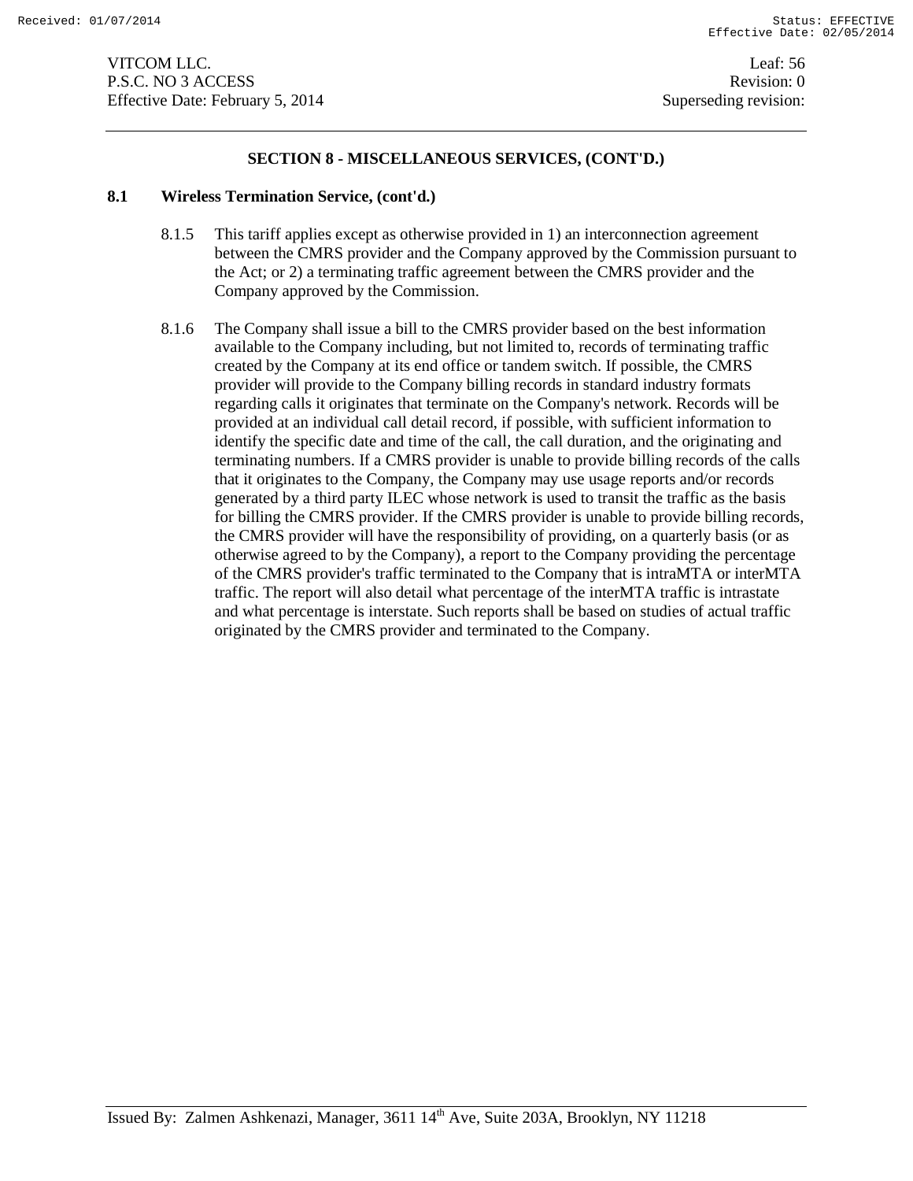## SECTION 8 - MISCELLANEOUS SERVICES, (CONT'D.)

### 8.1 Wireless Termination Service, (cont'd.)

8.1.5 This tariff applies except as otherwise provided in 1) an interconnection agreement between the CMRS provider and the Company approved by the Commission pursuant to the Act; or 2) a terminating traffic agreement between the CMRS provider and the Company approved by the Commission.

8.1.6 The Company shall issue a bill to the CMRS provider based on the best information available to the Company including, but not limited to, records of terminating traffic created by the Company at its end office or tandem switch. If possible, the CMRS provider will provide to the Company billing records in standard industry formats regarding calls it originates that terminate on the Company's network. Records will be provided at an individual call detail record, if possible, with sufficient information to identify the specific date and time of the call, the call duration, and the originating and terminating numbers. If a CMRS provider is unable to provide billing records of the calls that it originates to the Company, the Company may use usage reports and/or records generated by a third party ILEC whose network is used to transit the traffic as the basis for billing the CMRS provider. If the CMRS provider is unable to provide billing records, the CMRS provider will have the responsibility of providing, on a quarterly basis (or as otherwise agreed to by the Company), a report to the Company providing the percentage of the CMRS provider's traffic terminated to the Company that is intraMTA or interMTA traffic. The report will also detail what percentage of the interMTA traffic is intrastate and what percentage is interstate. Such reports shall be based on studies of actual traffic originated by the CMRS provider and terminated to the Company.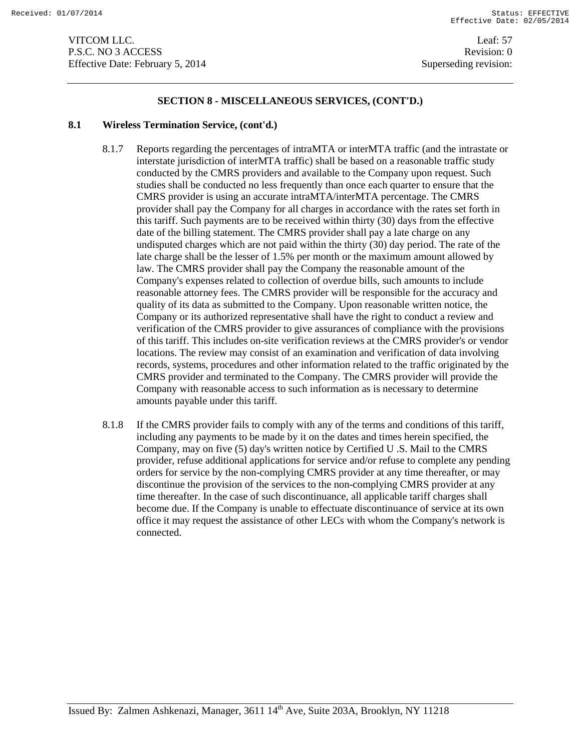## SECTION 8 - MISCELLANEOUS SERVICES, (CONT'D.)

### 8.1 Wireless Termination Service, (cont'd.)

8.1.7 Reports regarding the percentages of intraMTA or interMTA traffic (and the intrastate or interstate jurisdiction of interMTA traffic) shall be based on a reasonable traffic study conducted by the CMRS providers and available to the Company upon request. Such studies shall be conducted no less frequently than once each quarter to ensure that the CMRS provider is using an accurate intraMTA/interMTA percentage. The CMRS provider shall pay the Company for all charges in accordance with the rates set forth in this tariff. Such payments are to be received within thirty (30) days from the effective date of the billing statement. The CMRS provider shall pay a late charge on any undisputed charges which are not paid within the thirty (30) day period. The rate of the late charge shall be the lesser of 1.5% per month or the maximum amount allowed by law. The CMRS provider shall pay the Company the reasonable amount of the Company's expenses related to collection of overdue bills, such amounts to include reasonable attorney fees. The CMRS provider will be responsible for the accuracy and quality of its data as submitted to the Company. Upon reasonable written notice, the Company or its authorized representative shall have the right to conduct a review and verification of the CMRS provider to give assurances of compliance with the provisions of this tariff. This includes on-site verification reviews at the CMRS provider's or vendor locations. The review may consist of an examination and verification of data involving records, systems, procedures and other information related to the traffic originated by the CMRS provider and terminated to the Company. The CMRS provider will provide the Company with reasonable access to such information as is necessary to determine amounts payable under this tariff.

8.1.8 If the CMRS provider fails to comply with any of the terms and conditions of this tariff, including any payments to be made by it on the dates and times herein specified, the Company, may on five (5) day's written notice by Certified U .S. Mail to the CMRS provider, refuse additional applications for service and/or refuse to complete any pending orders for service by the non-complying CMRS provider at any time thereafter, or may discontinue the provision of the services to the non-complying CMRS provider at any time thereafter. In the case of such discontinuance, all applicable tariff charges shall become due. If the Company is unable to effectuate discontinuance of service at its own office it may request the assistance of other LECs with whom the Company's network is connected.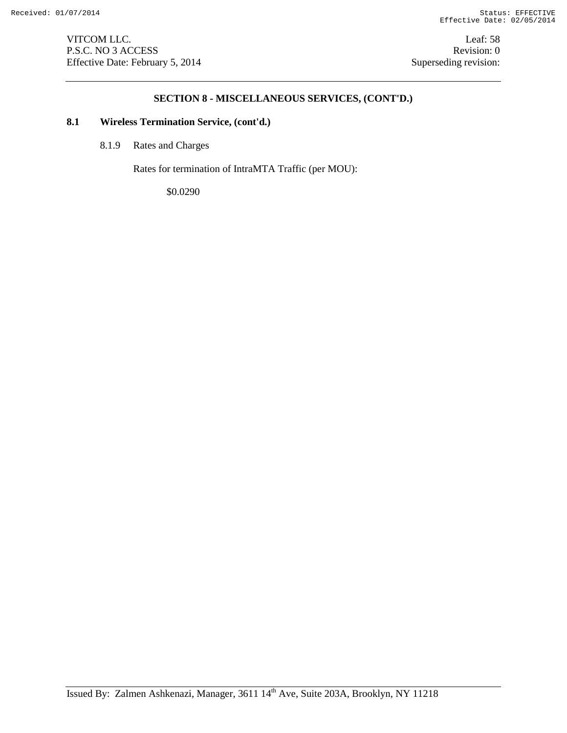## SECTION 8 - MISCELLANEOUS SERVICES, (CONT'D.)

### 8.1 Wireless Termination Service, (cont'd.)

8.1.9 Rates and Charges

Rates for termination of IntraMTA Traffic (per MOU):

$0.0290